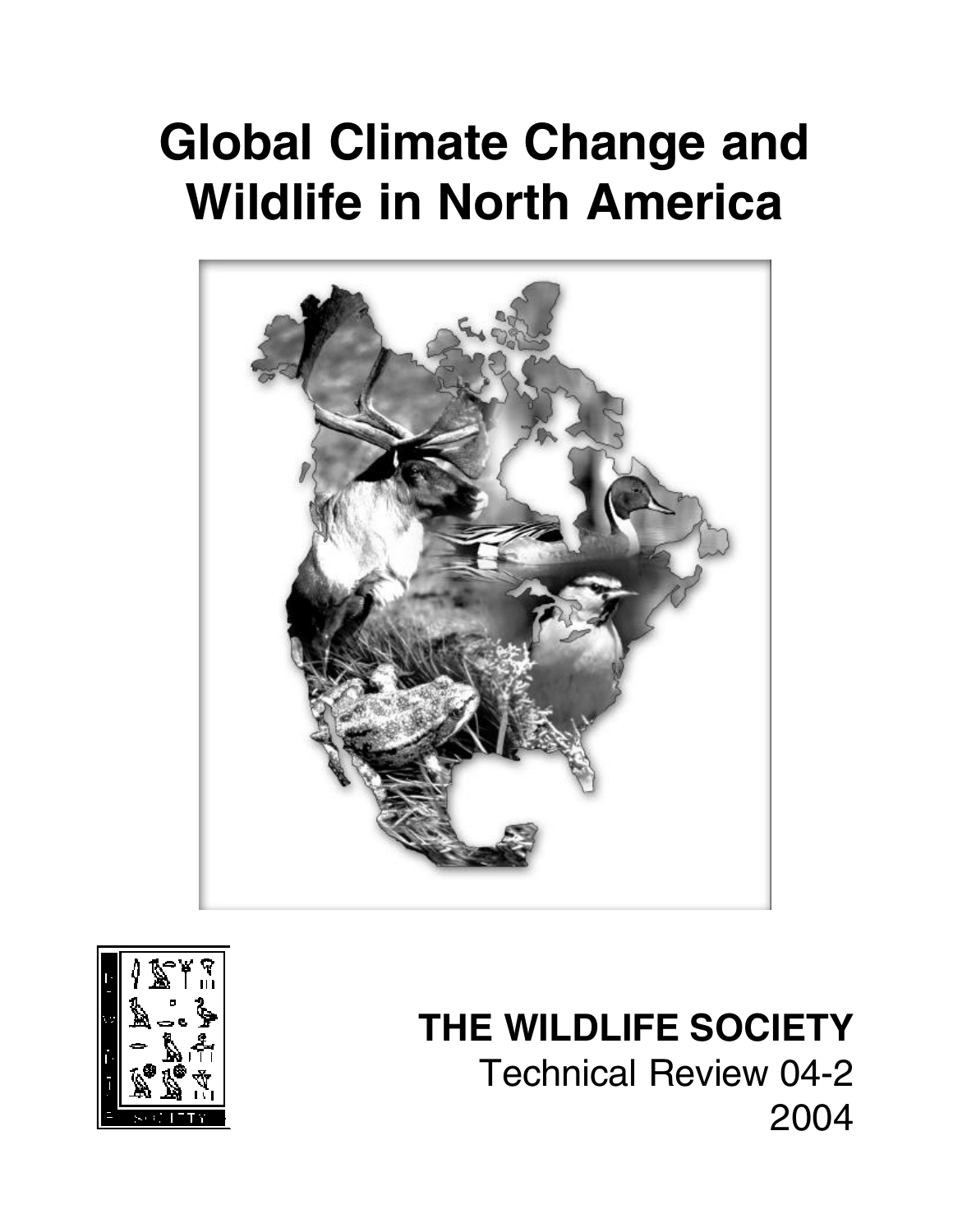# Global Climate Change and Wildlife in North America

**THE WILDLIFE SOCIETY**

Technical Review 04-2

2004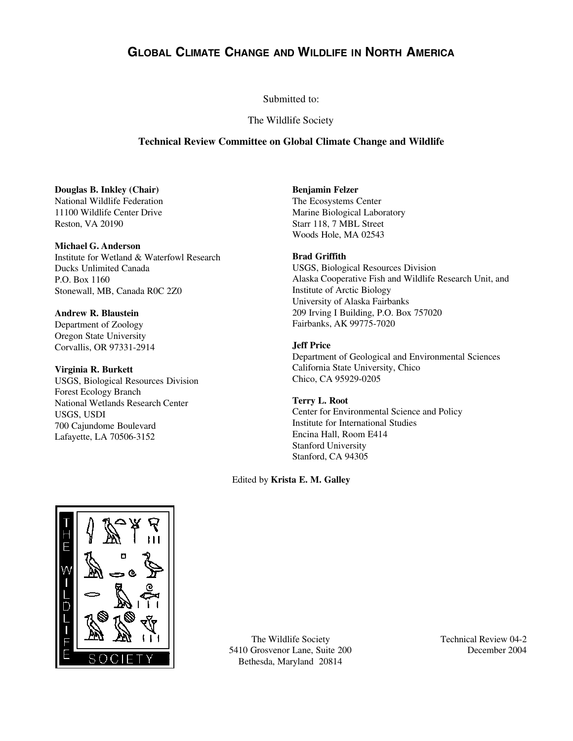# Global Climate Change and Wildlife in North America

Submitted to:

The Wildlife Society

**Technical Review Committee on Global Climate Change and Wildlife**

**Douglas B. Inkley (Chair)**
National Wildlife Federation
11100 Wildlife Center Drive
Reston, VA 20190

**Michael G. Anderson**
Institute for Wetland & Waterfowl Research
Ducks Unlimited Canada
P.O. Box 1160
Stonewall, MB, Canada R0C 2Z0

**Andrew R. Blaustein**
Department of Zoology
Oregon State University
Corvallis, OR 97331-2914

**Virginia R. Burkett**
USGS, Biological Resources Division
Forest Ecology Branch
National Wetlands Research Center
USGS, USDI
700 Cajundome Boulevard
Lafayette, LA 70506-3152

**Benjamin Felzer**
The Ecosystems Center
Marine Biological Laboratory
Starr 118, 7 MBL Street
Woods Hole, MA 02543

**Brad Griffith**
USGS, Biological Resources Division
Alaska Cooperative Fish and Wildlife Research Unit, and
Institute of Arctic Biology
University of Alaska Fairbanks
209 Irving I Building, P.O. Box 757020
Fairbanks, AK 99775-7020

**Jeff Price**
Department of Geological and Environmental Sciences
California State University, Chico
Chico, CA 95929-0205

**Terry L. Root**
Center for Environmental Science and Policy
Institute for International Studies
Encina Hall, Room E414
Stanford University
Stanford, CA 94305

Edited by **Krista E. M. Galley**

The Wildlife Society
5410 Grosvenor Lane, Suite 200
Bethesda, Maryland 20814

Technical Review 04-2
December 2004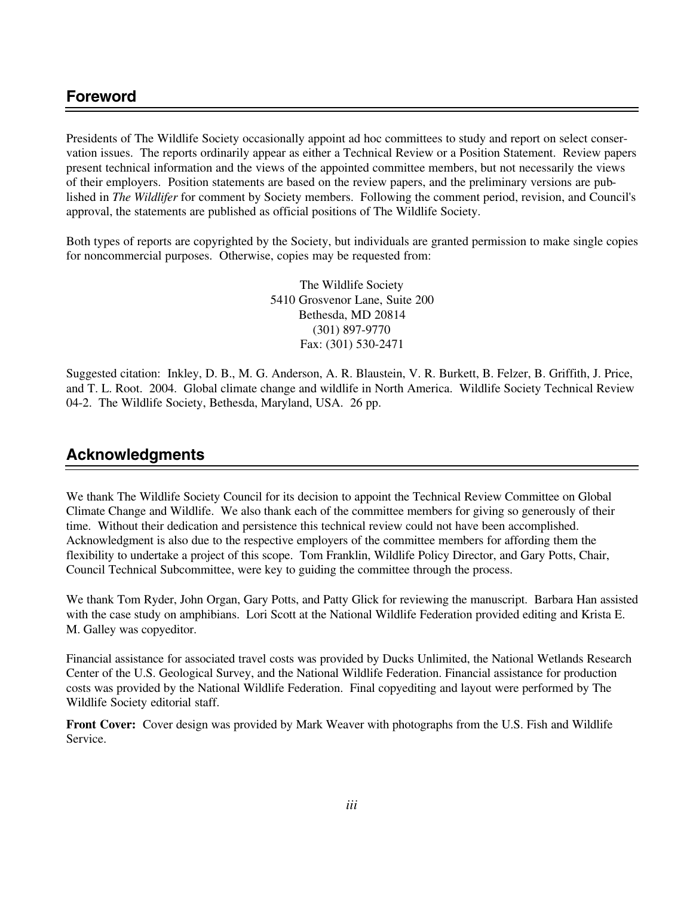## Foreword

Presidents of The Wildlife Society occasionally appoint ad hoc committees to study and report on select conservation issues. The reports ordinarily appear as either a Technical Review or a Position Statement. Review papers present technical information and the views of the appointed committee members, but not necessarily the views of their employers. Position statements are based on the review papers, and the preliminary versions are published in *The Wildlifer* for comment by Society members. Following the comment period, revision, and Council's approval, the statements are published as official positions of The Wildlife Society.

Both types of reports are copyrighted by the Society, but individuals are granted permission to make single copies for noncommercial purposes. Otherwise, copies may be requested from:

The Wildlife Society
5410 Grosvenor Lane, Suite 200
Bethesda, MD 20814
(301) 897-9770
Fax: (301) 530-2471

Suggested citation: Inkley, D. B., M. G. Anderson, A. R. Blaustein, V. R. Burkett, B. Felzer, B. Griffith, J. Price, and T. L. Root. 2004. Global climate change and wildlife in North America. Wildlife Society Technical Review 04-2. The Wildlife Society, Bethesda, Maryland, USA. 26 pp.

## Acknowledgments

We thank The Wildlife Society Council for its decision to appoint the Technical Review Committee on Global Climate Change and Wildlife. We also thank each of the committee members for giving so generously of their time. Without their dedication and persistence this technical review could not have been accomplished. Acknowledgment is also due to the respective employers of the committee members for affording them the flexibility to undertake a project of this scope. Tom Franklin, Wildlife Policy Director, and Gary Potts, Chair, Council Technical Subcommittee, were key to guiding the committee through the process.

We thank Tom Ryder, John Organ, Gary Potts, and Patty Glick for reviewing the manuscript. Barbara Han assisted with the case study on amphibians. Lori Scott at the National Wildlife Federation provided editing and Krista E. M. Galley was copyeditor.

Financial assistance for associated travel costs was provided by Ducks Unlimited, the National Wetlands Research Center of the U.S. Geological Survey, and the National Wildlife Federation. Financial assistance for production costs was provided by the National Wildlife Federation. Final copyediting and layout were performed by The Wildlife Society editorial staff.

**Front Cover:** Cover design was provided by Mark Weaver with photographs from the U.S. Fish and Wildlife Service.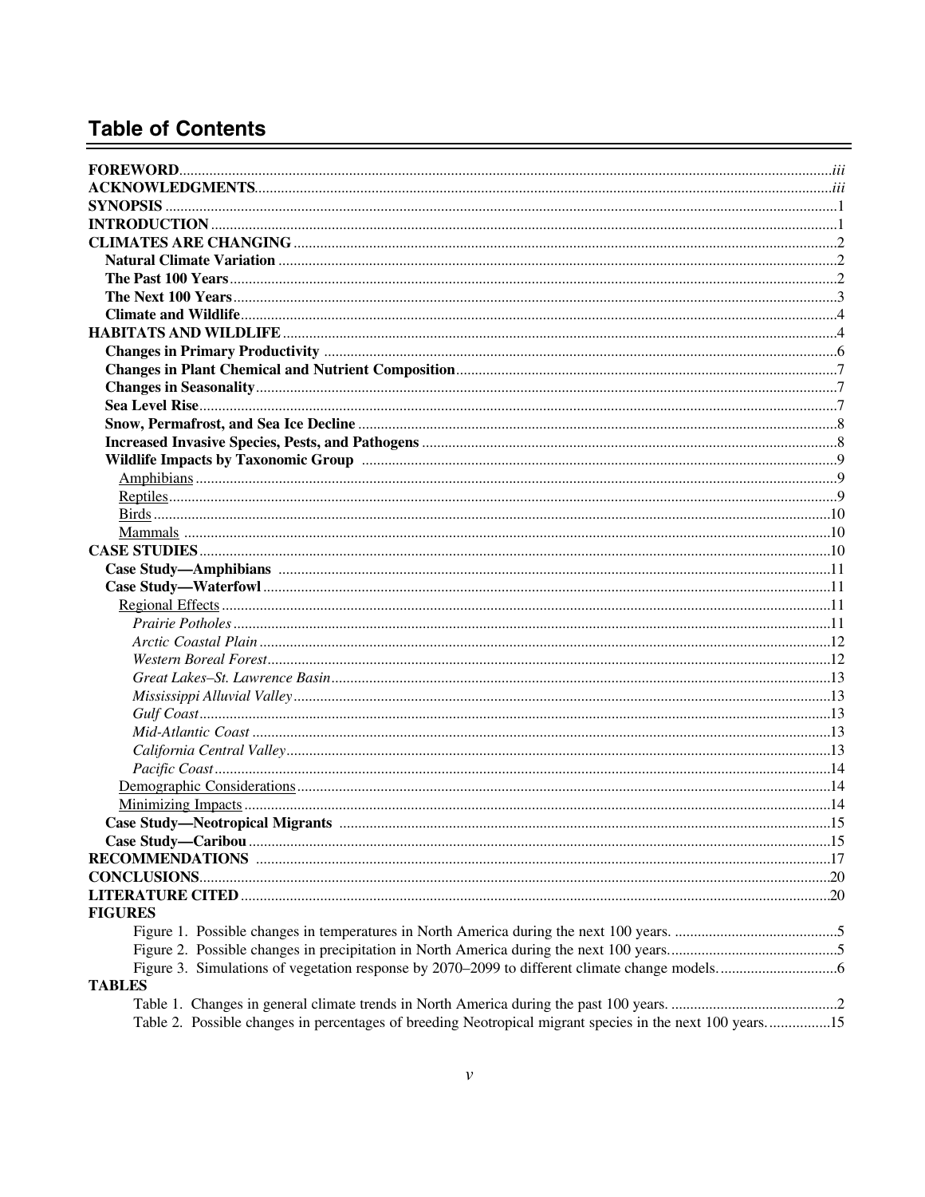# Table of Contents

**FOREWORD** ... *iii*
**ACKNOWLEDGMENTS** ... *iii*
**SYNOPSIS** ... 1
**INTRODUCTION** ... 1
**CLIMATES ARE CHANGING** ... 2
- **Natural Climate Variation** ... 2
- **The Past 100 Years** ... 2
- **The Next 100 Years** ... 3
- **Climate and Wildlife** ... 4

**HABITATS AND WILDLIFE** ... 4
- **Changes in Primary Productivity** ... 6
- **Changes in Plant Chemical and Nutrient Composition** ... 7
- **Changes in Seasonality** ... 7
- **Sea Level Rise** ... 7
- **Snow, Permafrost, and Sea Ice Decline** ... 8
- **Increased Invasive Species, Pests, and Pathogens** ... 8
- **Wildlife Impacts by Taxonomic Group** ... 9
  - Amphibians ... 9
  - Reptiles ... 9
  - Birds ... 10
  - Mammals ... 10

**CASE STUDIES** ... 10
- **Case Study—Amphibians** ... 11
- **Case Study—Waterfowl** ... 11
  - Regional Effects ... 11
    - *Prairie Potholes* ... 11
    - *Arctic Coastal Plain* ... 12
    - *Western Boreal Forest* ... 12
    - *Great Lakes–St. Lawrence Basin* ... 13
    - *Mississippi Alluvial Valley* ... 13
    - *Gulf Coast* ... 13
    - *Mid-Atlantic Coast* ... 13
    - *California Central Valley* ... 13
    - *Pacific Coast* ... 14
  - Demographic Considerations ... 14
  - Minimizing Impacts ... 14
- **Case Study—Neotropical Migrants** ... 15
- **Case Study—Caribou** ... 15

**RECOMMENDATIONS** ... 17
**CONCLUSIONS** ... 20
**LITERATURE CITED** ... 20

**FIGURES**
- Figure 1. Possible changes in temperatures in North America during the next 100 years. ... 5
- Figure 2. Possible changes in precipitation in North America during the next 100 years. ... 5
- Figure 3. Simulations of vegetation response by 2070–2099 to different climate change models. ... 6

**TABLES**
- Table 1. Changes in general climate trends in North America during the past 100 years. ... 2
- Table 2. Possible changes in percentages of breeding Neotropical migrant species in the next 100 years. ... 15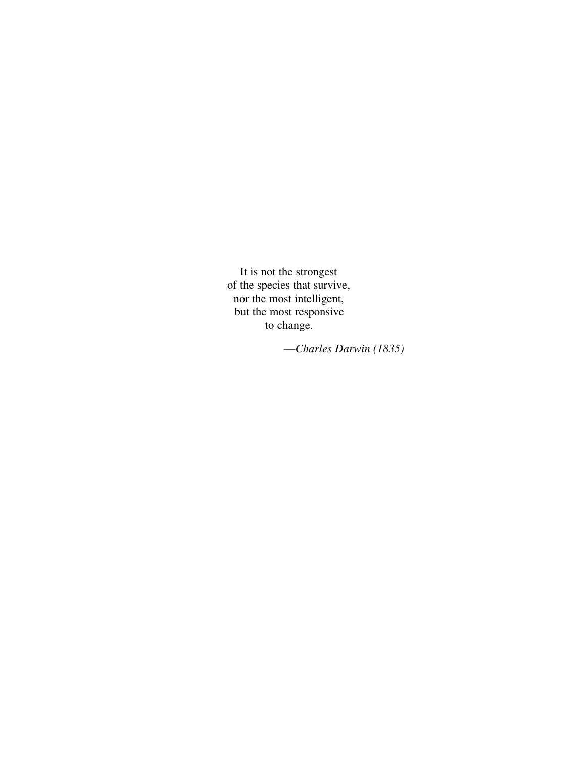It is not the strongest  
of the species that survive,  
nor the most intelligent,  
but the most responsive  
to change.

—*Charles Darwin (1835)*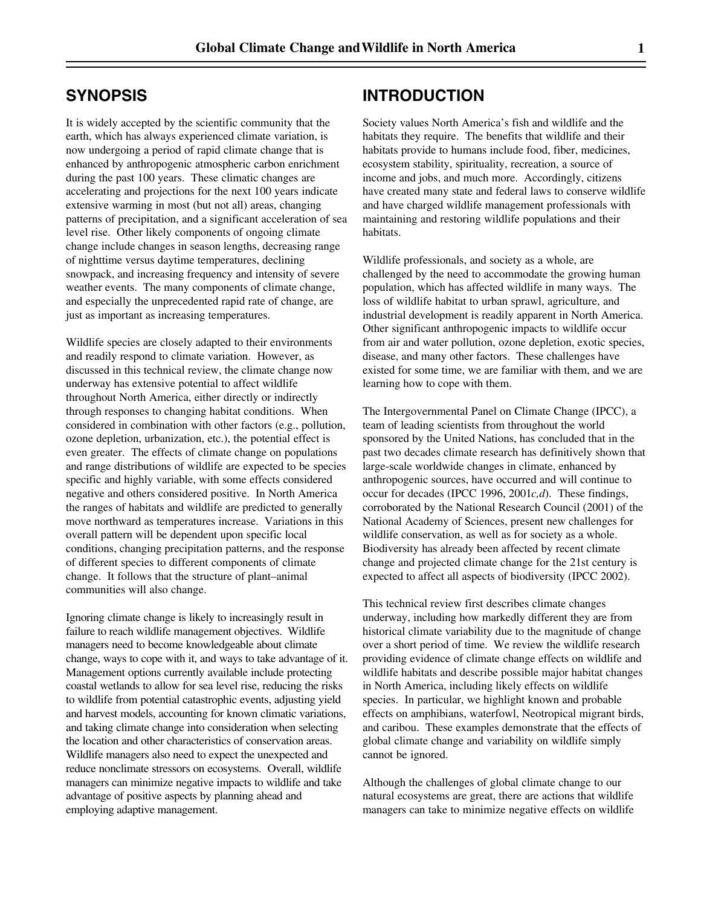## SYNOPSIS

It is widely accepted by the scientific community that the earth, which has always experienced climate variation, is now undergoing a period of rapid climate change that is enhanced by anthropogenic atmospheric carbon enrichment during the past 100 years. These climatic changes are accelerating and projections for the next 100 years indicate extensive warming in most (but not all) areas, changing patterns of precipitation, and a significant acceleration of sea level rise. Other likely components of ongoing climate change include changes in season lengths, decreasing range of nighttime versus daytime temperatures, declining snowpack, and increasing frequency and intensity of severe weather events. The many components of climate change, and especially the unprecedented rapid rate of change, are just as important as increasing temperatures.

Wildlife species are closely adapted to their environments and readily respond to climate variation. However, as discussed in this technical review, the climate change now underway has extensive potential to affect wildlife throughout North America, either directly or indirectly through responses to changing habitat conditions. When considered in combination with other factors (e.g., pollution, ozone depletion, urbanization, etc.), the potential effect is even greater. The effects of climate change on populations and range distributions of wildlife are expected to be species specific and highly variable, with some effects considered negative and others considered positive. In North America the ranges of habitats and wildlife are predicted to generally move northward as temperatures increase. Variations in this overall pattern will be dependent upon specific local conditions, changing precipitation patterns, and the response of different species to different components of climate change. It follows that the structure of plant–animal communities will also change.

Ignoring climate change is likely to increasingly result in failure to reach wildlife management objectives. Wildlife managers need to become knowledgeable about climate change, ways to cope with it, and ways to take advantage of it. Management options currently available include protecting coastal wetlands to allow for sea level rise, reducing the risks to wildlife from potential catastrophic events, adjusting yield and harvest models, accounting for known climatic variations, and taking climate change into consideration when selecting the location and other characteristics of conservation areas. Wildlife managers also need to expect the unexpected and reduce nonclimate stressors on ecosystems. Overall, wildlife managers can minimize negative impacts to wildlife and take advantage of positive aspects by planning ahead and employing adaptive management.

## INTRODUCTION

Society values North America's fish and wildlife and the habitats they require. The benefits that wildlife and their habitats provide to humans include food, fiber, medicines, ecosystem stability, spirituality, recreation, a source of income and jobs, and much more. Accordingly, citizens have created many state and federal laws to conserve wildlife and have charged wildlife management professionals with maintaining and restoring wildlife populations and their habitats.

Wildlife professionals, and society as a whole, are challenged by the need to accommodate the growing human population, which has affected wildlife in many ways. The loss of wildlife habitat to urban sprawl, agriculture, and industrial development is readily apparent in North America. Other significant anthropogenic impacts to wildlife occur from air and water pollution, ozone depletion, exotic species, disease, and many other factors. These challenges have existed for some time, we are familiar with them, and we are learning how to cope with them.

The Intergovernmental Panel on Climate Change (IPCC), a team of leading scientists from throughout the world sponsored by the United Nations, has concluded that in the past two decades climate research has definitively shown that large-scale worldwide changes in climate, enhanced by anthropogenic sources, have occurred and will continue to occur for decades (IPCC 1996, 2001*c,d*). These findings, corroborated by the National Research Council (2001) of the National Academy of Sciences, present new challenges for wildlife conservation, as well as for society as a whole. Biodiversity has already been affected by recent climate change and projected climate change for the 21st century is expected to affect all aspects of biodiversity (IPCC 2002).

This technical review first describes climate changes underway, including how markedly different they are from historical climate variability due to the magnitude of change over a short period of time. We review the wildlife research providing evidence of climate change effects on wildlife and wildlife habitats and describe possible major habitat changes in North America, including likely effects on wildlife species. In particular, we highlight known and probable effects on amphibians, waterfowl, Neotropical migrant birds, and caribou. These examples demonstrate that the effects of global climate change and variability on wildlife simply cannot be ignored.

Although the challenges of global climate change to our natural ecosystems are great, there are actions that wildlife managers can take to minimize negative effects on wildlife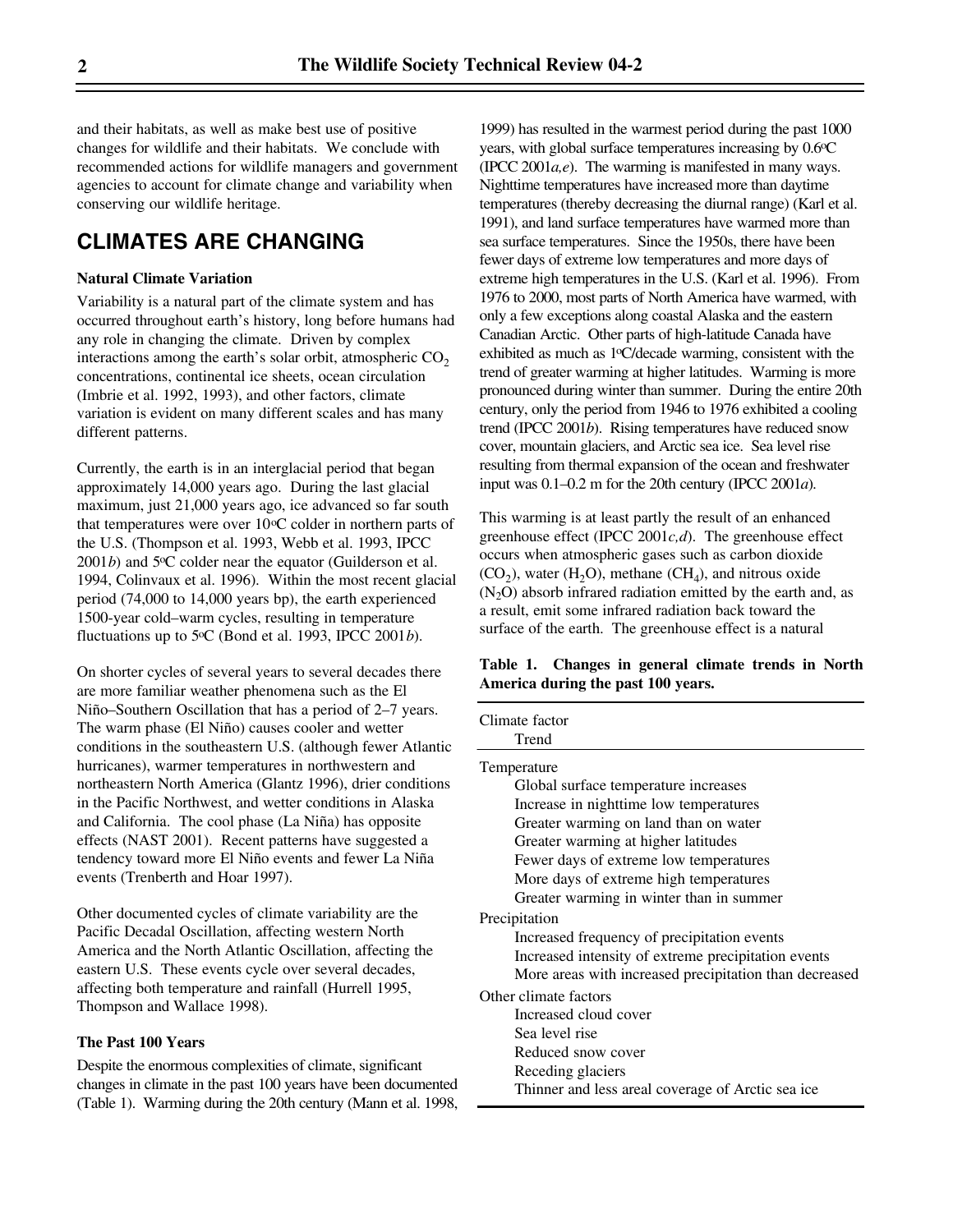and their habitats, as well as make best use of positive changes for wildlife and their habitats. We conclude with recommended actions for wildlife managers and government agencies to account for climate change and variability when conserving our wildlife heritage.

## CLIMATES ARE CHANGING

### Natural Climate Variation

Variability is a natural part of the climate system and has occurred throughout earth's history, long before humans had any role in changing the climate. Driven by complex interactions among the earth's solar orbit, atmospheric $CO_2$ concentrations, continental ice sheets, ocean circulation (Imbrie et al. 1992, 1993), and other factors, climate variation is evident on many different scales and has many different patterns.

Currently, the earth is in an interglacial period that began approximately 14,000 years ago. During the last glacial maximum, just 21,000 years ago, ice advanced so far south that temperatures were over 10°C colder in northern parts of the U.S. (Thompson et al. 1993, Webb et al. 1993, IPCC 2001*b*) and 5°C colder near the equator (Guilderson et al. 1994, Colinvaux et al. 1996). Within the most recent glacial period (74,000 to 14,000 years bp), the earth experienced 1500-year cold–warm cycles, resulting in temperature fluctuations up to 5°C (Bond et al. 1993, IPCC 2001*b*).

On shorter cycles of several years to several decades there are more familiar weather phenomena such as the El Niño–Southern Oscillation that has a period of 2–7 years. The warm phase (El Niño) causes cooler and wetter conditions in the southeastern U.S. (although fewer Atlantic hurricanes), warmer temperatures in northwestern and northeastern North America (Glantz 1996), drier conditions in the Pacific Northwest, and wetter conditions in Alaska and California. The cool phase (La Niña) has opposite effects (NAST 2001). Recent patterns have suggested a tendency toward more El Niño events and fewer La Niña events (Trenberth and Hoar 1997).

Other documented cycles of climate variability are the Pacific Decadal Oscillation, affecting western North America and the North Atlantic Oscillation, affecting the eastern U.S. These events cycle over several decades, affecting both temperature and rainfall (Hurrell 1995, Thompson and Wallace 1998).

### The Past 100 Years

Despite the enormous complexities of climate, significant changes in climate in the past 100 years have been documented (Table 1). Warming during the 20th century (Mann et al. 1998, 1999) has resulted in the warmest period during the past 1000 years, with global surface temperatures increasing by 0.6°C (IPCC 2001*a,e*). The warming is manifested in many ways. Nighttime temperatures have increased more than daytime temperatures (thereby decreasing the diurnal range) (Karl et al. 1991), and land surface temperatures have warmed more than sea surface temperatures. Since the 1950s, there have been fewer days of extreme low temperatures and more days of extreme high temperatures in the U.S. (Karl et al. 1996). From 1976 to 2000, most parts of North America have warmed, with only a few exceptions along coastal Alaska and the eastern Canadian Arctic. Other parts of high-latitude Canada have exhibited as much as 1°C/decade warming, consistent with the trend of greater warming at higher latitudes. Warming is more pronounced during winter than summer. During the entire 20th century, only the period from 1946 to 1976 exhibited a cooling trend (IPCC 2001*b*). Rising temperatures have reduced snow cover, mountain glaciers, and Arctic sea ice. Sea level rise resulting from thermal expansion of the ocean and freshwater input was 0.1–0.2 m for the 20th century (IPCC 2001*a*).

This warming is at least partly the result of an enhanced greenhouse effect (IPCC 2001*c,d*). The greenhouse effect occurs when atmospheric gases such as carbon dioxide ($CO_2$), water ($H_2O$), methane ($CH_4$), and nitrous oxide ($N_2O$) absorb infrared radiation emitted by the earth and, as a result, emit some infrared radiation back toward the surface of the earth. The greenhouse effect is a natural

**Table 1. Changes in general climate trends in North America during the past 100 years.**

| Climate factor / Trend |
|---|
| **Temperature** |
| Global surface temperature increases |
| Increase in nighttime low temperatures |
| Greater warming on land than on water |
| Greater warming at higher latitudes |
| Fewer days of extreme low temperatures |
| More days of extreme high temperatures |
| Greater warming in winter than in summer |
| **Precipitation** |
| Increased frequency of precipitation events |
| Increased intensity of extreme precipitation events |
| More areas with increased precipitation than decreased |
| **Other climate factors** |
| Increased cloud cover |
| Sea level rise |
| Reduced snow cover |
| Receding glaciers |
| Thinner and less areal coverage of Arctic sea ice |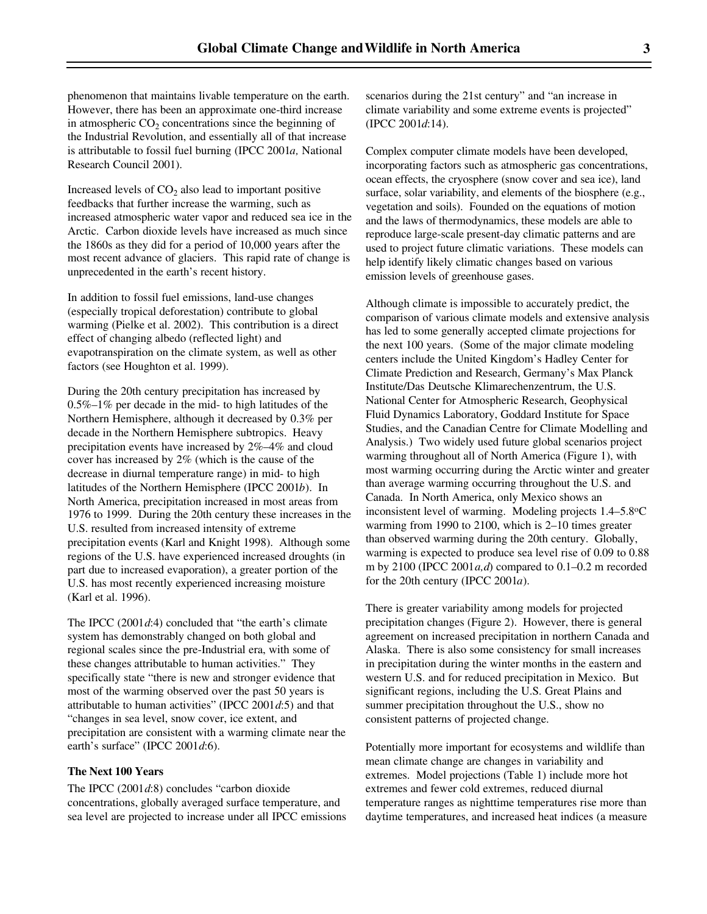phenomenon that maintains livable temperature on the earth. However, there has been an approximate one-third increase in atmospheric $CO_2$ concentrations since the beginning of the Industrial Revolution, and essentially all of that increase is attributable to fossil fuel burning (IPCC 2001*a,* National Research Council 2001).

Increased levels of $CO_2$ also lead to important positive feedbacks that further increase the warming, such as increased atmospheric water vapor and reduced sea ice in the Arctic. Carbon dioxide levels have increased as much since the 1860s as they did for a period of 10,000 years after the most recent advance of glaciers. This rapid rate of change is unprecedented in the earth's recent history.

In addition to fossil fuel emissions, land-use changes (especially tropical deforestation) contribute to global warming (Pielke et al. 2002). This contribution is a direct effect of changing albedo (reflected light) and evapotranspiration on the climate system, as well as other factors (see Houghton et al. 1999).

During the 20th century precipitation has increased by 0.5%–1% per decade in the mid- to high latitudes of the Northern Hemisphere, although it decreased by 0.3% per decade in the Northern Hemisphere subtropics. Heavy precipitation events have increased by 2%–4% and cloud cover has increased by 2% (which is the cause of the decrease in diurnal temperature range) in mid- to high latitudes of the Northern Hemisphere (IPCC 2001*b*). In North America, precipitation increased in most areas from 1976 to 1999. During the 20th century these increases in the U.S. resulted from increased intensity of extreme precipitation events (Karl and Knight 1998). Although some regions of the U.S. have experienced increased droughts (in part due to increased evaporation), a greater portion of the U.S. has most recently experienced increasing moisture (Karl et al. 1996).

The IPCC (2001*d*:4) concluded that "the earth's climate system has demonstrably changed on both global and regional scales since the pre-Industrial era, with some of these changes attributable to human activities." They specifically state "there is new and stronger evidence that most of the warming observed over the past 50 years is attributable to human activities" (IPCC 2001*d*:5) and that "changes in sea level, snow cover, ice extent, and precipitation are consistent with a warming climate near the earth's surface" (IPCC 2001*d*:6).

### The Next 100 Years

The IPCC (2001*d*:8) concludes "carbon dioxide concentrations, globally averaged surface temperature, and sea level are projected to increase under all IPCC emissions scenarios during the 21st century" and "an increase in climate variability and some extreme events is projected" (IPCC 2001*d*:14).

Complex computer climate models have been developed, incorporating factors such as atmospheric gas concentrations, ocean effects, the cryosphere (snow cover and sea ice), land surface, solar variability, and elements of the biosphere (e.g., vegetation and soils). Founded on the equations of motion and the laws of thermodynamics, these models are able to reproduce large-scale present-day climatic patterns and are used to project future climatic variations. These models can help identify likely climatic changes based on various emission levels of greenhouse gases.

Although climate is impossible to accurately predict, the comparison of various climate models and extensive analysis has led to some generally accepted climate projections for the next 100 years. (Some of the major climate modeling centers include the United Kingdom's Hadley Center for Climate Prediction and Research, Germany's Max Planck Institute/Das Deutsche Klimarechenzentrum, the U.S. National Center for Atmospheric Research, Geophysical Fluid Dynamics Laboratory, Goddard Institute for Space Studies, and the Canadian Centre for Climate Modelling and Analysis.) Two widely used future global scenarios project warming throughout all of North America (Figure 1), with most warming occurring during the Arctic winter and greater than average warming occurring throughout the U.S. and Canada. In North America, only Mexico shows an inconsistent level of warming. Modeling projects 1.4–5.8°C warming from 1990 to 2100, which is 2–10 times greater than observed warming during the 20th century. Globally, warming is expected to produce sea level rise of 0.09 to 0.88 m by 2100 (IPCC 2001*a,d*) compared to 0.1–0.2 m recorded for the 20th century (IPCC 2001*a*).

There is greater variability among models for projected precipitation changes (Figure 2). However, there is general agreement on increased precipitation in northern Canada and Alaska. There is also some consistency for small increases in precipitation during the winter months in the eastern and western U.S. and for reduced precipitation in Mexico. But significant regions, including the U.S. Great Plains and summer precipitation throughout the U.S., show no consistent patterns of projected change.

Potentially more important for ecosystems and wildlife than mean climate change are changes in variability and extremes. Model projections (Table 1) include more hot extremes and fewer cold extremes, reduced diurnal temperature ranges as nighttime temperatures rise more than daytime temperatures, and increased heat indices (a measure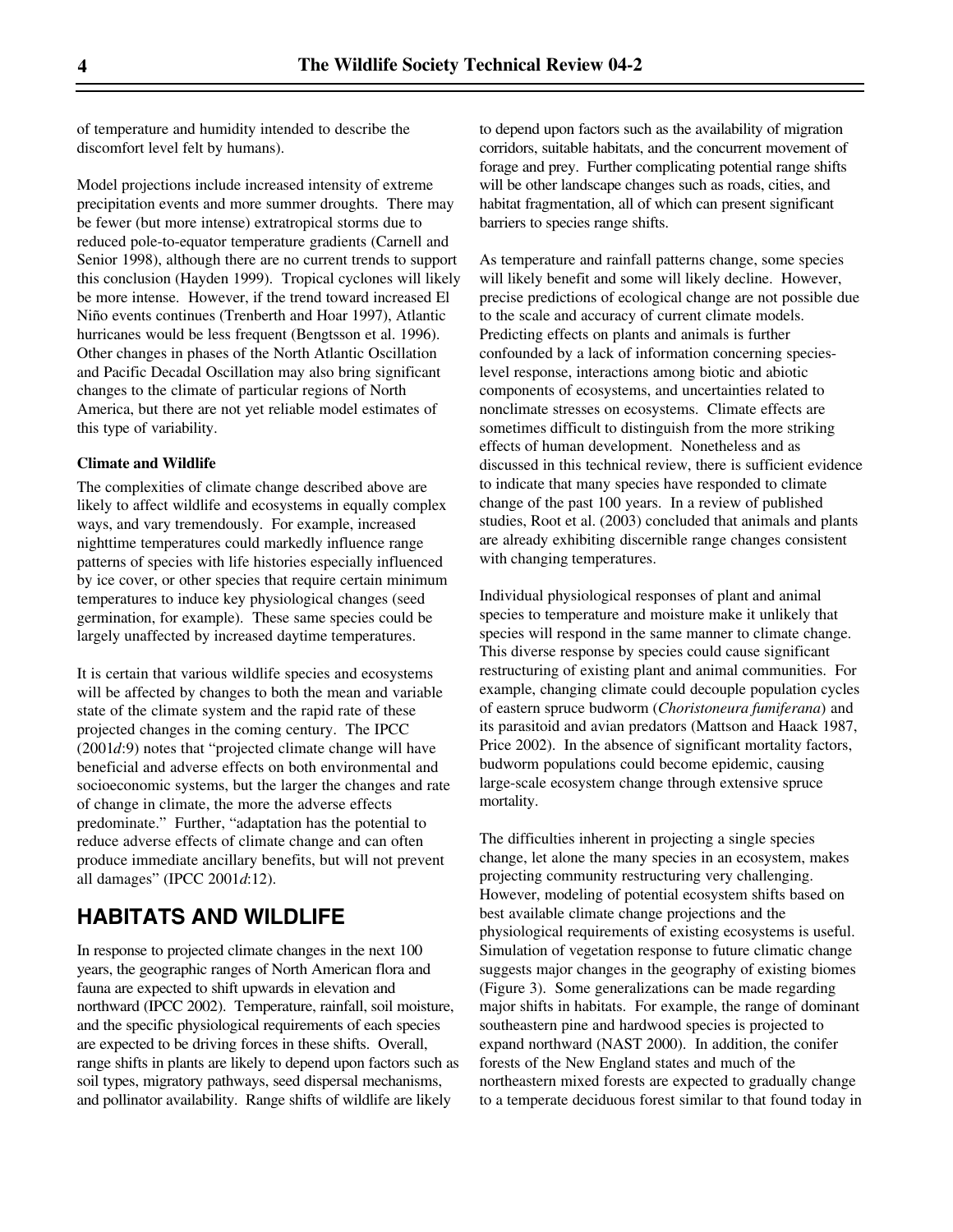of temperature and humidity intended to describe the discomfort level felt by humans).

Model projections include increased intensity of extreme precipitation events and more summer droughts. There may be fewer (but more intense) extratropical storms due to reduced pole-to-equator temperature gradients (Carnell and Senior 1998), although there are no current trends to support this conclusion (Hayden 1999). Tropical cyclones will likely be more intense. However, if the trend toward increased El Niño events continues (Trenberth and Hoar 1997), Atlantic hurricanes would be less frequent (Bengtsson et al. 1996). Other changes in phases of the North Atlantic Oscillation and Pacific Decadal Oscillation may also bring significant changes to the climate of particular regions of North America, but there are not yet reliable model estimates of this type of variability.

### Climate and Wildlife

The complexities of climate change described above are likely to affect wildlife and ecosystems in equally complex ways, and vary tremendously. For example, increased nighttime temperatures could markedly influence range patterns of species with life histories especially influenced by ice cover, or other species that require certain minimum temperatures to induce key physiological changes (seed germination, for example). These same species could be largely unaffected by increased daytime temperatures.

It is certain that various wildlife species and ecosystems will be affected by changes to both the mean and variable state of the climate system and the rapid rate of these projected changes in the coming century. The IPCC (2001*d*:9) notes that "projected climate change will have beneficial and adverse effects on both environmental and socioeconomic systems, but the larger the changes and rate of change in climate, the more the adverse effects predominate." Further, "adaptation has the potential to reduce adverse effects of climate change and can often produce immediate ancillary benefits, but will not prevent all damages" (IPCC 2001*d*:12).

## HABITATS AND WILDLIFE

In response to projected climate changes in the next 100 years, the geographic ranges of North American flora and fauna are expected to shift upwards in elevation and northward (IPCC 2002). Temperature, rainfall, soil moisture, and the specific physiological requirements of each species are expected to be driving forces in these shifts. Overall, range shifts in plants are likely to depend upon factors such as soil types, migratory pathways, seed dispersal mechanisms, and pollinator availability. Range shifts of wildlife are likely to depend upon factors such as the availability of migration corridors, suitable habitats, and the concurrent movement of forage and prey. Further complicating potential range shifts will be other landscape changes such as roads, cities, and habitat fragmentation, all of which can present significant barriers to species range shifts.

As temperature and rainfall patterns change, some species will likely benefit and some will likely decline. However, precise predictions of ecological change are not possible due to the scale and accuracy of current climate models. Predicting effects on plants and animals is further confounded by a lack of information concerning species-level response, interactions among biotic and abiotic components of ecosystems, and uncertainties related to nonclimate stresses on ecosystems. Climate effects are sometimes difficult to distinguish from the more striking effects of human development. Nonetheless and as discussed in this technical review, there is sufficient evidence to indicate that many species have responded to climate change of the past 100 years. In a review of published studies, Root et al. (2003) concluded that animals and plants are already exhibiting discernible range changes consistent with changing temperatures.

Individual physiological responses of plant and animal species to temperature and moisture make it unlikely that species will respond in the same manner to climate change. This diverse response by species could cause significant restructuring of existing plant and animal communities. For example, changing climate could decouple population cycles of eastern spruce budworm (*Choristoneura fumiferana*) and its parasitoid and avian predators (Mattson and Haack 1987, Price 2002). In the absence of significant mortality factors, budworm populations could become epidemic, causing large-scale ecosystem change through extensive spruce mortality.

The difficulties inherent in projecting a single species change, let alone the many species in an ecosystem, makes projecting community restructuring very challenging. However, modeling of potential ecosystem shifts based on best available climate change projections and the physiological requirements of existing ecosystems is useful. Simulation of vegetation response to future climatic change suggests major changes in the geography of existing biomes (Figure 3). Some generalizations can be made regarding major shifts in habitats. For example, the range of dominant southeastern pine and hardwood species is projected to expand northward (NAST 2000). In addition, the conifer forests of the New England states and much of the northeastern mixed forests are expected to gradually change to a temperate deciduous forest similar to that found today in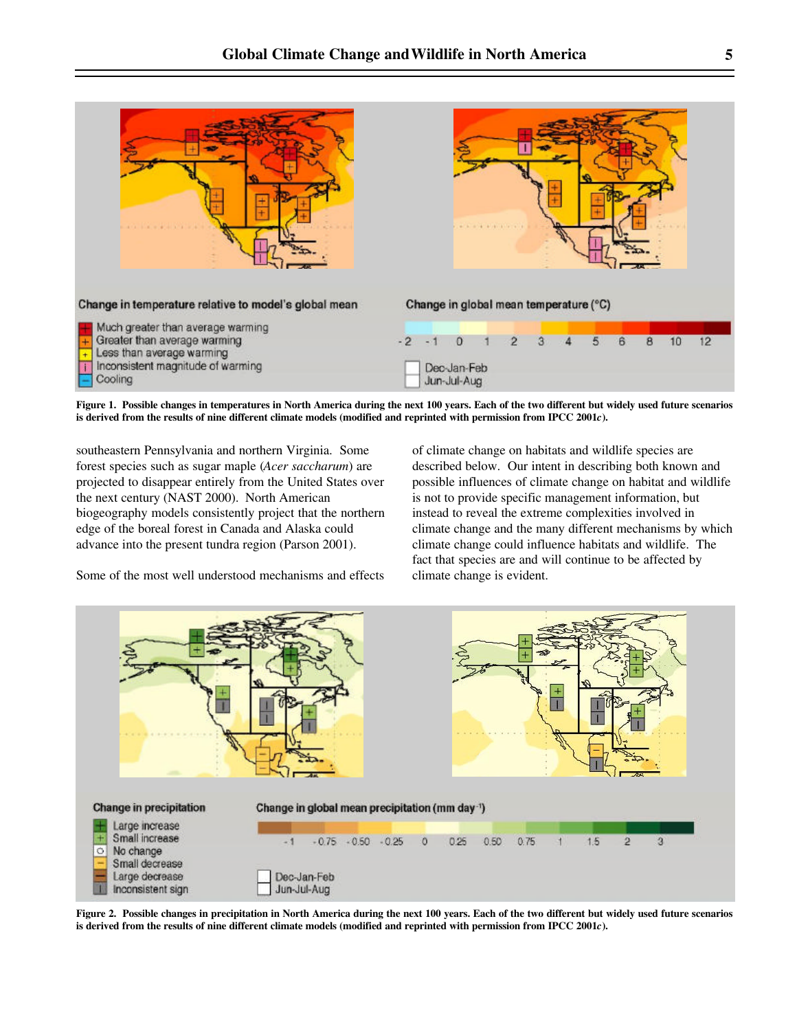**Figure 1. Possible changes in temperatures in North America during the next 100 years. Each of the two different but widely used future scenarios is derived from the results of nine different climate models (modified and reprinted with permission from IPCC 2001*c*).**

southeastern Pennsylvania and northern Virginia. Some forest species such as sugar maple (*Acer saccharum*) are projected to disappear entirely from the United States over the next century (NAST 2000). North American biogeography models consistently project that the northern edge of the boreal forest in Canada and Alaska could advance into the present tundra region (Parson 2001).

Some of the most well understood mechanisms and effects of climate change on habitats and wildlife species are described below. Our intent in describing both known and possible influences of climate change on habitat and wildlife is not to provide specific management information, but instead to reveal the extreme complexities involved in climate change and the many different mechanisms by which climate change could influence habitats and wildlife. The fact that species are and will continue to be affected by climate change is evident.

**Figure 2. Possible changes in precipitation in North America during the next 100 years. Each of the two different but widely used future scenarios is derived from the results of nine different climate models (modified and reprinted with permission from IPCC 2001*c*).**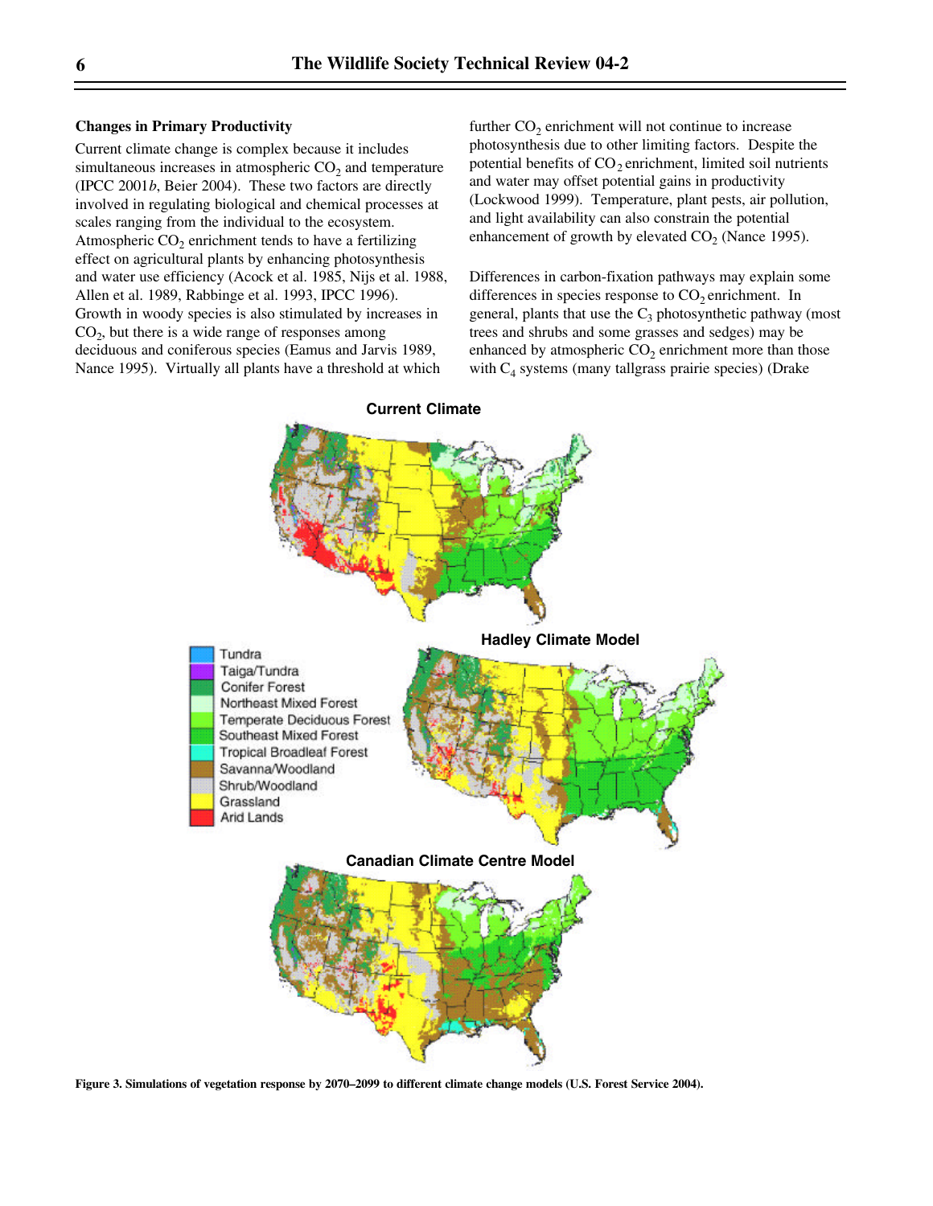### Changes in Primary Productivity

Current climate change is complex because it includes simultaneous increases in atmospheric $CO_2$ and temperature (IPCC 2001*b*, Beier 2004). These two factors are directly involved in regulating biological and chemical processes at scales ranging from the individual to the ecosystem. Atmospheric $CO_2$ enrichment tends to have a fertilizing effect on agricultural plants by enhancing photosynthesis and water use efficiency (Acock et al. 1985, Nijs et al. 1988, Allen et al. 1989, Rabbinge et al. 1993, IPCC 1996). Growth in woody species is also stimulated by increases in $CO_2$, but there is a wide range of responses among deciduous and coniferous species (Eamus and Jarvis 1989, Nance 1995). Virtually all plants have a threshold at which further $CO_2$ enrichment will not continue to increase photosynthesis due to other limiting factors. Despite the potential benefits of $CO_2$ enrichment, limited soil nutrients and water may offset potential gains in productivity (Lockwood 1999). Temperature, plant pests, air pollution, and light availability can also constrain the potential enhancement of growth by elevated $CO_2$ (Nance 1995).

Differences in carbon-fixation pathways may explain some differences in species response to $CO_2$ enrichment. In general, plants that use the $C_3$ photosynthetic pathway (most trees and shrubs and some grasses and sedges) may be enhanced by atmospheric $CO_2$ enrichment more than those with $C_4$ systems (many tallgrass prairie species) (Drake

**Figure 3. Simulations of vegetation response by 2070–2099 to different climate change models (U.S. Forest Service 2004).**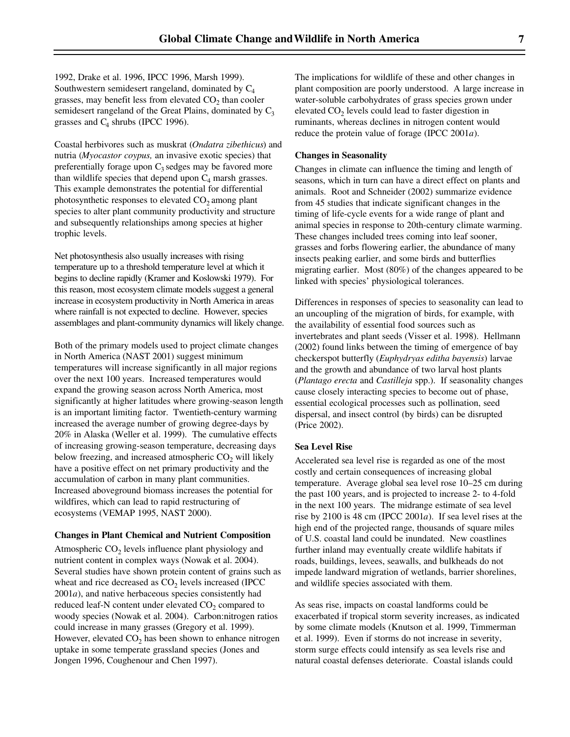1992, Drake et al. 1996, IPCC 1996, Marsh 1999). Southwestern semidesert rangeland, dominated by $C_4$ grasses, may benefit less from elevated $CO_2$ than cooler semidesert rangeland of the Great Plains, dominated by $C_3$ grasses and $C_4$ shrubs (IPCC 1996).

Coastal herbivores such as muskrat (*Ondatra zibethicus*) and nutria (*Myocastor coypus,* an invasive exotic species) that preferentially forage upon $C_3$ sedges may be favored more than wildlife species that depend upon $C_4$ marsh grasses. This example demonstrates the potential for differential photosynthetic responses to elevated $CO_2$ among plant species to alter plant community productivity and structure and subsequently relationships among species at higher trophic levels.

Net photosynthesis also usually increases with rising temperature up to a threshold temperature level at which it begins to decline rapidly (Kramer and Koslowski 1979). For this reason, most ecosystem climate models suggest a general increase in ecosystem productivity in North America in areas where rainfall is not expected to decline. However, species assemblages and plant-community dynamics will likely change.

Both of the primary models used to project climate changes in North America (NAST 2001) suggest minimum temperatures will increase significantly in all major regions over the next 100 years. Increased temperatures would expand the growing season across North America, most significantly at higher latitudes where growing-season length is an important limiting factor. Twentieth-century warming increased the average number of growing degree-days by 20% in Alaska (Weller et al. 1999). The cumulative effects of increasing growing-season temperature, decreasing days below freezing, and increased atmospheric $CO_2$ will likely have a positive effect on net primary productivity and the accumulation of carbon in many plant communities. Increased aboveground biomass increases the potential for wildfires, which can lead to rapid restructuring of ecosystems (VEMAP 1995, NAST 2000).

#### Changes in Plant Chemical and Nutrient Composition

Atmospheric $CO_2$ levels influence plant physiology and nutrient content in complex ways (Nowak et al. 2004). Several studies have shown protein content of grains such as wheat and rice decreased as $CO_2$ levels increased (IPCC 2001*a*), and native herbaceous species consistently had reduced leaf-N content under elevated $CO_2$ compared to woody species (Nowak et al. 2004). Carbon:nitrogen ratios could increase in many grasses (Gregory et al. 1999). However, elevated $CO_2$ has been shown to enhance nitrogen uptake in some temperate grassland species (Jones and Jongen 1996, Coughenour and Chen 1997).

The implications for wildlife of these and other changes in plant composition are poorly understood. A large increase in water-soluble carbohydrates of grass species grown under elevated $CO_2$ levels could lead to faster digestion in ruminants, whereas declines in nitrogen content would reduce the protein value of forage (IPCC 2001*a*).

#### Changes in Seasonality

Changes in climate can influence the timing and length of seasons, which in turn can have a direct effect on plants and animals. Root and Schneider (2002) summarize evidence from 45 studies that indicate significant changes in the timing of life-cycle events for a wide range of plant and animal species in response to 20th-century climate warming. These changes included trees coming into leaf sooner, grasses and forbs flowering earlier, the abundance of many insects peaking earlier, and some birds and butterflies migrating earlier. Most (80%) of the changes appeared to be linked with species' physiological tolerances.

Differences in responses of species to seasonality can lead to an uncoupling of the migration of birds, for example, with the availability of essential food sources such as invertebrates and plant seeds (Visser et al. 1998). Hellmann (2002) found links between the timing of emergence of bay checkerspot butterfly (*Euphydryas editha bayensis*) larvae and the growth and abundance of two larval host plants (*Plantago erecta* and *Castilleja* spp.). If seasonality changes cause closely interacting species to become out of phase, essential ecological processes such as pollination, seed dispersal, and insect control (by birds) can be disrupted (Price 2002).

#### Sea Level Rise

Accelerated sea level rise is regarded as one of the most costly and certain consequences of increasing global temperature. Average global sea level rose 10–25 cm during the past 100 years, and is projected to increase 2- to 4-fold in the next 100 years. The midrange estimate of sea level rise by 2100 is 48 cm (IPCC 2001*a*). If sea level rises at the high end of the projected range, thousands of square miles of U.S. coastal land could be inundated. New coastlines further inland may eventually create wildlife habitats if roads, buildings, levees, seawalls, and bulkheads do not impede landward migration of wetlands, barrier shorelines, and wildlife species associated with them.

As seas rise, impacts on coastal landforms could be exacerbated if tropical storm severity increases, as indicated by some climate models (Knutson et al. 1999, Timmerman et al. 1999). Even if storms do not increase in severity, storm surge effects could intensify as sea levels rise and natural coastal defenses deteriorate. Coastal islands could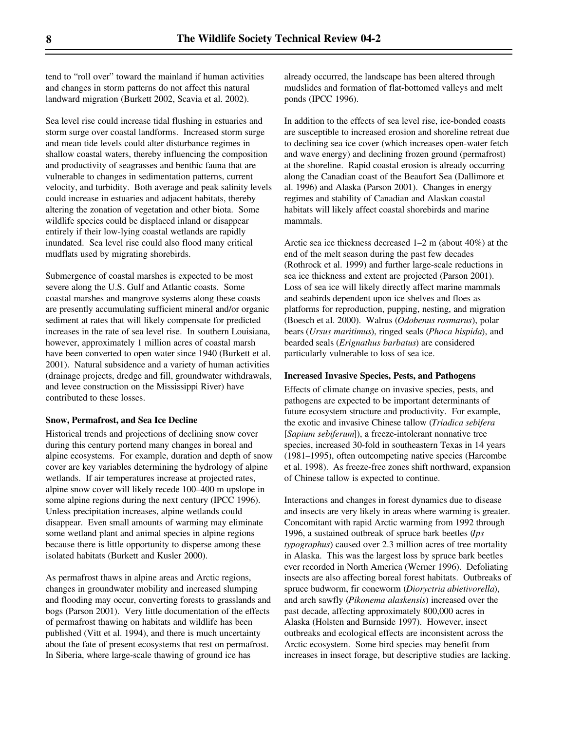tend to "roll over" toward the mainland if human activities and changes in storm patterns do not affect this natural landward migration (Burkett 2002, Scavia et al. 2002).

Sea level rise could increase tidal flushing in estuaries and storm surge over coastal landforms. Increased storm surge and mean tide levels could alter disturbance regimes in shallow coastal waters, thereby influencing the composition and productivity of seagrasses and benthic fauna that are vulnerable to changes in sedimentation patterns, current velocity, and turbidity. Both average and peak salinity levels could increase in estuaries and adjacent habitats, thereby altering the zonation of vegetation and other biota. Some wildlife species could be displaced inland or disappear entirely if their low-lying coastal wetlands are rapidly inundated. Sea level rise could also flood many critical mudflats used by migrating shorebirds.

Submergence of coastal marshes is expected to be most severe along the U.S. Gulf and Atlantic coasts. Some coastal marshes and mangrove systems along these coasts are presently accumulating sufficient mineral and/or organic sediment at rates that will likely compensate for predicted increases in the rate of sea level rise. In southern Louisiana, however, approximately 1 million acres of coastal marsh have been converted to open water since 1940 (Burkett et al. 2001). Natural subsidence and a variety of human activities (drainage projects, dredge and fill, groundwater withdrawals, and levee construction on the Mississippi River) have contributed to these losses.

### Snow, Permafrost, and Sea Ice Decline

Historical trends and projections of declining snow cover during this century portend many changes in boreal and alpine ecosystems. For example, duration and depth of snow cover are key variables determining the hydrology of alpine wetlands. If air temperatures increase at projected rates, alpine snow cover will likely recede 100–400 m upslope in some alpine regions during the next century (IPCC 1996). Unless precipitation increases, alpine wetlands could disappear. Even small amounts of warming may eliminate some wetland plant and animal species in alpine regions because there is little opportunity to disperse among these isolated habitats (Burkett and Kusler 2000).

As permafrost thaws in alpine areas and Arctic regions, changes in groundwater mobility and increased slumping and flooding may occur, converting forests to grasslands and bogs (Parson 2001). Very little documentation of the effects of permafrost thawing on habitats and wildlife has been published (Vitt et al. 1994), and there is much uncertainty about the fate of present ecosystems that rest on permafrost. In Siberia, where large-scale thawing of ground ice has already occurred, the landscape has been altered through mudslides and formation of flat-bottomed valleys and melt ponds (IPCC 1996).

In addition to the effects of sea level rise, ice-bonded coasts are susceptible to increased erosion and shoreline retreat due to declining sea ice cover (which increases open-water fetch and wave energy) and declining frozen ground (permafrost) at the shoreline. Rapid coastal erosion is already occurring along the Canadian coast of the Beaufort Sea (Dallimore et al. 1996) and Alaska (Parson 2001). Changes in energy regimes and stability of Canadian and Alaskan coastal habitats will likely affect coastal shorebirds and marine mammals.

Arctic sea ice thickness decreased 1–2 m (about 40%) at the end of the melt season during the past few decades (Rothrock et al. 1999) and further large-scale reductions in sea ice thickness and extent are projected (Parson 2001). Loss of sea ice will likely directly affect marine mammals and seabirds dependent upon ice shelves and floes as platforms for reproduction, pupping, nesting, and migration (Boesch et al. 2000). Walrus (*Odobenus rosmarus*), polar bears (*Ursus maritimus*), ringed seals (*Phoca hispida*), and bearded seals (*Erignathus barbatus*) are considered particularly vulnerable to loss of sea ice.

### Increased Invasive Species, Pests, and Pathogens

Effects of climate change on invasive species, pests, and pathogens are expected to be important determinants of future ecosystem structure and productivity. For example, the exotic and invasive Chinese tallow (*Triadica sebifera* [*Sapium sebiferum*]), a freeze-intolerant nonnative tree species, increased 30-fold in southeastern Texas in 14 years (1981–1995), often outcompeting native species (Harcombe et al. 1998). As freeze-free zones shift northward, expansion of Chinese tallow is expected to continue.

Interactions and changes in forest dynamics due to disease and insects are very likely in areas where warming is greater. Concomitant with rapid Arctic warming from 1992 through 1996, a sustained outbreak of spruce bark beetles (*Ips typographus*) caused over 2.3 million acres of tree mortality in Alaska. This was the largest loss by spruce bark beetles ever recorded in North America (Werner 1996). Defoliating insects are also affecting boreal forest habitats. Outbreaks of spruce budworm, fir coneworm (*Dioryctria abietivorella*), and arch sawfly (*Pikonema alaskensis*) increased over the past decade, affecting approximately 800,000 acres in Alaska (Holsten and Burnside 1997). However, insect outbreaks and ecological effects are inconsistent across the Arctic ecosystem. Some bird species may benefit from increases in insect forage, but descriptive studies are lacking.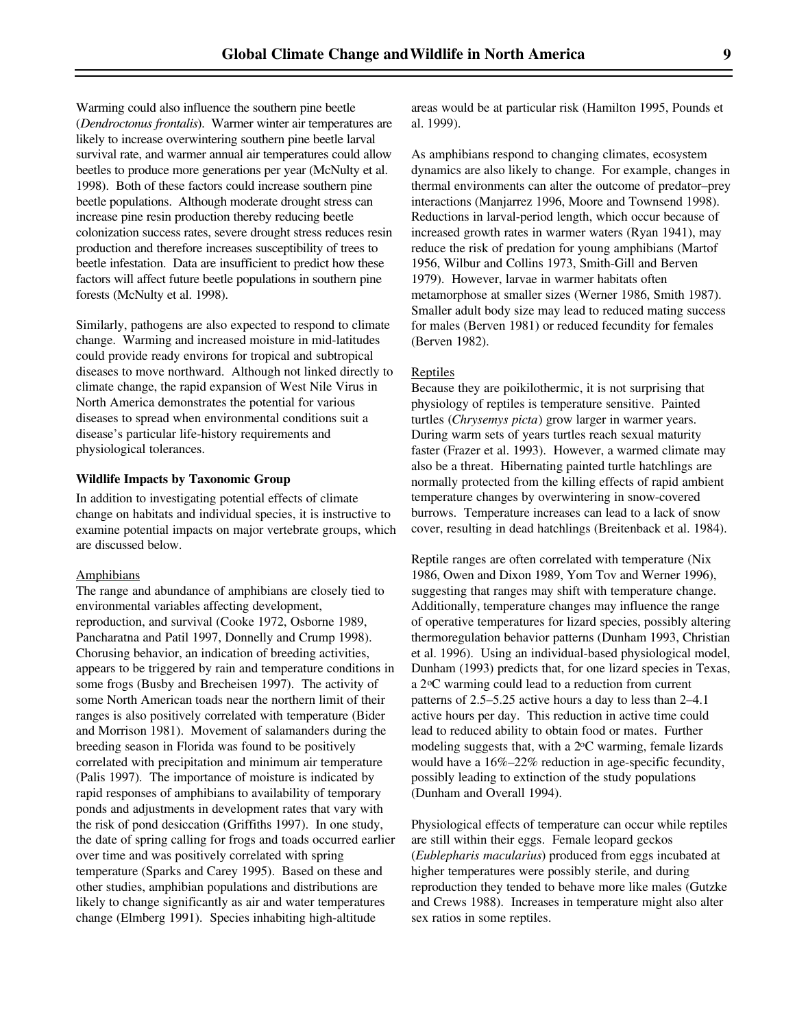Warming could also influence the southern pine beetle (*Dendroctonus frontalis*). Warmer winter air temperatures are likely to increase overwintering southern pine beetle larval survival rate, and warmer annual air temperatures could allow beetles to produce more generations per year (McNulty et al. 1998). Both of these factors could increase southern pine beetle populations. Although moderate drought stress can increase pine resin production thereby reducing beetle colonization success rates, severe drought stress reduces resin production and therefore increases susceptibility of trees to beetle infestation. Data are insufficient to predict how these factors will affect future beetle populations in southern pine forests (McNulty et al. 1998).

Similarly, pathogens are also expected to respond to climate change. Warming and increased moisture in mid-latitudes could provide ready environs for tropical and subtropical diseases to move northward. Although not linked directly to climate change, the rapid expansion of West Nile Virus in North America demonstrates the potential for various diseases to spread when environmental conditions suit a disease's particular life-history requirements and physiological tolerances.

**Wildlife Impacts by Taxonomic Group**

In addition to investigating potential effects of climate change on habitats and individual species, it is instructive to examine potential impacts on major vertebrate groups, which are discussed below.

Amphibians

The range and abundance of amphibians are closely tied to environmental variables affecting development, reproduction, and survival (Cooke 1972, Osborne 1989, Pancharatna and Patil 1997, Donnelly and Crump 1998). Chorusing behavior, an indication of breeding activities, appears to be triggered by rain and temperature conditions in some frogs (Busby and Brecheisen 1997). The activity of some North American toads near the northern limit of their ranges is also positively correlated with temperature (Bider and Morrison 1981). Movement of salamanders during the breeding season in Florida was found to be positively correlated with precipitation and minimum air temperature (Palis 1997). The importance of moisture is indicated by rapid responses of amphibians to availability of temporary ponds and adjustments in development rates that vary with the risk of pond desiccation (Griffiths 1997). In one study, the date of spring calling for frogs and toads occurred earlier over time and was positively correlated with spring temperature (Sparks and Carey 1995). Based on these and other studies, amphibian populations and distributions are likely to change significantly as air and water temperatures change (Elmberg 1991). Species inhabiting high-altitude areas would be at particular risk (Hamilton 1995, Pounds et al. 1999).

As amphibians respond to changing climates, ecosystem dynamics are also likely to change. For example, changes in thermal environments can alter the outcome of predator–prey interactions (Manjarrez 1996, Moore and Townsend 1998). Reductions in larval-period length, which occur because of increased growth rates in warmer waters (Ryan 1941), may reduce the risk of predation for young amphibians (Martof 1956, Wilbur and Collins 1973, Smith-Gill and Berven 1979). However, larvae in warmer habitats often metamorphose at smaller sizes (Werner 1986, Smith 1987). Smaller adult body size may lead to reduced mating success for males (Berven 1981) or reduced fecundity for females (Berven 1982).

Reptiles

Because they are poikilothermic, it is not surprising that physiology of reptiles is temperature sensitive. Painted turtles (*Chrysemys picta*) grow larger in warmer years. During warm sets of years turtles reach sexual maturity faster (Frazer et al. 1993). However, a warmed climate may also be a threat. Hibernating painted turtle hatchlings are normally protected from the killing effects of rapid ambient temperature changes by overwintering in snow-covered burrows. Temperature increases can lead to a lack of snow cover, resulting in dead hatchlings (Breitenback et al. 1984).

Reptile ranges are often correlated with temperature (Nix 1986, Owen and Dixon 1989, Yom Tov and Werner 1996), suggesting that ranges may shift with temperature change. Additionally, temperature changes may influence the range of operative temperatures for lizard species, possibly altering thermoregulation behavior patterns (Dunham 1993, Christian et al. 1996). Using an individual-based physiological model, Dunham (1993) predicts that, for one lizard species in Texas, a 2°C warming could lead to a reduction from current patterns of 2.5–5.25 active hours a day to less than 2–4.1 active hours per day. This reduction in active time could lead to reduced ability to obtain food or mates. Further modeling suggests that, with a 2°C warming, female lizards would have a 16%–22% reduction in age-specific fecundity, possibly leading to extinction of the study populations (Dunham and Overall 1994).

Physiological effects of temperature can occur while reptiles are still within their eggs. Female leopard geckos (*Eublepharis macularius*) produced from eggs incubated at higher temperatures were possibly sterile, and during reproduction they tended to behave more like males (Gutzke and Crews 1988). Increases in temperature might also alter sex ratios in some reptiles.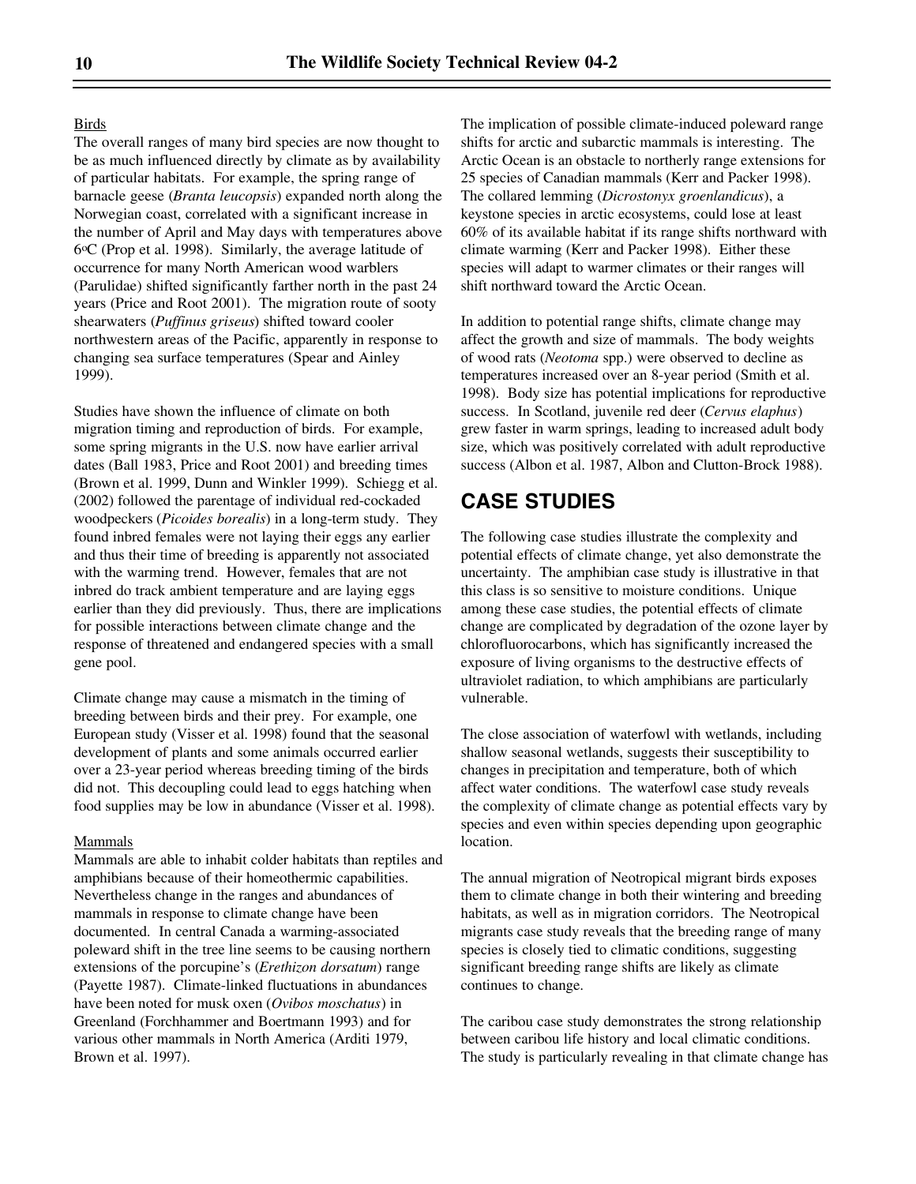### Birds

The overall ranges of many bird species are now thought to be as much influenced directly by climate as by availability of particular habitats. For example, the spring range of barnacle geese (*Branta leucopsis*) expanded north along the Norwegian coast, correlated with a significant increase in the number of April and May days with temperatures above 6°C (Prop et al. 1998). Similarly, the average latitude of occurrence for many North American wood warblers (Parulidae) shifted significantly farther north in the past 24 years (Price and Root 2001). The migration route of sooty shearwaters (*Puffinus griseus*) shifted toward cooler northwestern areas of the Pacific, apparently in response to changing sea surface temperatures (Spear and Ainley 1999).

Studies have shown the influence of climate on both migration timing and reproduction of birds. For example, some spring migrants in the U.S. now have earlier arrival dates (Ball 1983, Price and Root 2001) and breeding times (Brown et al. 1999, Dunn and Winkler 1999). Schiegg et al. (2002) followed the parentage of individual red-cockaded woodpeckers (*Picoides borealis*) in a long-term study. They found inbred females were not laying their eggs any earlier and thus their time of breeding is apparently not associated with the warming trend. However, females that are not inbred do track ambient temperature and are laying eggs earlier than they did previously. Thus, there are implications for possible interactions between climate change and the response of threatened and endangered species with a small gene pool.

Climate change may cause a mismatch in the timing of breeding between birds and their prey. For example, one European study (Visser et al. 1998) found that the seasonal development of plants and some animals occurred earlier over a 23-year period whereas breeding timing of the birds did not. This decoupling could lead to eggs hatching when food supplies may be low in abundance (Visser et al. 1998).

### Mammals

Mammals are able to inhabit colder habitats than reptiles and amphibians because of their homeothermic capabilities. Nevertheless change in the ranges and abundances of mammals in response to climate change have been documented. In central Canada a warming-associated poleward shift in the tree line seems to be causing northern extensions of the porcupine's (*Erethizon dorsatum*) range (Payette 1987). Climate-linked fluctuations in abundances have been noted for musk oxen (*Ovibos moschatus*) in Greenland (Forchhammer and Boertmann 1993) and for various other mammals in North America (Arditi 1979, Brown et al. 1997).

The implication of possible climate-induced poleward range shifts for arctic and subarctic mammals is interesting. The Arctic Ocean is an obstacle to northerly range extensions for 25 species of Canadian mammals (Kerr and Packer 1998). The collared lemming (*Dicrostonyx groenlandicus*), a keystone species in arctic ecosystems, could lose at least 60% of its available habitat if its range shifts northward with climate warming (Kerr and Packer 1998). Either these species will adapt to warmer climates or their ranges will shift northward toward the Arctic Ocean.

In addition to potential range shifts, climate change may affect the growth and size of mammals. The body weights of wood rats (*Neotoma* spp.) were observed to decline as temperatures increased over an 8-year period (Smith et al. 1998). Body size has potential implications for reproductive success. In Scotland, juvenile red deer (*Cervus elaphus*) grew faster in warm springs, leading to increased adult body size, which was positively correlated with adult reproductive success (Albon et al. 1987, Albon and Clutton-Brock 1988).

## CASE STUDIES

The following case studies illustrate the complexity and potential effects of climate change, yet also demonstrate the uncertainty. The amphibian case study is illustrative in that this class is so sensitive to moisture conditions. Unique among these case studies, the potential effects of climate change are complicated by degradation of the ozone layer by chlorofluorocarbons, which has significantly increased the exposure of living organisms to the destructive effects of ultraviolet radiation, to which amphibians are particularly vulnerable.

The close association of waterfowl with wetlands, including shallow seasonal wetlands, suggests their susceptibility to changes in precipitation and temperature, both of which affect water conditions. The waterfowl case study reveals the complexity of climate change as potential effects vary by species and even within species depending upon geographic location.

The annual migration of Neotropical migrant birds exposes them to climate change in both their wintering and breeding habitats, as well as in migration corridors. The Neotropical migrants case study reveals that the breeding range of many species is closely tied to climatic conditions, suggesting significant breeding range shifts are likely as climate continues to change.

The caribou case study demonstrates the strong relationship between caribou life history and local climatic conditions. The study is particularly revealing in that climate change has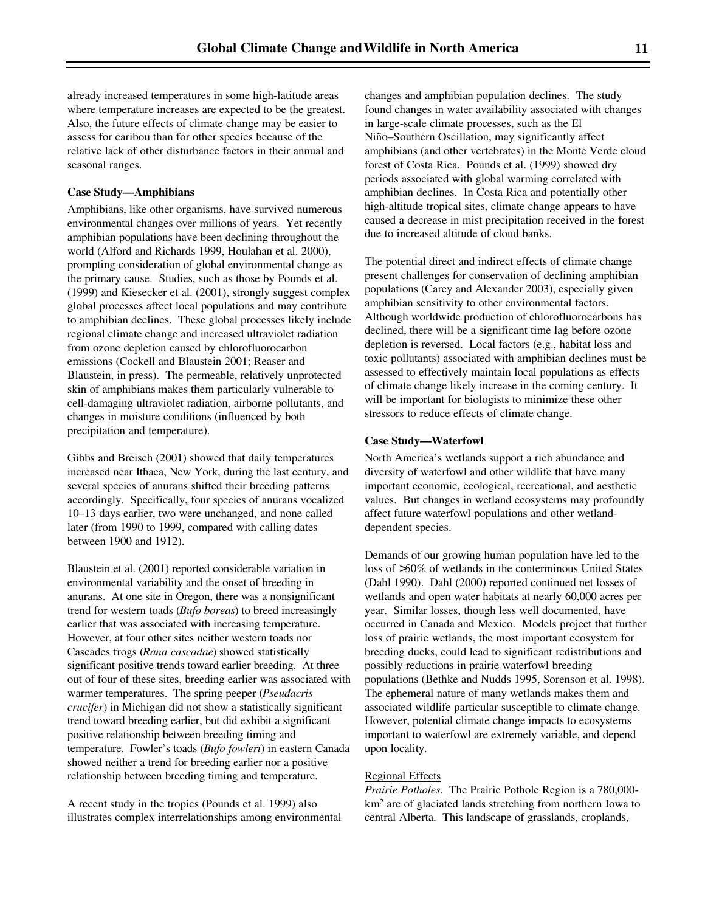already increased temperatures in some high-latitude areas where temperature increases are expected to be the greatest. Also, the future effects of climate change may be easier to assess for caribou than for other species because of the relative lack of other disturbance factors in their annual and seasonal ranges.

### Case Study—Amphibians

Amphibians, like other organisms, have survived numerous environmental changes over millions of years. Yet recently amphibian populations have been declining throughout the world (Alford and Richards 1999, Houlahan et al. 2000), prompting consideration of global environmental change as the primary cause. Studies, such as those by Pounds et al. (1999) and Kiesecker et al. (2001), strongly suggest complex global processes affect local populations and may contribute to amphibian declines. These global processes likely include regional climate change and increased ultraviolet radiation from ozone depletion caused by chlorofluorocarbon emissions (Cockell and Blaustein 2001; Reaser and Blaustein, in press). The permeable, relatively unprotected skin of amphibians makes them particularly vulnerable to cell-damaging ultraviolet radiation, airborne pollutants, and changes in moisture conditions (influenced by both precipitation and temperature).

Gibbs and Breisch (2001) showed that daily temperatures increased near Ithaca, New York, during the last century, and several species of anurans shifted their breeding patterns accordingly. Specifically, four species of anurans vocalized 10–13 days earlier, two were unchanged, and none called later (from 1990 to 1999, compared with calling dates between 1900 and 1912).

Blaustein et al. (2001) reported considerable variation in environmental variability and the onset of breeding in anurans. At one site in Oregon, there was a nonsignificant trend for western toads (*Bufo boreas*) to breed increasingly earlier that was associated with increasing temperature. However, at four other sites neither western toads nor Cascades frogs (*Rana cascadae*) showed statistically significant positive trends toward earlier breeding. At three out of four of these sites, breeding earlier was associated with warmer temperatures. The spring peeper (*Pseudacris crucifer*) in Michigan did not show a statistically significant trend toward breeding earlier, but did exhibit a significant positive relationship between breeding timing and temperature. Fowler's toads (*Bufo fowleri*) in eastern Canada showed neither a trend for breeding earlier nor a positive relationship between breeding timing and temperature.

A recent study in the tropics (Pounds et al. 1999) also illustrates complex interrelationships among environmental changes and amphibian population declines. The study found changes in water availability associated with changes in large-scale climate processes, such as the El Niño–Southern Oscillation, may significantly affect amphibians (and other vertebrates) in the Monte Verde cloud forest of Costa Rica. Pounds et al. (1999) showed dry periods associated with global warming correlated with amphibian declines. In Costa Rica and potentially other high-altitude tropical sites, climate change appears to have caused a decrease in mist precipitation received in the forest due to increased altitude of cloud banks.

The potential direct and indirect effects of climate change present challenges for conservation of declining amphibian populations (Carey and Alexander 2003), especially given amphibian sensitivity to other environmental factors. Although worldwide production of chlorofluorocarbons has declined, there will be a significant time lag before ozone depletion is reversed. Local factors (e.g., habitat loss and toxic pollutants) associated with amphibian declines must be assessed to effectively maintain local populations as effects of climate change likely increase in the coming century. It will be important for biologists to minimize these other stressors to reduce effects of climate change.

### Case Study—Waterfowl

North America's wetlands support a rich abundance and diversity of waterfowl and other wildlife that have many important economic, ecological, recreational, and aesthetic values. But changes in wetland ecosystems may profoundly affect future waterfowl populations and other wetland-dependent species.

Demands of our growing human population have led to the loss of >50% of wetlands in the conterminous United States (Dahl 1990). Dahl (2000) reported continued net losses of wetlands and open water habitats at nearly 60,000 acres per year. Similar losses, though less well documented, have occurred in Canada and Mexico. Models project that further loss of prairie wetlands, the most important ecosystem for breeding ducks, could lead to significant redistributions and possibly reductions in prairie waterfowl breeding populations (Bethke and Nudds 1995, Sorenson et al. 1998). The ephemeral nature of many wetlands makes them and associated wildlife particular susceptible to climate change. However, potential climate change impacts to ecosystems important to waterfowl are extremely variable, and depend upon locality.

#### Regional Effects

*Prairie Potholes.* The Prairie Pothole Region is a 780,000-km$^2$ arc of glaciated lands stretching from northern Iowa to central Alberta. This landscape of grasslands, croplands,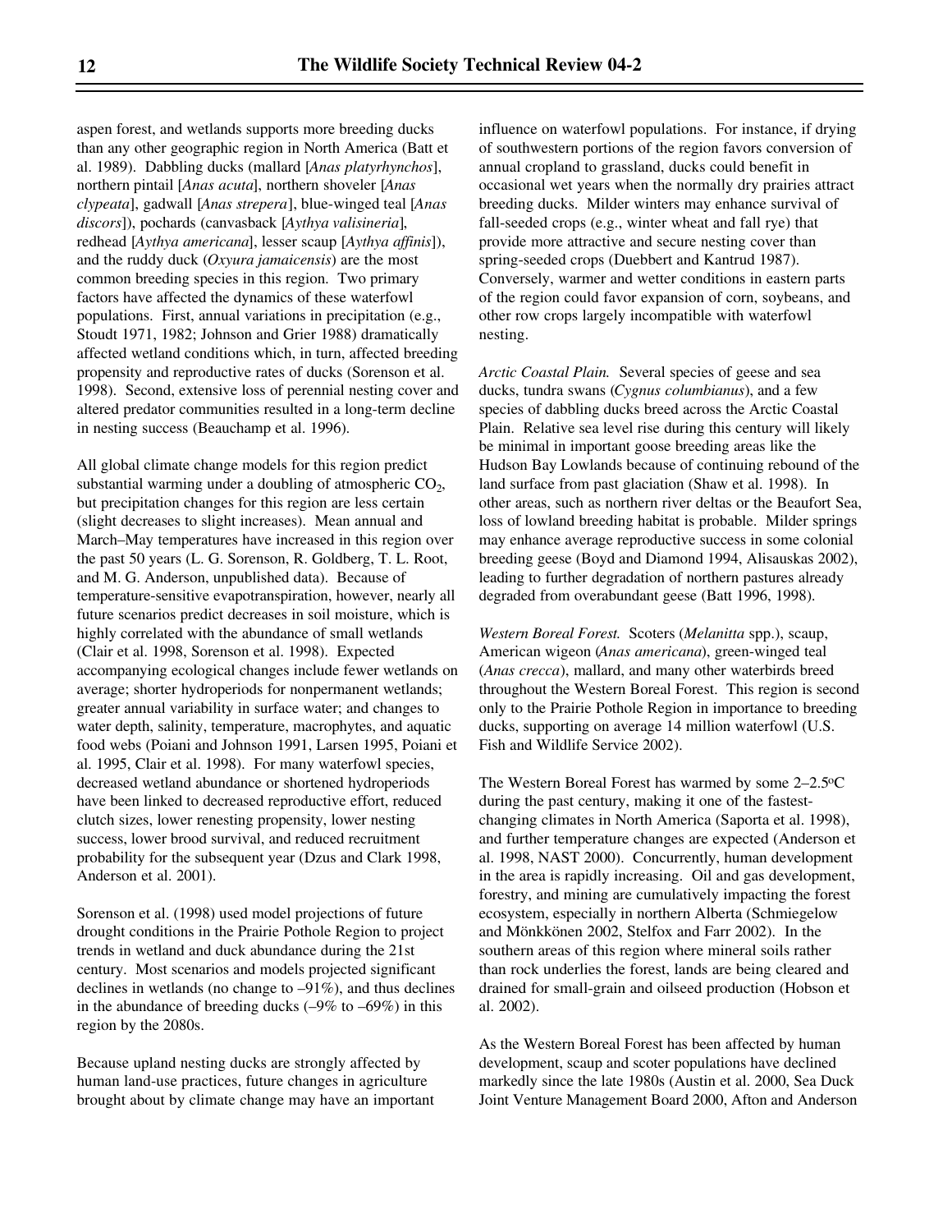aspen forest, and wetlands supports more breeding ducks than any other geographic region in North America (Batt et al. 1989). Dabbling ducks (mallard [*Anas platyrhynchos*], northern pintail [*Anas acuta*], northern shoveler [*Anas clypeata*], gadwall [*Anas strepera*], blue-winged teal [*Anas discors*]), pochards (canvasback [*Aythya valisineria*], redhead [*Aythya americana*], lesser scaup [*Aythya affinis*]), and the ruddy duck (*Oxyura jamaicensis*) are the most common breeding species in this region. Two primary factors have affected the dynamics of these waterfowl populations. First, annual variations in precipitation (e.g., Stoudt 1971, 1982; Johnson and Grier 1988) dramatically affected wetland conditions which, in turn, affected breeding propensity and reproductive rates of ducks (Sorenson et al. 1998). Second, extensive loss of perennial nesting cover and altered predator communities resulted in a long-term decline in nesting success (Beauchamp et al. 1996).

All global climate change models for this region predict substantial warming under a doubling of atmospheric $CO_2$, but precipitation changes for this region are less certain (slight decreases to slight increases). Mean annual and March–May temperatures have increased in this region over the past 50 years (L. G. Sorenson, R. Goldberg, T. L. Root, and M. G. Anderson, unpublished data). Because of temperature-sensitive evapotranspiration, however, nearly all future scenarios predict decreases in soil moisture, which is highly correlated with the abundance of small wetlands (Clair et al. 1998, Sorenson et al. 1998). Expected accompanying ecological changes include fewer wetlands on average; shorter hydroperiods for nonpermanent wetlands; greater annual variability in surface water; and changes to water depth, salinity, temperature, macrophytes, and aquatic food webs (Poiani and Johnson 1991, Larsen 1995, Poiani et al. 1995, Clair et al. 1998). For many waterfowl species, decreased wetland abundance or shortened hydroperiods have been linked to decreased reproductive effort, reduced clutch sizes, lower renesting propensity, lower nesting success, lower brood survival, and reduced recruitment probability for the subsequent year (Dzus and Clark 1998, Anderson et al. 2001).

Sorenson et al. (1998) used model projections of future drought conditions in the Prairie Pothole Region to project trends in wetland and duck abundance during the 21st century. Most scenarios and models projected significant declines in wetlands (no change to –91%), and thus declines in the abundance of breeding ducks (–9% to –69%) in this region by the 2080s.

Because upland nesting ducks are strongly affected by human land-use practices, future changes in agriculture brought about by climate change may have an important influence on waterfowl populations. For instance, if drying of southwestern portions of the region favors conversion of annual cropland to grassland, ducks could benefit in occasional wet years when the normally dry prairies attract breeding ducks. Milder winters may enhance survival of fall-seeded crops (e.g., winter wheat and fall rye) that provide more attractive and secure nesting cover than spring-seeded crops (Duebbert and Kantrud 1987). Conversely, warmer and wetter conditions in eastern parts of the region could favor expansion of corn, soybeans, and other row crops largely incompatible with waterfowl nesting.

*Arctic Coastal Plain.* Several species of geese and sea ducks, tundra swans (*Cygnus columbianus*), and a few species of dabbling ducks breed across the Arctic Coastal Plain. Relative sea level rise during this century will likely be minimal in important goose breeding areas like the Hudson Bay Lowlands because of continuing rebound of the land surface from past glaciation (Shaw et al. 1998). In other areas, such as northern river deltas or the Beaufort Sea, loss of lowland breeding habitat is probable. Milder springs may enhance average reproductive success in some colonial breeding geese (Boyd and Diamond 1994, Alisauskas 2002), leading to further degradation of northern pastures already degraded from overabundant geese (Batt 1996, 1998).

*Western Boreal Forest.* Scoters (*Melanitta* spp.), scaup, American wigeon (*Anas americana*), green-winged teal (*Anas crecca*), mallard, and many other waterbirds breed throughout the Western Boreal Forest. This region is second only to the Prairie Pothole Region in importance to breeding ducks, supporting on average 14 million waterfowl (U.S. Fish and Wildlife Service 2002).

The Western Boreal Forest has warmed by some 2–2.5°C during the past century, making it one of the fastest-changing climates in North America (Saporta et al. 1998), and further temperature changes are expected (Anderson et al. 1998, NAST 2000). Concurrently, human development in the area is rapidly increasing. Oil and gas development, forestry, and mining are cumulatively impacting the forest ecosystem, especially in northern Alberta (Schmiegelow and Mönkkönen 2002, Stelfox and Farr 2002). In the southern areas of this region where mineral soils rather than rock underlies the forest, lands are being cleared and drained for small-grain and oilseed production (Hobson et al. 2002).

As the Western Boreal Forest has been affected by human development, scaup and scoter populations have declined markedly since the late 1980s (Austin et al. 2000, Sea Duck Joint Venture Management Board 2000, Afton and Anderson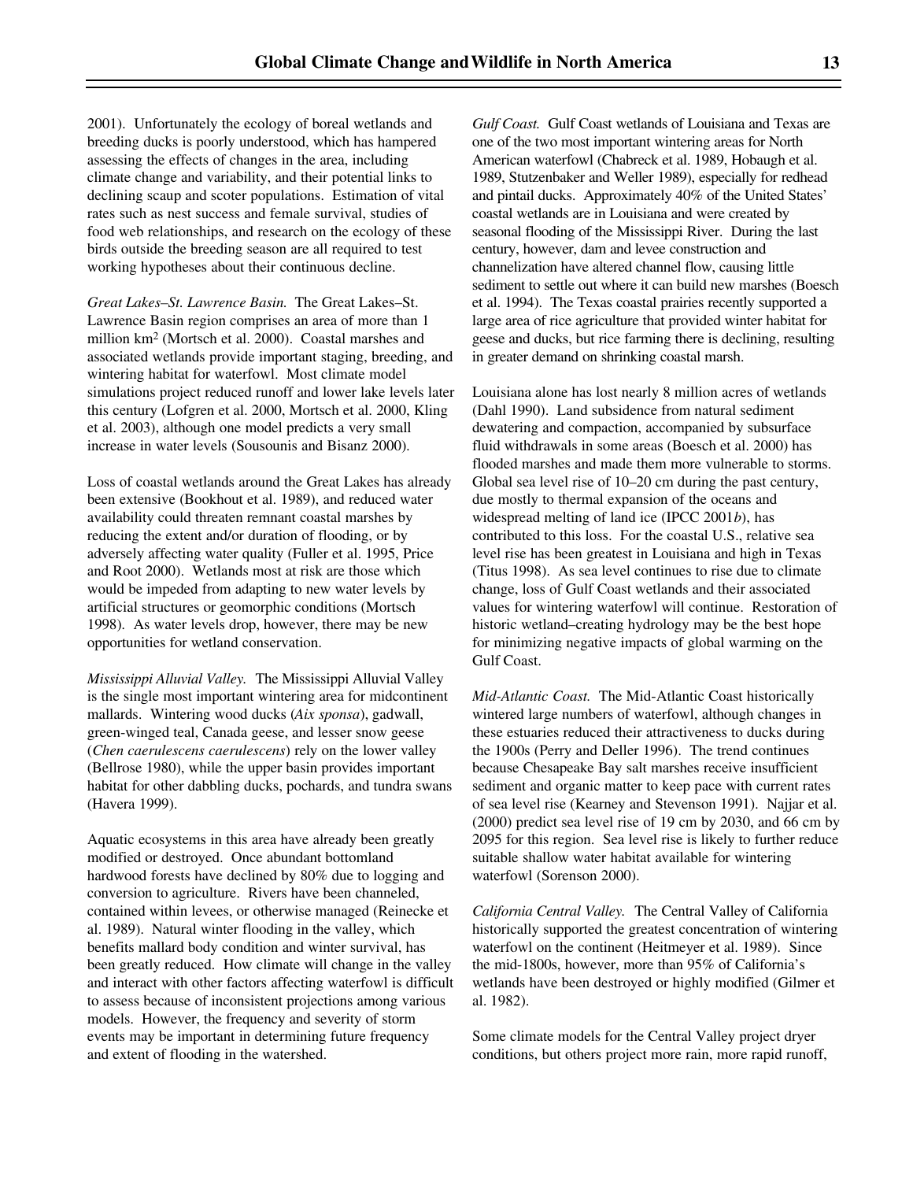2001). Unfortunately the ecology of boreal wetlands and breeding ducks is poorly understood, which has hampered assessing the effects of changes in the area, including climate change and variability, and their potential links to declining scaup and scoter populations. Estimation of vital rates such as nest success and female survival, studies of food web relationships, and research on the ecology of these birds outside the breeding season are all required to test working hypotheses about their continuous decline.

*Great Lakes–St. Lawrence Basin.* The Great Lakes–St. Lawrence Basin region comprises an area of more than 1 million $km^2$ (Mortsch et al. 2000). Coastal marshes and associated wetlands provide important staging, breeding, and wintering habitat for waterfowl. Most climate model simulations project reduced runoff and lower lake levels later this century (Lofgren et al. 2000, Mortsch et al. 2000, Kling et al. 2003), although one model predicts a very small increase in water levels (Sousounis and Bisanz 2000).

Loss of coastal wetlands around the Great Lakes has already been extensive (Bookhout et al. 1989), and reduced water availability could threaten remnant coastal marshes by reducing the extent and/or duration of flooding, or by adversely affecting water quality (Fuller et al. 1995, Price and Root 2000). Wetlands most at risk are those which would be impeded from adapting to new water levels by artificial structures or geomorphic conditions (Mortsch 1998). As water levels drop, however, there may be new opportunities for wetland conservation.

*Mississippi Alluvial Valley.* The Mississippi Alluvial Valley is the single most important wintering area for midcontinent mallards. Wintering wood ducks (*Aix sponsa*), gadwall, green-winged teal, Canada geese, and lesser snow geese (*Chen caerulescens caerulescens*) rely on the lower valley (Bellrose 1980), while the upper basin provides important habitat for other dabbling ducks, pochards, and tundra swans (Havera 1999).

Aquatic ecosystems in this area have already been greatly modified or destroyed. Once abundant bottomland hardwood forests have declined by 80% due to logging and conversion to agriculture. Rivers have been channeled, contained within levees, or otherwise managed (Reinecke et al. 1989). Natural winter flooding in the valley, which benefits mallard body condition and winter survival, has been greatly reduced. How climate will change in the valley and interact with other factors affecting waterfowl is difficult to assess because of inconsistent projections among various models. However, the frequency and severity of storm events may be important in determining future frequency and extent of flooding in the watershed.

*Gulf Coast.* Gulf Coast wetlands of Louisiana and Texas are one of the two most important wintering areas for North American waterfowl (Chabreck et al. 1989, Hobaugh et al. 1989, Stutzenbaker and Weller 1989), especially for redhead and pintail ducks. Approximately 40% of the United States' coastal wetlands are in Louisiana and were created by seasonal flooding of the Mississippi River. During the last century, however, dam and levee construction and channelization have altered channel flow, causing little sediment to settle out where it can build new marshes (Boesch et al. 1994). The Texas coastal prairies recently supported a large area of rice agriculture that provided winter habitat for geese and ducks, but rice farming there is declining, resulting in greater demand on shrinking coastal marsh.

Louisiana alone has lost nearly 8 million acres of wetlands (Dahl 1990). Land subsidence from natural sediment dewatering and compaction, accompanied by subsurface fluid withdrawals in some areas (Boesch et al. 2000) has flooded marshes and made them more vulnerable to storms. Global sea level rise of 10–20 cm during the past century, due mostly to thermal expansion of the oceans and widespread melting of land ice (IPCC 2001*b*), has contributed to this loss. For the coastal U.S., relative sea level rise has been greatest in Louisiana and high in Texas (Titus 1998). As sea level continues to rise due to climate change, loss of Gulf Coast wetlands and their associated values for wintering waterfowl will continue. Restoration of historic wetland–creating hydrology may be the best hope for minimizing negative impacts of global warming on the Gulf Coast.

*Mid-Atlantic Coast.* The Mid-Atlantic Coast historically wintered large numbers of waterfowl, although changes in these estuaries reduced their attractiveness to ducks during the 1900s (Perry and Deller 1996). The trend continues because Chesapeake Bay salt marshes receive insufficient sediment and organic matter to keep pace with current rates of sea level rise (Kearney and Stevenson 1991). Najjar et al. (2000) predict sea level rise of 19 cm by 2030, and 66 cm by 2095 for this region. Sea level rise is likely to further reduce suitable shallow water habitat available for wintering waterfowl (Sorenson 2000).

*California Central Valley.* The Central Valley of California historically supported the greatest concentration of wintering waterfowl on the continent (Heitmeyer et al. 1989). Since the mid-1800s, however, more than 95% of California's wetlands have been destroyed or highly modified (Gilmer et al. 1982).

Some climate models for the Central Valley project dryer conditions, but others project more rain, more rapid runoff,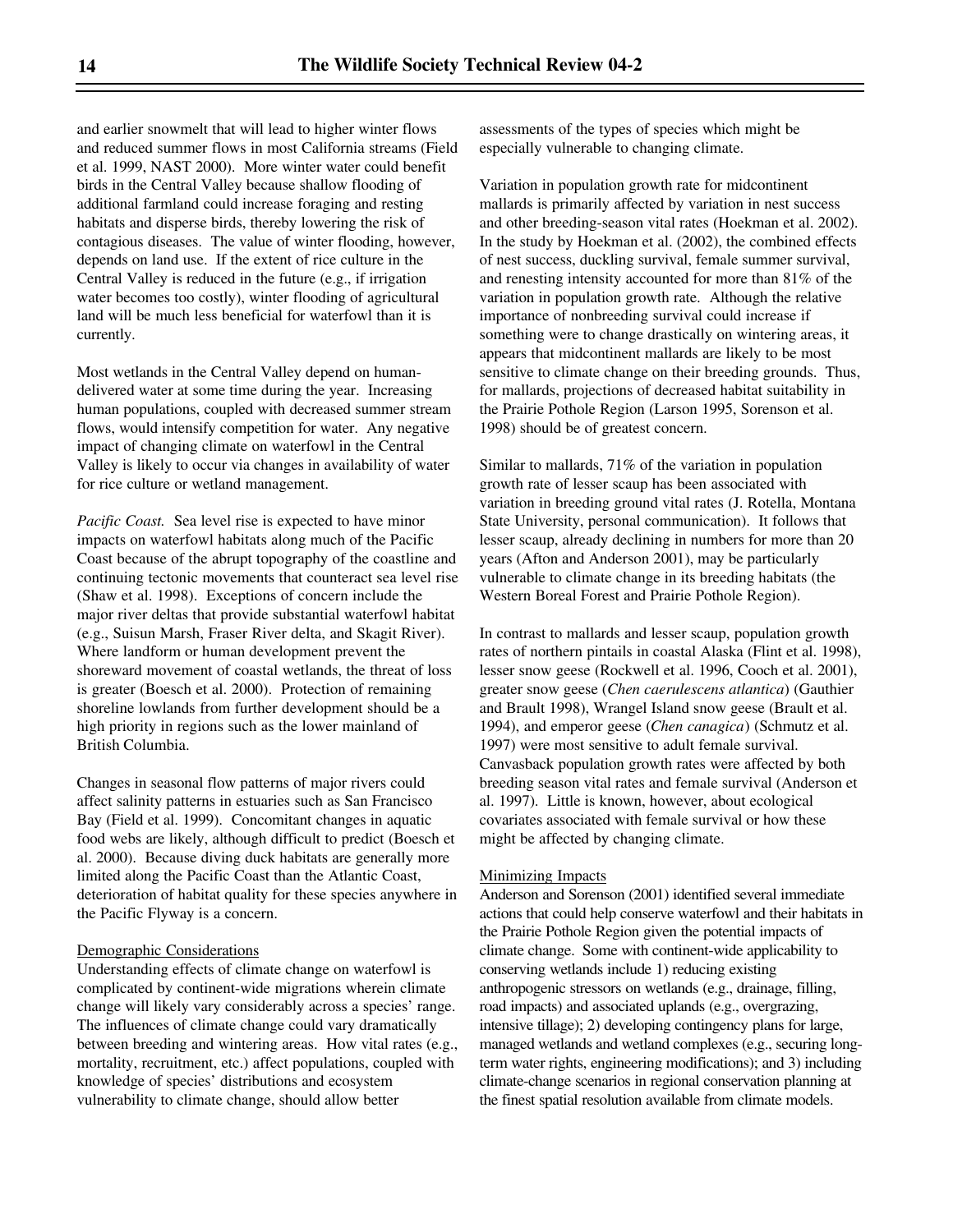and earlier snowmelt that will lead to higher winter flows and reduced summer flows in most California streams (Field et al. 1999, NAST 2000). More winter water could benefit birds in the Central Valley because shallow flooding of additional farmland could increase foraging and resting habitats and disperse birds, thereby lowering the risk of contagious diseases. The value of winter flooding, however, depends on land use. If the extent of rice culture in the Central Valley is reduced in the future (e.g., if irrigation water becomes too costly), winter flooding of agricultural land will be much less beneficial for waterfowl than it is currently.

Most wetlands in the Central Valley depend on human-delivered water at some time during the year. Increasing human populations, coupled with decreased summer stream flows, would intensify competition for water. Any negative impact of changing climate on waterfowl in the Central Valley is likely to occur via changes in availability of water for rice culture or wetland management.

*Pacific Coast.* Sea level rise is expected to have minor impacts on waterfowl habitats along much of the Pacific Coast because of the abrupt topography of the coastline and continuing tectonic movements that counteract sea level rise (Shaw et al. 1998). Exceptions of concern include the major river deltas that provide substantial waterfowl habitat (e.g., Suisun Marsh, Fraser River delta, and Skagit River). Where landform or human development prevent the shoreward movement of coastal wetlands, the threat of loss is greater (Boesch et al. 2000). Protection of remaining shoreline lowlands from further development should be a high priority in regions such as the lower mainland of British Columbia.

Changes in seasonal flow patterns of major rivers could affect salinity patterns in estuaries such as San Francisco Bay (Field et al. 1999). Concomitant changes in aquatic food webs are likely, although difficult to predict (Boesch et al. 2000). Because diving duck habitats are generally more limited along the Pacific Coast than the Atlantic Coast, deterioration of habitat quality for these species anywhere in the Pacific Flyway is a concern.

## Demographic Considerations

Understanding effects of climate change on waterfowl is complicated by continent-wide migrations wherein climate change will likely vary considerably across a species' range. The influences of climate change could vary dramatically between breeding and wintering areas. How vital rates (e.g., mortality, recruitment, etc.) affect populations, coupled with knowledge of species' distributions and ecosystem vulnerability to climate change, should allow better assessments of the types of species which might be especially vulnerable to changing climate.

Variation in population growth rate for midcontinent mallards is primarily affected by variation in nest success and other breeding-season vital rates (Hoekman et al. 2002). In the study by Hoekman et al. (2002), the combined effects of nest success, duckling survival, female summer survival, and renesting intensity accounted for more than 81% of the variation in population growth rate. Although the relative importance of nonbreeding survival could increase if something were to change drastically on wintering areas, it appears that midcontinent mallards are likely to be most sensitive to climate change on their breeding grounds. Thus, for mallards, projections of decreased habitat suitability in the Prairie Pothole Region (Larson 1995, Sorenson et al. 1998) should be of greatest concern.

Similar to mallards, 71% of the variation in population growth rate of lesser scaup has been associated with variation in breeding ground vital rates (J. Rotella, Montana State University, personal communication). It follows that lesser scaup, already declining in numbers for more than 20 years (Afton and Anderson 2001), may be particularly vulnerable to climate change in its breeding habitats (the Western Boreal Forest and Prairie Pothole Region).

In contrast to mallards and lesser scaup, population growth rates of northern pintails in coastal Alaska (Flint et al. 1998), lesser snow geese (Rockwell et al. 1996, Cooch et al. 2001), greater snow geese (*Chen caerulescens atlantica*) (Gauthier and Brault 1998), Wrangel Island snow geese (Brault et al. 1994), and emperor geese (*Chen canagica*) (Schmutz et al. 1997) were most sensitive to adult female survival. Canvasback population growth rates were affected by both breeding season vital rates and female survival (Anderson et al. 1997). Little is known, however, about ecological covariates associated with female survival or how these might be affected by changing climate.

## Minimizing Impacts

Anderson and Sorenson (2001) identified several immediate actions that could help conserve waterfowl and their habitats in the Prairie Pothole Region given the potential impacts of climate change. Some with continent-wide applicability to conserving wetlands include 1) reducing existing anthropogenic stressors on wetlands (e.g., drainage, filling, road impacts) and associated uplands (e.g., overgrazing, intensive tillage); 2) developing contingency plans for large, managed wetlands and wetland complexes (e.g., securing long-term water rights, engineering modifications); and 3) including climate-change scenarios in regional conservation planning at the finest spatial resolution available from climate models.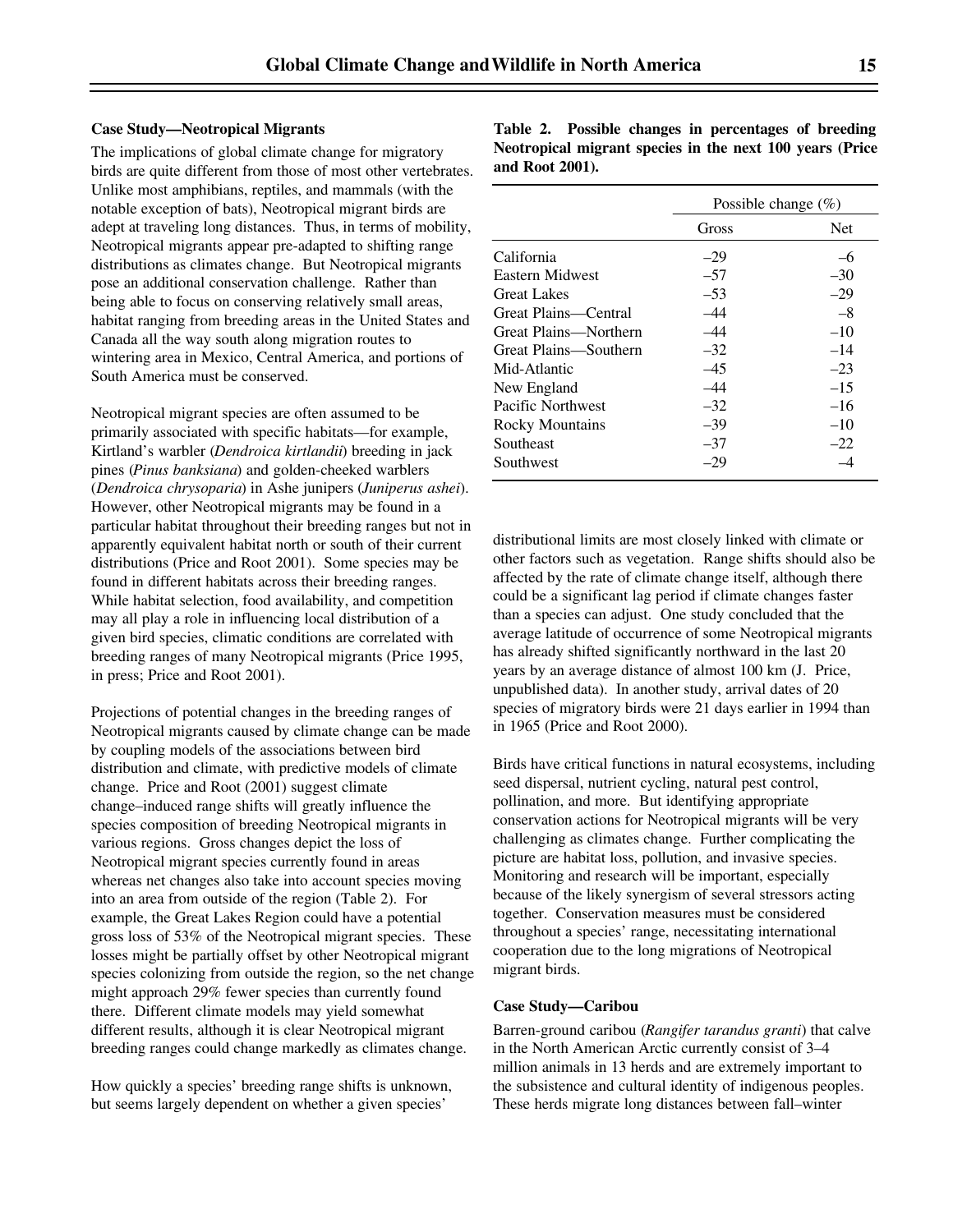### Case Study—Neotropical Migrants

The implications of global climate change for migratory birds are quite different from those of most other vertebrates. Unlike most amphibians, reptiles, and mammals (with the notable exception of bats), Neotropical migrant birds are adept at traveling long distances. Thus, in terms of mobility, Neotropical migrants appear pre-adapted to shifting range distributions as climates change. But Neotropical migrants pose an additional conservation challenge. Rather than being able to focus on conserving relatively small areas, habitat ranging from breeding areas in the United States and Canada all the way south along migration routes to wintering area in Mexico, Central America, and portions of South America must be conserved.

Neotropical migrant species are often assumed to be primarily associated with specific habitats—for example, Kirtland's warbler (*Dendroica kirtlandii*) breeding in jack pines (*Pinus banksiana*) and golden-cheeked warblers (*Dendroica chrysoparia*) in Ashe junipers (*Juniperus ashei*). However, other Neotropical migrants may be found in a particular habitat throughout their breeding ranges but not in apparently equivalent habitat north or south of their current distributions (Price and Root 2001). Some species may be found in different habitats across their breeding ranges. While habitat selection, food availability, and competition may all play a role in influencing local distribution of a given bird species, climatic conditions are correlated with breeding ranges of many Neotropical migrants (Price 1995, in press; Price and Root 2001).

Projections of potential changes in the breeding ranges of Neotropical migrants caused by climate change can be made by coupling models of the associations between bird distribution and climate, with predictive models of climate change. Price and Root (2001) suggest climate change–induced range shifts will greatly influence the species composition of breeding Neotropical migrants in various regions. Gross changes depict the loss of Neotropical migrant species currently found in areas whereas net changes also take into account species moving into an area from outside of the region (Table 2). For example, the Great Lakes Region could have a potential gross loss of 53% of the Neotropical migrant species. These losses might be partially offset by other Neotropical migrant species colonizing from outside the region, so the net change might approach 29% fewer species than currently found there. Different climate models may yield somewhat different results, although it is clear Neotropical migrant breeding ranges could change markedly as climates change.

**Table 2. Possible changes in percentages of breeding Neotropical migrant species in the next 100 years (Price and Root 2001).**

| | Possible change (%) | |
|---|---|---|
| | Gross | Net |
| California | –29 | –6 |
| Eastern Midwest | –57 | –30 |
| Great Lakes | –53 | –29 |
| Great Plains—Central | –44 | –8 |
| Great Plains—Northern | –44 | –10 |
| Great Plains—Southern | –32 | –14 |
| Mid-Atlantic | –45 | –23 |
| New England | –44 | –15 |
| Pacific Northwest | –32 | –16 |
| Rocky Mountains | –39 | –10 |
| Southeast | –37 | –22 |
| Southwest | –29 | –4 |

How quickly a species' breeding range shifts is unknown, but seems largely dependent on whether a given species' distributional limits are most closely linked with climate or other factors such as vegetation. Range shifts should also be affected by the rate of climate change itself, although there could be a significant lag period if climate changes faster than a species can adjust. One study concluded that the average latitude of occurrence of some Neotropical migrants has already shifted significantly northward in the last 20 years by an average distance of almost 100 km (J. Price, unpublished data). In another study, arrival dates of 20 species of migratory birds were 21 days earlier in 1994 than in 1965 (Price and Root 2000).

Birds have critical functions in natural ecosystems, including seed dispersal, nutrient cycling, natural pest control, pollination, and more. But identifying appropriate conservation actions for Neotropical migrants will be very challenging as climates change. Further complicating the picture are habitat loss, pollution, and invasive species. Monitoring and research will be important, especially because of the likely synergism of several stressors acting together. Conservation measures must be considered throughout a species' range, necessitating international cooperation due to the long migrations of Neotropical migrant birds.

### Case Study—Caribou

Barren-ground caribou (*Rangifer tarandus granti*) that calve in the North American Arctic currently consist of 3–4 million animals in 13 herds and are extremely important to the subsistence and cultural identity of indigenous peoples. These herds migrate long distances between fall–winter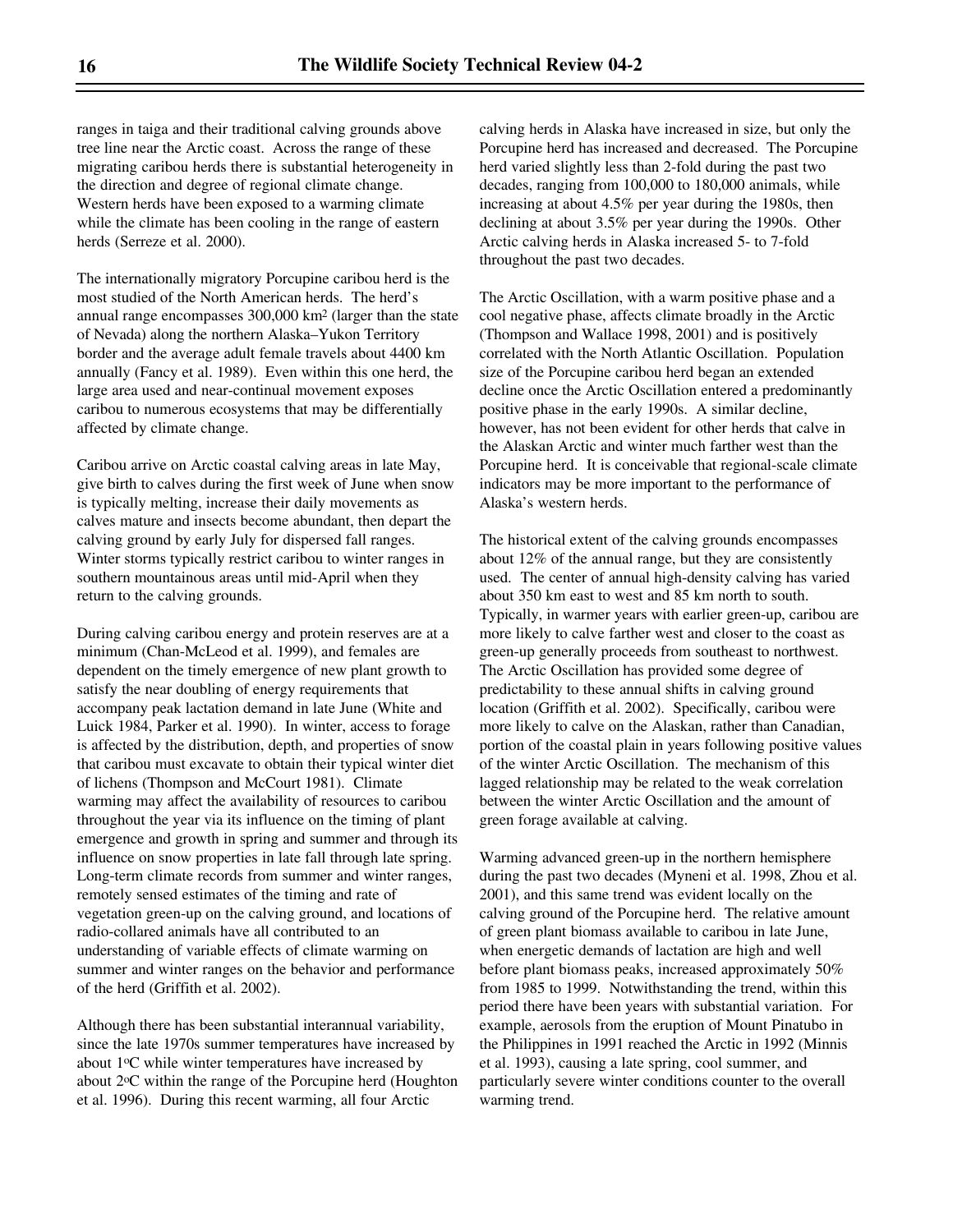ranges in taiga and their traditional calving grounds above tree line near the Arctic coast. Across the range of these migrating caribou herds there is substantial heterogeneity in the direction and degree of regional climate change. Western herds have been exposed to a warming climate while the climate has been cooling in the range of eastern herds (Serreze et al. 2000).

The internationally migratory Porcupine caribou herd is the most studied of the North American herds. The herd's annual range encompasses 300,000 km$^2$ (larger than the state of Nevada) along the northern Alaska–Yukon Territory border and the average adult female travels about 4400 km annually (Fancy et al. 1989). Even within this one herd, the large area used and near-continual movement exposes caribou to numerous ecosystems that may be differentially affected by climate change.

Caribou arrive on Arctic coastal calving areas in late May, give birth to calves during the first week of June when snow is typically melting, increase their daily movements as calves mature and insects become abundant, then depart the calving ground by early July for dispersed fall ranges. Winter storms typically restrict caribou to winter ranges in southern mountainous areas until mid-April when they return to the calving grounds.

During calving caribou energy and protein reserves are at a minimum (Chan-McLeod et al. 1999), and females are dependent on the timely emergence of new plant growth to satisfy the near doubling of energy requirements that accompany peak lactation demand in late June (White and Luick 1984, Parker et al. 1990). In winter, access to forage is affected by the distribution, depth, and properties of snow that caribou must excavate to obtain their typical winter diet of lichens (Thompson and McCourt 1981). Climate warming may affect the availability of resources to caribou throughout the year via its influence on the timing of plant emergence and growth in spring and summer and through its influence on snow properties in late fall through late spring. Long-term climate records from summer and winter ranges, remotely sensed estimates of the timing and rate of vegetation green-up on the calving ground, and locations of radio-collared animals have all contributed to an understanding of variable effects of climate warming on summer and winter ranges on the behavior and performance of the herd (Griffith et al. 2002).

Although there has been substantial interannual variability, since the late 1970s summer temperatures have increased by about 1°C while winter temperatures have increased by about 2°C within the range of the Porcupine herd (Houghton et al. 1996). During this recent warming, all four Arctic calving herds in Alaska have increased in size, but only the Porcupine herd has increased and decreased. The Porcupine herd varied slightly less than 2-fold during the past two decades, ranging from 100,000 to 180,000 animals, while increasing at about 4.5% per year during the 1980s, then declining at about 3.5% per year during the 1990s. Other Arctic calving herds in Alaska increased 5- to 7-fold throughout the past two decades.

The Arctic Oscillation, with a warm positive phase and a cool negative phase, affects climate broadly in the Arctic (Thompson and Wallace 1998, 2001) and is positively correlated with the North Atlantic Oscillation. Population size of the Porcupine caribou herd began an extended decline once the Arctic Oscillation entered a predominantly positive phase in the early 1990s. A similar decline, however, has not been evident for other herds that calve in the Alaskan Arctic and winter much farther west than the Porcupine herd. It is conceivable that regional-scale climate indicators may be more important to the performance of Alaska's western herds.

The historical extent of the calving grounds encompasses about 12% of the annual range, but they are consistently used. The center of annual high-density calving has varied about 350 km east to west and 85 km north to south. Typically, in warmer years with earlier green-up, caribou are more likely to calve farther west and closer to the coast as green-up generally proceeds from southeast to northwest. The Arctic Oscillation has provided some degree of predictability to these annual shifts in calving ground location (Griffith et al. 2002). Specifically, caribou were more likely to calve on the Alaskan, rather than Canadian, portion of the coastal plain in years following positive values of the winter Arctic Oscillation. The mechanism of this lagged relationship may be related to the weak correlation between the winter Arctic Oscillation and the amount of green forage available at calving.

Warming advanced green-up in the northern hemisphere during the past two decades (Myneni et al. 1998, Zhou et al. 2001), and this same trend was evident locally on the calving ground of the Porcupine herd. The relative amount of green plant biomass available to caribou in late June, when energetic demands of lactation are high and well before plant biomass peaks, increased approximately 50% from 1985 to 1999. Notwithstanding the trend, within this period there have been years with substantial variation. For example, aerosols from the eruption of Mount Pinatubo in the Philippines in 1991 reached the Arctic in 1992 (Minnis et al. 1993), causing a late spring, cool summer, and particularly severe winter conditions counter to the overall warming trend.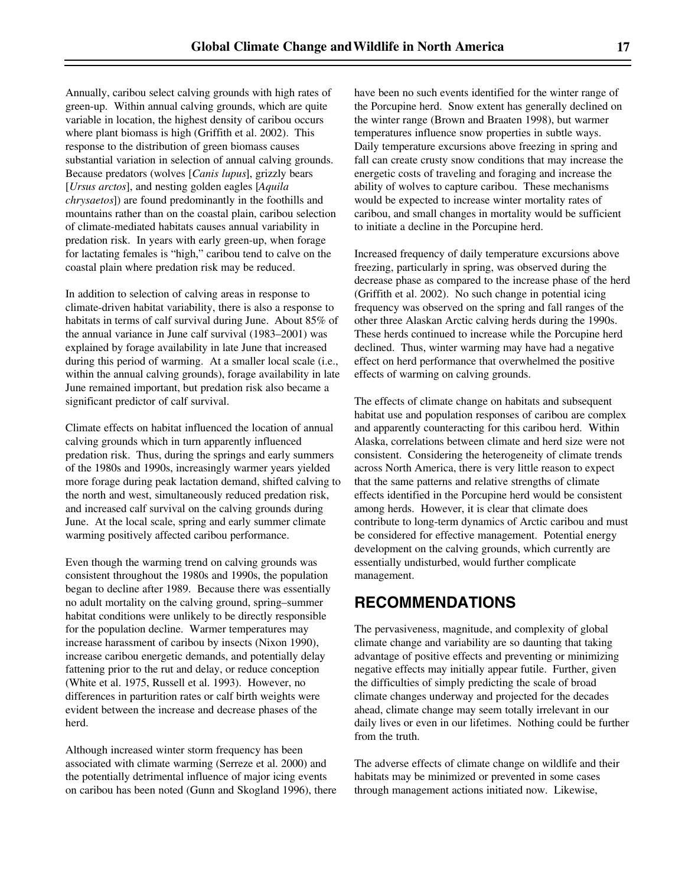Annually, caribou select calving grounds with high rates of green-up. Within annual calving grounds, which are quite variable in location, the highest density of caribou occurs where plant biomass is high (Griffith et al. 2002). This response to the distribution of green biomass causes substantial variation in selection of annual calving grounds. Because predators (wolves [*Canis lupus*], grizzly bears [*Ursus arctos*], and nesting golden eagles [*Aquila chrysaetos*]) are found predominantly in the foothills and mountains rather than on the coastal plain, caribou selection of climate-mediated habitats causes annual variability in predation risk. In years with early green-up, when forage for lactating females is "high," caribou tend to calve on the coastal plain where predation risk may be reduced.

In addition to selection of calving areas in response to climate-driven habitat variability, there is also a response to habitats in terms of calf survival during June. About 85% of the annual variance in June calf survival (1983–2001) was explained by forage availability in late June that increased during this period of warming. At a smaller local scale (i.e., within the annual calving grounds), forage availability in late June remained important, but predation risk also became a significant predictor of calf survival.

Climate effects on habitat influenced the location of annual calving grounds which in turn apparently influenced predation risk. Thus, during the springs and early summers of the 1980s and 1990s, increasingly warmer years yielded more forage during peak lactation demand, shifted calving to the north and west, simultaneously reduced predation risk, and increased calf survival on the calving grounds during June. At the local scale, spring and early summer climate warming positively affected caribou performance.

Even though the warming trend on calving grounds was consistent throughout the 1980s and 1990s, the population began to decline after 1989. Because there was essentially no adult mortality on the calving ground, spring–summer habitat conditions were unlikely to be directly responsible for the population decline. Warmer temperatures may increase harassment of caribou by insects (Nixon 1990), increase caribou energetic demands, and potentially delay fattening prior to the rut and delay, or reduce conception (White et al. 1975, Russell et al. 1993). However, no differences in parturition rates or calf birth weights were evident between the increase and decrease phases of the herd.

Although increased winter storm frequency has been associated with climate warming (Serreze et al. 2000) and the potentially detrimental influence of major icing events on caribou has been noted (Gunn and Skogland 1996), there have been no such events identified for the winter range of the Porcupine herd. Snow extent has generally declined on the winter range (Brown and Braaten 1998), but warmer temperatures influence snow properties in subtle ways. Daily temperature excursions above freezing in spring and fall can create crusty snow conditions that may increase the energetic costs of traveling and foraging and increase the ability of wolves to capture caribou. These mechanisms would be expected to increase winter mortality rates of caribou, and small changes in mortality would be sufficient to initiate a decline in the Porcupine herd.

Increased frequency of daily temperature excursions above freezing, particularly in spring, was observed during the decrease phase as compared to the increase phase of the herd (Griffith et al. 2002). No such change in potential icing frequency was observed on the spring and fall ranges of the other three Alaskan Arctic calving herds during the 1990s. These herds continued to increase while the Porcupine herd declined. Thus, winter warming may have had a negative effect on herd performance that overwhelmed the positive effects of warming on calving grounds.

The effects of climate change on habitats and subsequent habitat use and population responses of caribou are complex and apparently counteracting for this caribou herd. Within Alaska, correlations between climate and herd size were not consistent. Considering the heterogeneity of climate trends across North America, there is very little reason to expect that the same patterns and relative strengths of climate effects identified in the Porcupine herd would be consistent among herds. However, it is clear that climate does contribute to long-term dynamics of Arctic caribou and must be considered for effective management. Potential energy development on the calving grounds, which currently are essentially undisturbed, would further complicate management.

## RECOMMENDATIONS

The pervasiveness, magnitude, and complexity of global climate change and variability are so daunting that taking advantage of positive effects and preventing or minimizing negative effects may initially appear futile. Further, given the difficulties of simply predicting the scale of broad climate changes underway and projected for the decades ahead, climate change may seem totally irrelevant in our daily lives or even in our lifetimes. Nothing could be further from the truth.

The adverse effects of climate change on wildlife and their habitats may be minimized or prevented in some cases through management actions initiated now. Likewise,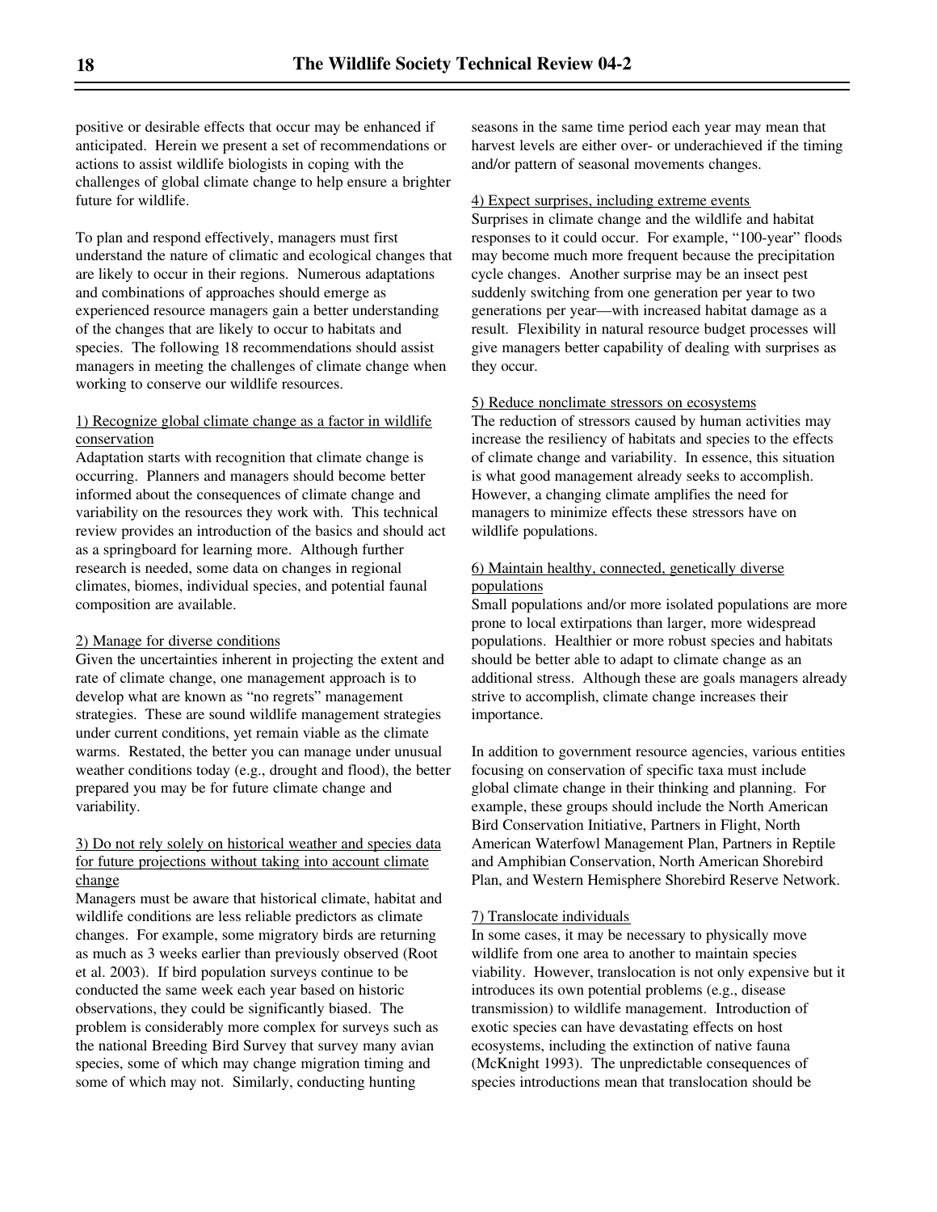positive or desirable effects that occur may be enhanced if anticipated. Herein we present a set of recommendations or actions to assist wildlife biologists in coping with the challenges of global climate change to help ensure a brighter future for wildlife.

To plan and respond effectively, managers must first understand the nature of climatic and ecological changes that are likely to occur in their regions. Numerous adaptations and combinations of approaches should emerge as experienced resource managers gain a better understanding of the changes that are likely to occur to habitats and species. The following 18 recommendations should assist managers in meeting the challenges of climate change when working to conserve our wildlife resources.

1) Recognize global climate change as a factor in wildlife conservation

Adaptation starts with recognition that climate change is occurring. Planners and managers should become better informed about the consequences of climate change and variability on the resources they work with. This technical review provides an introduction of the basics and should act as a springboard for learning more. Although further research is needed, some data on changes in regional climates, biomes, individual species, and potential faunal composition are available.

2) Manage for diverse conditions

Given the uncertainties inherent in projecting the extent and rate of climate change, one management approach is to develop what are known as "no regrets" management strategies. These are sound wildlife management strategies under current conditions, yet remain viable as the climate warms. Restated, the better you can manage under unusual weather conditions today (e.g., drought and flood), the better prepared you may be for future climate change and variability.

3) Do not rely solely on historical weather and species data for future projections without taking into account climate change

Managers must be aware that historical climate, habitat and wildlife conditions are less reliable predictors as climate changes. For example, some migratory birds are returning as much as 3 weeks earlier than previously observed (Root et al. 2003). If bird population surveys continue to be conducted the same week each year based on historic observations, they could be significantly biased. The problem is considerably more complex for surveys such as the national Breeding Bird Survey that survey many avian species, some of which may change migration timing and some of which may not. Similarly, conducting hunting seasons in the same time period each year may mean that harvest levels are either over- or underachieved if the timing and/or pattern of seasonal movements changes.

4) Expect surprises, including extreme events

Surprises in climate change and the wildlife and habitat responses to it could occur. For example, "100-year" floods may become much more frequent because the precipitation cycle changes. Another surprise may be an insect pest suddenly switching from one generation per year to two generations per year—with increased habitat damage as a result. Flexibility in natural resource budget processes will give managers better capability of dealing with surprises as they occur.

5) Reduce nonclimate stressors on ecosystems

The reduction of stressors caused by human activities may increase the resiliency of habitats and species to the effects of climate change and variability. In essence, this situation is what good management already seeks to accomplish. However, a changing climate amplifies the need for managers to minimize effects these stressors have on wildlife populations.

6) Maintain healthy, connected, genetically diverse populations

Small populations and/or more isolated populations are more prone to local extirpations than larger, more widespread populations. Healthier or more robust species and habitats should be better able to adapt to climate change as an additional stress. Although these are goals managers already strive to accomplish, climate change increases their importance.

In addition to government resource agencies, various entities focusing on conservation of specific taxa must include global climate change in their thinking and planning. For example, these groups should include the North American Bird Conservation Initiative, Partners in Flight, North American Waterfowl Management Plan, Partners in Reptile and Amphibian Conservation, North American Shorebird Plan, and Western Hemisphere Shorebird Reserve Network.

7) Translocate individuals

In some cases, it may be necessary to physically move wildlife from one area to another to maintain species viability. However, translocation is not only expensive but it introduces its own potential problems (e.g., disease transmission) to wildlife management. Introduction of exotic species can have devastating effects on host ecosystems, including the extinction of native fauna (McKnight 1993). The unpredictable consequences of species introductions mean that translocation should be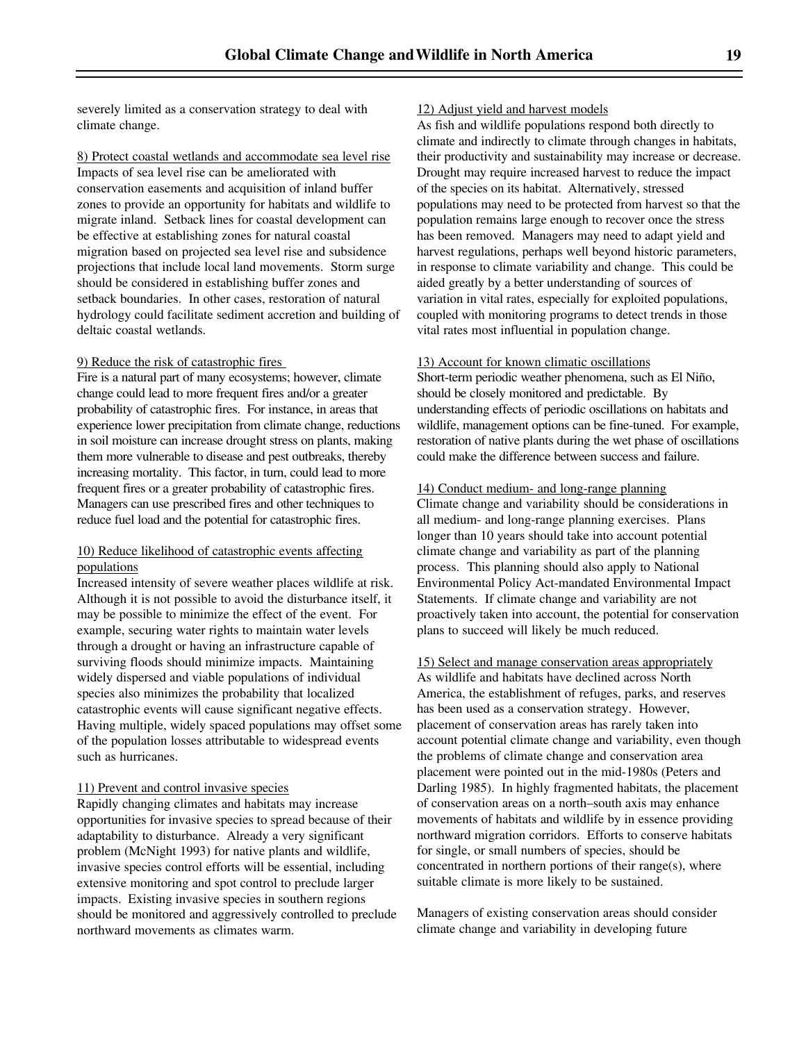severely limited as a conservation strategy to deal with climate change.

8) Protect coastal wetlands and accommodate sea level rise
Impacts of sea level rise can be ameliorated with conservation easements and acquisition of inland buffer zones to provide an opportunity for habitats and wildlife to migrate inland. Setback lines for coastal development can be effective at establishing zones for natural coastal migration based on projected sea level rise and subsidence projections that include local land movements. Storm surge should be considered in establishing buffer zones and setback boundaries. In other cases, restoration of natural hydrology could facilitate sediment accretion and building of deltaic coastal wetlands.

9) Reduce the risk of catastrophic fires
Fire is a natural part of many ecosystems; however, climate change could lead to more frequent fires and/or a greater probability of catastrophic fires. For instance, in areas that experience lower precipitation from climate change, reductions in soil moisture can increase drought stress on plants, making them more vulnerable to disease and pest outbreaks, thereby increasing mortality. This factor, in turn, could lead to more frequent fires or a greater probability of catastrophic fires. Managers can use prescribed fires and other techniques to reduce fuel load and the potential for catastrophic fires.

10) Reduce likelihood of catastrophic events affecting populations
Increased intensity of severe weather places wildlife at risk. Although it is not possible to avoid the disturbance itself, it may be possible to minimize the effect of the event. For example, securing water rights to maintain water levels through a drought or having an infrastructure capable of surviving floods should minimize impacts. Maintaining widely dispersed and viable populations of individual species also minimizes the probability that localized catastrophic events will cause significant negative effects. Having multiple, widely spaced populations may offset some of the population losses attributable to widespread events such as hurricanes.

11) Prevent and control invasive species
Rapidly changing climates and habitats may increase opportunities for invasive species to spread because of their adaptability to disturbance. Already a very significant problem (McNight 1993) for native plants and wildlife, invasive species control efforts will be essential, including extensive monitoring and spot control to preclude larger impacts. Existing invasive species in southern regions should be monitored and aggressively controlled to preclude northward movements as climates warm.

12) Adjust yield and harvest models
As fish and wildlife populations respond both directly to climate and indirectly to climate through changes in habitats, their productivity and sustainability may increase or decrease. Drought may require increased harvest to reduce the impact of the species on its habitat. Alternatively, stressed populations may need to be protected from harvest so that the population remains large enough to recover once the stress has been removed. Managers may need to adapt yield and harvest regulations, perhaps well beyond historic parameters, in response to climate variability and change. This could be aided greatly by a better understanding of sources of variation in vital rates, especially for exploited populations, coupled with monitoring programs to detect trends in those vital rates most influential in population change.

13) Account for known climatic oscillations
Short-term periodic weather phenomena, such as El Niño, should be closely monitored and predictable. By understanding effects of periodic oscillations on habitats and wildlife, management options can be fine-tuned. For example, restoration of native plants during the wet phase of oscillations could make the difference between success and failure.

14) Conduct medium- and long-range planning
Climate change and variability should be considerations in all medium- and long-range planning exercises. Plans longer than 10 years should take into account potential climate change and variability as part of the planning process. This planning should also apply to National Environmental Policy Act-mandated Environmental Impact Statements. If climate change and variability are not proactively taken into account, the potential for conservation plans to succeed will likely be much reduced.

15) Select and manage conservation areas appropriately
As wildlife and habitats have declined across North America, the establishment of refuges, parks, and reserves has been used as a conservation strategy. However, placement of conservation areas has rarely taken into account potential climate change and variability, even though the problems of climate change and conservation area placement were pointed out in the mid-1980s (Peters and Darling 1985). In highly fragmented habitats, the placement of conservation areas on a north–south axis may enhance movements of habitats and wildlife by in essence providing northward migration corridors. Efforts to conserve habitats for single, or small numbers of species, should be concentrated in northern portions of their range(s), where suitable climate is more likely to be sustained.

Managers of existing conservation areas should consider climate change and variability in developing future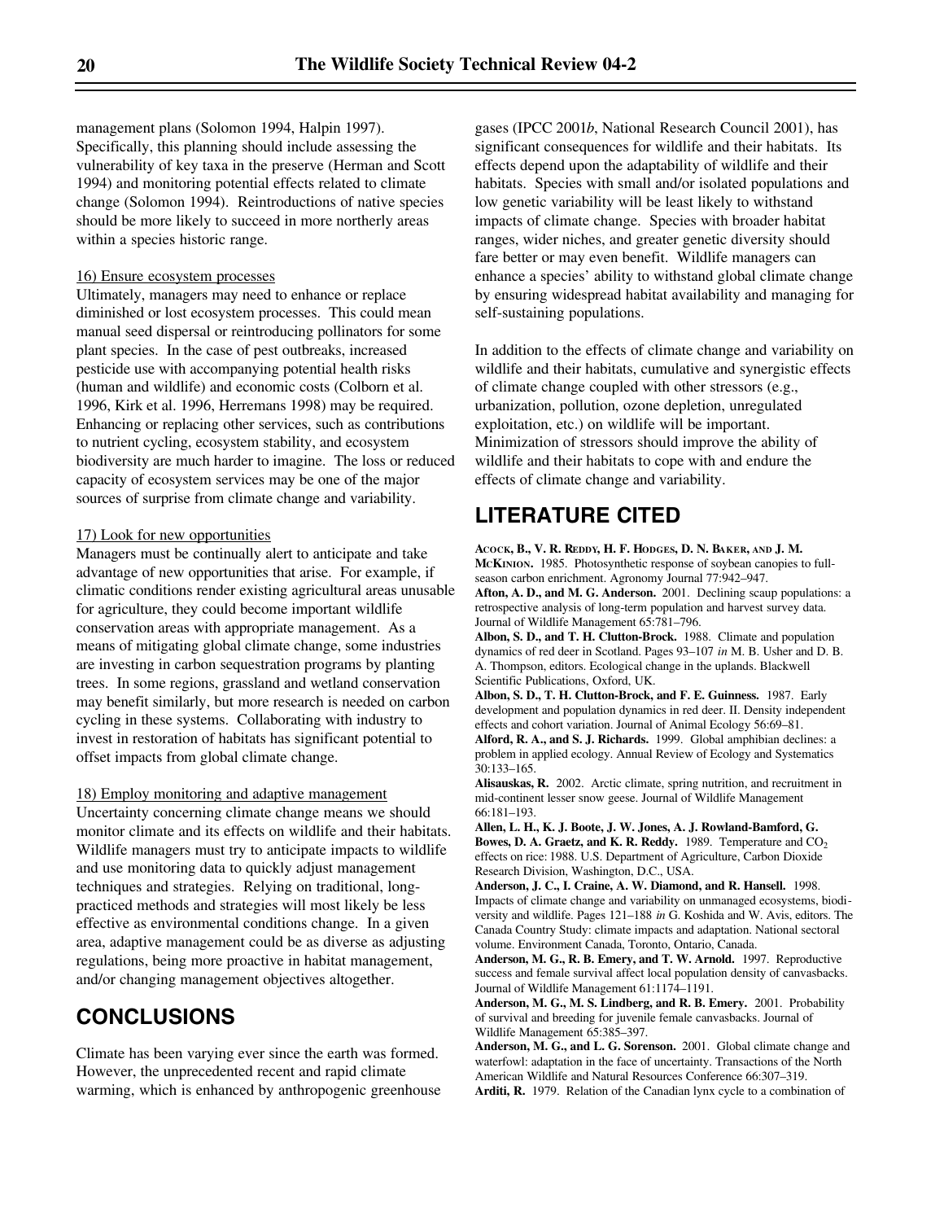management plans (Solomon 1994, Halpin 1997). Specifically, this planning should include assessing the vulnerability of key taxa in the preserve (Herman and Scott 1994) and monitoring potential effects related to climate change (Solomon 1994). Reintroductions of native species should be more likely to succeed in more northerly areas within a species historic range.

16) Ensure ecosystem processes

Ultimately, managers may need to enhance or replace diminished or lost ecosystem processes. This could mean manual seed dispersal or reintroducing pollinators for some plant species. In the case of pest outbreaks, increased pesticide use with accompanying potential health risks (human and wildlife) and economic costs (Colborn et al. 1996, Kirk et al. 1996, Herremans 1998) may be required. Enhancing or replacing other services, such as contributions to nutrient cycling, ecosystem stability, and ecosystem biodiversity are much harder to imagine. The loss or reduced capacity of ecosystem services may be one of the major sources of surprise from climate change and variability.

17) Look for new opportunities

Managers must be continually alert to anticipate and take advantage of new opportunities that arise. For example, if climatic conditions render existing agricultural areas unusable for agriculture, they could become important wildlife conservation areas with appropriate management. As a means of mitigating global climate change, some industries are investing in carbon sequestration programs by planting trees. In some regions, grassland and wetland conservation may benefit similarly, but more research is needed on carbon cycling in these systems. Collaborating with industry to invest in restoration of habitats has significant potential to offset impacts from global climate change.

18) Employ monitoring and adaptive management

Uncertainty concerning climate change means we should monitor climate and its effects on wildlife and their habitats. Wildlife managers must try to anticipate impacts to wildlife and use monitoring data to quickly adjust management techniques and strategies. Relying on traditional, long-practiced methods and strategies will most likely be less effective as environmental conditions change. In a given area, adaptive management could be as diverse as adjusting regulations, being more proactive in habitat management, and/or changing management objectives altogether.

## CONCLUSIONS

Climate has been varying ever since the earth was formed. However, the unprecedented recent and rapid climate warming, which is enhanced by anthropogenic greenhouse gases (IPCC 2001*b*, National Research Council 2001), has significant consequences for wildlife and their habitats. Its effects depend upon the adaptability of wildlife and their habitats. Species with small and/or isolated populations and low genetic variability will be least likely to withstand impacts of climate change. Species with broader habitat ranges, wider niches, and greater genetic diversity should fare better or may even benefit. Wildlife managers can enhance a species' ability to withstand global climate change by ensuring widespread habitat availability and managing for self-sustaining populations.

In addition to the effects of climate change and variability on wildlife and their habitats, cumulative and synergistic effects of climate change coupled with other stressors (e.g., urbanization, pollution, ozone depletion, unregulated exploitation, etc.) on wildlife will be important. Minimization of stressors should improve the ability of wildlife and their habitats to cope with and endure the effects of climate change and variability.

## LITERATURE CITED

**Acock, B., V. R. Reddy, H. F. Hodges, D. N. Baker, and J. M. McKinion.** 1985. Photosynthetic response of soybean canopies to full-season carbon enrichment. Agronomy Journal 77:942–947.

**Afton, A. D., and M. G. Anderson.** 2001. Declining scaup populations: a retrospective analysis of long-term population and harvest survey data. Journal of Wildlife Management 65:781–796.

**Albon, S. D., and T. H. Clutton-Brock.** 1988. Climate and population dynamics of red deer in Scotland. Pages 93–107 *in* M. B. Usher and D. B. A. Thompson, editors. Ecological change in the uplands. Blackwell Scientific Publications, Oxford, UK.

**Albon, S. D., T. H. Clutton-Brock, and F. E. Guinness.** 1987. Early development and population dynamics in red deer. II. Density independent effects and cohort variation. Journal of Animal Ecology 56:69–81.

**Alford, R. A., and S. J. Richards.** 1999. Global amphibian declines: a problem in applied ecology. Annual Review of Ecology and Systematics 30:133–165.

**Alisauskas, R.** 2002. Arctic climate, spring nutrition, and recruitment in mid-continent lesser snow geese. Journal of Wildlife Management 66:181–193.

**Allen, L. H., K. J. Boote, J. W. Jones, A. J. Rowland-Bamford, G. Bowes, D. A. Graetz, and K. R. Reddy.** 1989. Temperature and $CO_2$ effects on rice: 1988. U.S. Department of Agriculture, Carbon Dioxide Research Division, Washington, D.C., USA.

**Anderson, J. C., I. Craine, A. W. Diamond, and R. Hansell.** 1998. Impacts of climate change and variability on unmanaged ecosystems, biodiversity and wildlife. Pages 121–188 *in* G. Koshida and W. Avis, editors. The Canada Country Study: climate impacts and adaptation. National sectoral volume. Environment Canada, Toronto, Ontario, Canada.

**Anderson, M. G., R. B. Emery, and T. W. Arnold.** 1997. Reproductive success and female survival affect local population density of canvasbacks. Journal of Wildlife Management 61:1174–1191.

**Anderson, M. G., M. S. Lindberg, and R. B. Emery.** 2001. Probability of survival and breeding for juvenile female canvasbacks. Journal of Wildlife Management 65:385–397.

**Anderson, M. G., and L. G. Sorenson.** 2001. Global climate change and waterfowl: adaptation in the face of uncertainty. Transactions of the North American Wildlife and Natural Resources Conference 66:307–319.

**Arditi, R.** 1979. Relation of the Canadian lynx cycle to a combination of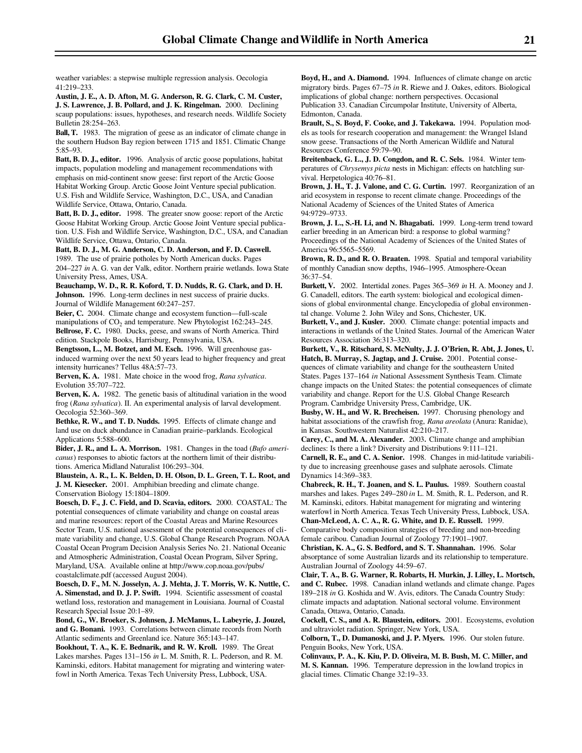weather variables: a stepwise multiple regression analysis. Oecologia 41:219–233.

**Austin, J. E., A. D. Afton, M. G. Anderson, R. G. Clark, C. M. Custer, J. S. Lawrence, J. B. Pollard, and J. K. Ringelman.** 2000. Declining scaup populations: issues, hypotheses, and research needs. Wildlife Society Bulletin 28:254–263.

**Ball, T.** 1983. The migration of geese as an indicator of climate change in the southern Hudson Bay region between 1715 and 1851. Climatic Change 5:85–93.

**Batt, B. D. J., editor.** 1996. Analysis of arctic goose populations, habitat impacts, population modeling and management recommendations with emphasis on mid-continent snow geese: first report of the Arctic Goose Habitat Working Group. Arctic Goose Joint Venture special publication. U.S. Fish and Wildlife Service, Washington, D.C., USA, and Canadian Wildlife Service, Ottawa, Ontario, Canada.

**Batt, B. D. J., editor.** 1998. The greater snow goose: report of the Arctic Goose Habitat Working Group. Arctic Goose Joint Venture special publication. U.S. Fish and Wildlife Service, Washington, D.C., USA, and Canadian Wildlife Service, Ottawa, Ontario, Canada.

**Batt, B. D. J., M. G. Anderson, C. D. Anderson, and F. D. Caswell.** 1989. The use of prairie potholes by North American ducks. Pages 204–227 *in* A. G. van der Valk, editor. Northern prairie wetlands. Iowa State University Press, Ames, USA.

**Beauchamp, W. D., R. R. Koford, T. D. Nudds, R. G. Clark, and D. H. Johnson.** 1996. Long-term declines in nest success of prairie ducks. Journal of Wildlife Management 60:247–257.

**Beier, C.** 2004. Climate change and ecosystem function—full-scale manipulations of $CO_2$ and temperature. New Phytologist 162:243–245.

**Bellrose, F. C.** 1980. Ducks, geese, and swans of North America. Third edition. Stackpole Books, Harrisburg, Pennsylvania, USA.

**Bengtsson, L., M. Botzet, and M. Esch.** 1996. Will greenhouse gas-induced warming over the next 50 years lead to higher frequency and great intensity hurricanes? Tellus 48A:57–73.

**Berven, K. A.** 1981. Mate choice in the wood frog, *Rana sylvatica*. Evolution 35:707–722.

**Berven, K. A.** 1982. The genetic basis of altitudinal variation in the wood frog (*Rana sylvatica*). II. An experimental analysis of larval development. Oecologia 52:360–369.

**Bethke, R. W., and T. D. Nudds.** 1995. Effects of climate change and land use on duck abundance in Canadian prairie–parklands. Ecological Applications 5:588–600.

**Bider, J. R., and L. A. Morrison.** 1981. Changes in the toad (*Bufo americanus*) responses to abiotic factors at the northern limit of their distributions. America Midland Naturalist 106:293–304.

**Blaustein, A. R., L. K. Belden, D. H. Olson, D. L. Green, T. L. Root, and J. M. Kiesecker.** 2001. Amphibian breeding and climate change. Conservation Biology 15:1804–1809.

**Boesch, D. F., J. C. Field, and D. Scavia, editors.** 2000. COASTAL: The potential consequences of climate variability and change on coastal areas and marine resources: report of the Coastal Areas and Marine Resources Sector Team, U.S. national assessment of the potential consequences of climate variability and change, U.S. Global Change Research Program. NOAA Coastal Ocean Program Decision Analysis Series No. 21. National Oceanic and Atmospheric Administration, Coastal Ocean Program, Silver Spring, Maryland, USA. Available online at http://www.cop.noaa.gov/pubs/coastalclimate.pdf (accessed August 2004).

**Boesch, D. F., M. N. Josselyn, A. J. Mehta, J. T. Morris, W. K. Nuttle, C. A. Simenstad, and D. J. P. Swift.** 1994. Scientific assessment of coastal wetland loss, restoration and management in Louisiana. Journal of Coastal Research Special Issue 20:1–89.

**Bond, G., W. Broeker, S. Johnsen, J. McManus, L. Labeyrie, J. Jouzel, and G. Bonani.** 1993. Correlations between climate records from North Atlantic sediments and Greenland ice. Nature 365:143–147.

**Bookhout, T. A., K. E. Bednarik, and R. W. Kroll.** 1989. The Great Lakes marshes. Pages 131–156 *in* L. M. Smith, R. L. Pederson, and R. M. Kaminski, editors. Habitat management for migrating and wintering waterfowl in North America. Texas Tech University Press, Lubbock, USA.

**Boyd, H., and A. Diamond.** 1994. Influences of climate change on arctic migratory birds. Pages 67–75 *in* R. Riewe and J. Oakes, editors. Biological implications of global change: northern perspectives. Occasional Publication 33. Canadian Circumpolar Institute, University of Alberta, Edmonton, Canada.

**Brault, S., S. Boyd, F. Cooke, and J. Takekawa.** 1994. Population models as tools for research cooperation and management: the Wrangel Island snow geese. Transactions of the North American Wildlife and Natural Resources Conference 59:79–90.

**Breitenback, G. L., J. D. Congdon, and R. C. Sels.** 1984. Winter temperatures of *Chrysemys picta* nests in Michigan: effects on hatchling survival. Herpetologica 40:76–81.

**Brown, J. H., T. J. Valone, and C. G. Curtin.** 1997. Reorganization of an arid ecosystem in response to recent climate change. Proceedings of the National Academy of Sciences of the United States of America 94:9729–9733.

**Brown, J. L., S.-H. Li, and N. Bhagabati.** 1999. Long-term trend toward earlier breeding in an American bird: a response to global warming? Proceedings of the National Academy of Sciences of the United States of America 96:5565–5569.

**Brown, R. D., and R. O. Braaten.** 1998. Spatial and temporal variability of monthly Canadian snow depths, 1946–1995. Atmosphere-Ocean 36:37–54.

**Burkett, V.** 2002. Intertidal zones. Pages 365–369 *in* H. A. Mooney and J. G. Canadell, editors. The earth system: biological and ecological dimensions of global environmental change. Encyclopedia of global environmental change. Volume 2. John Wiley and Sons, Chichester, UK.

**Burkett, V., and J. Kusler.** 2000. Climate change: potential impacts and interactions in wetlands of the United States. Journal of the American Water Resources Association 36:313–320.

**Burkett, V., R. Ritschard, S. McNulty, J. J. O'Brien, R. Abt, J. Jones, U. Hatch, B. Murray, S. Jagtap, and J. Cruise.** 2001. Potential consequences of climate variability and change for the southeastern United States. Pages 137–164 *in* National Assessment Synthesis Team. Climate change impacts on the United States: the potential consequences of climate variability and change. Report for the U.S. Global Change Research Program. Cambridge University Press, Cambridge, UK.

**Busby, W. H., and W. R. Brecheisen.** 1997. Chorusing phenology and habitat associations of the crawfish frog, *Rana areolata* (Anura: Ranidae), in Kansas. Southwestern Naturalist 42:210–217.

**Carey, C., and M. A. Alexander.** 2003. Climate change and amphibian declines: Is there a link? Diversity and Distributions 9:111–121.

**Carnell, R. E., and C. A. Senior.** 1998. Changes in mid-latitude variability due to increasing greenhouse gases and sulphate aerosols. Climate Dynamics 14:369–383.

**Chabreck, R. H., T. Joanen, and S. L. Paulus.** 1989. Southern coastal marshes and lakes. Pages 249–280 *in* L. M. Smith, R. L. Pederson, and R. M. Kaminski, editors. Habitat management for migrating and wintering waterfowl in North America. Texas Tech University Press, Lubbock, USA.

**Chan-McLeod, A. C. A., R. G. White, and D. E. Russell.** 1999. Comparative body composition strategies of breeding and non-breeding female caribou. Canadian Journal of Zoology 77:1901–1907.

**Christian, K. A., G. S. Bedford, and S. T. Shannahan.** 1996. Solar absorptance of some Australian lizards and its relationship to temperature. Australian Journal of Zoology 44:59–67.

**Clair, T. A., B. G. Warner, R. Robarts, H. Murkin, J. Lilley, L. Mortsch, and C. Rubec.** 1998. Canadian inland wetlands and climate change. Pages 189–218 *in* G. Koshida and W. Avis, editors. The Canada Country Study: climate impacts and adaptation. National sectoral volume. Environment Canada, Ottawa, Ontario, Canada.

**Cockell, C. S., and A. R. Blaustein, editors.** 2001. Ecosystems, evolution and ultraviolet radiation. Springer, New York, USA.

**Colborn, T., D. Dumanoski, and J. P. Myers.** 1996. Our stolen future. Penguin Books, New York, USA.

**Colinvaux, P. A., K. Kiu, P. D. Oliveira, M. B. Bush, M. C. Miller, and M. S. Kannan.** 1996. Temperature depression in the lowland tropics in glacial times. Climatic Change 32:19–33.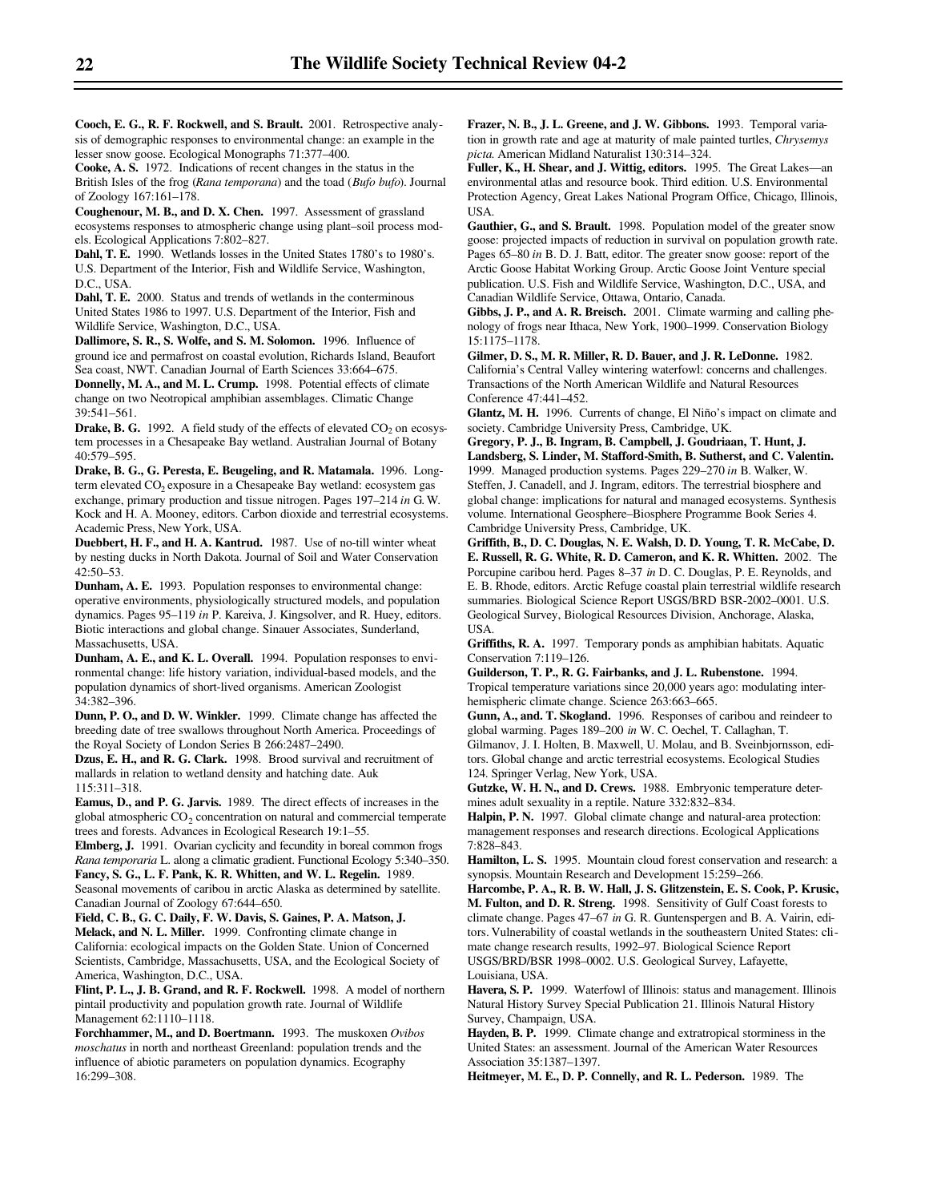**Cooch, E. G., R. F. Rockwell, and S. Brault.** 2001. Retrospective analysis of demographic responses to environmental change: an example in the lesser snow goose. Ecological Monographs 71:377–400.

**Cooke, A. S.** 1972. Indications of recent changes in the status in the British Isles of the frog (*Rana temporana*) and the toad (*Bufo bufo*). Journal of Zoology 167:161–178.

**Coughenour, M. B., and D. X. Chen.** 1997. Assessment of grassland ecosystems responses to atmospheric change using plant–soil process models. Ecological Applications 7:802–827.

**Dahl, T. E.** 1990. Wetlands losses in the United States 1780's to 1980's. U.S. Department of the Interior, Fish and Wildlife Service, Washington, D.C., USA.

**Dahl, T. E.** 2000. Status and trends of wetlands in the conterminous United States 1986 to 1997. U.S. Department of the Interior, Fish and Wildlife Service, Washington, D.C., USA.

**Dallimore, S. R., S. Wolfe, and S. M. Solomon.** 1996. Influence of ground ice and permafrost on coastal evolution, Richards Island, Beaufort Sea coast, NWT. Canadian Journal of Earth Sciences 33:664–675.

**Donnelly, M. A., and M. L. Crump.** 1998. Potential effects of climate change on two Neotropical amphibian assemblages. Climatic Change 39:541–561.

**Drake, B. G.** 1992. A field study of the effects of elevated $CO_2$ on ecosystem processes in a Chesapeake Bay wetland. Australian Journal of Botany 40:579–595.

**Drake, B. G., G. Peresta, E. Beugeling, and R. Matamala.** 1996. Long-term elevated $CO_2$ exposure in a Chesapeake Bay wetland: ecosystem gas exchange, primary production and tissue nitrogen. Pages 197–214 *in* G. W. Kock and H. A. Mooney, editors. Carbon dioxide and terrestrial ecosystems. Academic Press, New York, USA.

**Duebbert, H. F., and H. A. Kantrud.** 1987. Use of no-till winter wheat by nesting ducks in North Dakota. Journal of Soil and Water Conservation 42:50–53.

**Dunham, A. E.** 1993. Population responses to environmental change: operative environments, physiologically structured models, and population dynamics. Pages 95–119 *in* P. Kareiva, J. Kingsolver, and R. Huey, editors. Biotic interactions and global change. Sinauer Associates, Sunderland, Massachusetts, USA.

**Dunham, A. E., and K. L. Overall.** 1994. Population responses to environmental change: life history variation, individual-based models, and the population dynamics of short-lived organisms. American Zoologist 34:382–396.

**Dunn, P. O., and D. W. Winkler.** 1999. Climate change has affected the breeding date of tree swallows throughout North America. Proceedings of the Royal Society of London Series B 266:2487–2490.

**Dzus, E. H., and R. G. Clark.** 1998. Brood survival and recruitment of mallards in relation to wetland density and hatching date. Auk 115:311–318.

**Eamus, D., and P. G. Jarvis.** 1989. The direct effects of increases in the global atmospheric $CO_2$ concentration on natural and commercial temperate trees and forests. Advances in Ecological Research 19:1–55.

**Elmberg, J.** 1991. Ovarian cyclicity and fecundity in boreal common frogs *Rana temporaria* L. along a climatic gradient. Functional Ecology 5:340–350.

**Fancy, S. G., L. F. Pank, K. R. Whitten, and W. L. Regelin.** 1989. Seasonal movements of caribou in arctic Alaska as determined by satellite. Canadian Journal of Zoology 67:644–650.

**Field, C. B., G. C. Daily, F. W. Davis, S. Gaines, P. A. Matson, J. Melack, and N. L. Miller.** 1999. Confronting climate change in California: ecological impacts on the Golden State. Union of Concerned Scientists, Cambridge, Massachusetts, USA, and the Ecological Society of America, Washington, D.C., USA.

**Flint, P. L., J. B. Grand, and R. F. Rockwell.** 1998. A model of northern pintail productivity and population growth rate. Journal of Wildlife Management 62:1110–1118.

**Forchhammer, M., and D. Boertmann.** 1993. The muskoxen *Ovibos moschatus* in north and northeast Greenland: population trends and the influence of abiotic parameters on population dynamics. Ecography 16:299–308.

**Frazer, N. B., J. L. Greene, and J. W. Gibbons.** 1993. Temporal variation in growth rate and age at maturity of male painted turtles, *Chrysemys picta.* American Midland Naturalist 130:314–324.

**Fuller, K., H. Shear, and J. Wittig, editors.** 1995. The Great Lakes—an environmental atlas and resource book. Third edition. U.S. Environmental Protection Agency, Great Lakes National Program Office, Chicago, Illinois, USA.

**Gauthier, G., and S. Brault.** 1998. Population model of the greater snow goose: projected impacts of reduction in survival on population growth rate. Pages 65–80 *in* B. D. J. Batt, editor. The greater snow goose: report of the Arctic Goose Habitat Working Group. Arctic Goose Joint Venture special publication. U.S. Fish and Wildlife Service, Washington, D.C., USA, and Canadian Wildlife Service, Ottawa, Ontario, Canada.

**Gibbs, J. P., and A. R. Breisch.** 2001. Climate warming and calling phenology of frogs near Ithaca, New York, 1900–1999. Conservation Biology 15:1175–1178.

**Gilmer, D. S., M. R. Miller, R. D. Bauer, and J. R. LeDonne.** 1982. California's Central Valley wintering waterfowl: concerns and challenges. Transactions of the North American Wildlife and Natural Resources Conference 47:441–452.

**Glantz, M. H.** 1996. Currents of change, El Niño's impact on climate and society. Cambridge University Press, Cambridge, UK.

**Gregory, P. J., B. Ingram, B. Campbell, J. Goudriaan, T. Hunt, J. Landsberg, S. Linder, M. Stafford-Smith, B. Sutherst, and C. Valentin.** 1999. Managed production systems. Pages 229–270 *in* B. Walker, W. Steffen, J. Canadell, and J. Ingram, editors. The terrestrial biosphere and global change: implications for natural and managed ecosystems. Synthesis volume. International Geosphere–Biosphere Programme Book Series 4. Cambridge University Press, Cambridge, UK.

**Griffith, B., D. C. Douglas, N. E. Walsh, D. D. Young, T. R. McCabe, D. E. Russell, R. G. White, R. D. Cameron, and K. R. Whitten.** 2002. The Porcupine caribou herd. Pages 8–37 *in* D. C. Douglas, P. E. Reynolds, and E. B. Rhode, editors. Arctic Refuge coastal plain terrestrial wildlife research summaries. Biological Science Report USGS/BRD BSR-2002–0001. U.S. Geological Survey, Biological Resources Division, Anchorage, Alaska, USA.

**Griffiths, R. A.** 1997. Temporary ponds as amphibian habitats. Aquatic Conservation 7:119–126.

**Guilderson, T. P., R. G. Fairbanks, and J. L. Rubenstone.** 1994. Tropical temperature variations since 20,000 years ago: modulating interhemispheric climate change. Science 263:663–665.

**Gunn, A., and. T. Skogland.** 1996. Responses of caribou and reindeer to global warming. Pages 189–200 *in* W. C. Oechel, T. Callaghan, T. Gilmanov, J. I. Holten, B. Maxwell, U. Molau, and B. Sveinbjornsson, editors. Global change and arctic terrestrial ecosystems. Ecological Studies 124. Springer Verlag, New York, USA.

**Gutzke, W. H. N., and D. Crews.** 1988. Embryonic temperature determines adult sexuality in a reptile. Nature 332:832–834.

**Halpin, P. N.** 1997. Global climate change and natural-area protection: management responses and research directions. Ecological Applications 7:828–843.

**Hamilton, L. S.** 1995. Mountain cloud forest conservation and research: a synopsis. Mountain Research and Development 15:259–266.

**Harcombe, P. A., R. B. W. Hall, J. S. Glitzenstein, E. S. Cook, P. Krusic, M. Fulton, and D. R. Streng.** 1998. Sensitivity of Gulf Coast forests to climate change. Pages 47–67 *in* G. R. Guntenspergen and B. A. Vairin, editors. Vulnerability of coastal wetlands in the southeastern United States: climate change research results, 1992–97. Biological Science Report USGS/BRD/BSR 1998–0002. U.S. Geological Survey, Lafayette, Louisiana, USA.

**Havera, S. P.** 1999. Waterfowl of Illinois: status and management. Illinois Natural History Survey Special Publication 21. Illinois Natural History Survey, Champaign, USA.

**Hayden, B. P.** 1999. Climate change and extratropical storminess in the United States: an assessment. Journal of the American Water Resources Association 35:1387–1397.

**Heitmeyer, M. E., D. P. Connelly, and R. L. Pederson.** 1989. The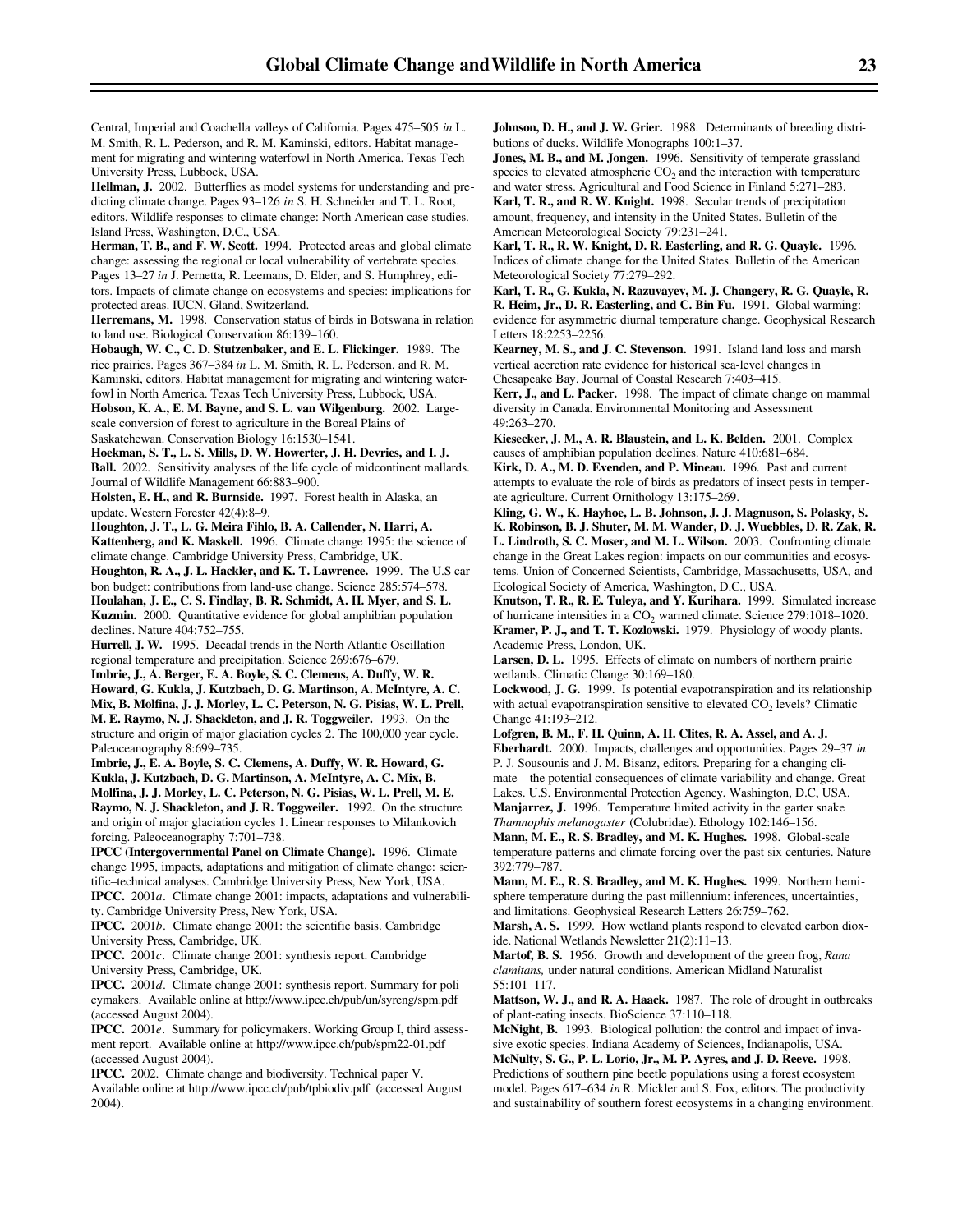Central, Imperial and Coachella valleys of California. Pages 475–505 *in* L. M. Smith, R. L. Pederson, and R. M. Kaminski, editors. Habitat management for migrating and wintering waterfowl in North America. Texas Tech University Press, Lubbock, USA.

**Hellman, J.** 2002. Butterflies as model systems for understanding and predicting climate change. Pages 93–126 *in* S. H. Schneider and T. L. Root, editors. Wildlife responses to climate change: North American case studies. Island Press, Washington, D.C., USA.

**Herman, T. B., and F. W. Scott.** 1994. Protected areas and global climate change: assessing the regional or local vulnerability of vertebrate species. Pages 13–27 *in* J. Pernetta, R. Leemans, D. Elder, and S. Humphrey, editors. Impacts of climate change on ecosystems and species: implications for protected areas. IUCN, Gland, Switzerland.

**Herremans, M.** 1998. Conservation status of birds in Botswana in relation to land use. Biological Conservation 86:139–160.

**Hobaugh, W. C., C. D. Stutzenbaker, and E. L. Flickinger.** 1989. The rice prairies. Pages 367–384 *in* L. M. Smith, R. L. Pederson, and R. M. Kaminski, editors. Habitat management for migrating and wintering waterfowl in North America. Texas Tech University Press, Lubbock, USA.

**Hobson, K. A., E. M. Bayne, and S. L. van Wilgenburg.** 2002. Large-scale conversion of forest to agriculture in the Boreal Plains of Saskatchewan. Conservation Biology 16:1530–1541.

**Hoekman, S. T., L. S. Mills, D. W. Howerter, J. H. Devries, and I. J. Ball.** 2002. Sensitivity analyses of the life cycle of midcontinent mallards. Journal of Wildlife Management 66:883–900.

**Holsten, E. H., and R. Burnside.** 1997. Forest health in Alaska, an update. Western Forester 42(4):8–9.

**Houghton, J. T., L. G. Meira Fihlo, B. A. Callender, N. Harri, A. Kattenberg, and K. Maskell.** 1996. Climate change 1995: the science of climate change. Cambridge University Press, Cambridge, UK.

**Houghton, R. A., J. L. Hackler, and K. T. Lawrence.** 1999. The U.S carbon budget: contributions from land-use change. Science 285:574–578.

**Houlahan, J. E., C. S. Findlay, B. R. Schmidt, A. H. Myer, and S. L. Kuzmin.** 2000. Quantitative evidence for global amphibian population declines. Nature 404:752–755.

**Hurrell, J. W.** 1995. Decadal trends in the North Atlantic Oscillation regional temperature and precipitation. Science 269:676–679.

**Imbrie, J., A. Berger, E. A. Boyle, S. C. Clemens, A. Duffy, W. R. Howard, G. Kukla, J. Kutzbach, D. G. Martinson, A. McIntyre, A. C. Mix, B. Molfina, J. J. Morley, L. C. Peterson, N. G. Pisias, W. L. Prell, M. E. Raymo, N. J. Shackleton, and J. R. Toggweiler.** 1993. On the structure and origin of major glaciation cycles 2. The 100,000 year cycle. Paleoceanography 8:699–735.

**Imbrie, J., E. A. Boyle, S. C. Clemens, A. Duffy, W. R. Howard, G. Kukla, J. Kutzbach, D. G. Martinson, A. McIntyre, A. C. Mix, B. Molfina, J. J. Morley, L. C. Peterson, N. G. Pisias, W. L. Prell, M. E. Raymo, N. J. Shackleton, and J. R. Toggweiler.** 1992. On the structure and origin of major glaciation cycles 1. Linear responses to Milankovich forcing. Paleoceanography 7:701–738.

**IPCC (Intergovernmental Panel on Climate Change).** 1996. Climate change 1995, impacts, adaptations and mitigation of climate change: scientific–technical analyses. Cambridge University Press, New York, USA.

**IPCC.** 2001*a*. Climate change 2001: impacts, adaptations and vulnerability. Cambridge University Press, New York, USA.

**IPCC.** 2001*b*. Climate change 2001: the scientific basis. Cambridge University Press, Cambridge, UK.

**IPCC.** 2001*c*. Climate change 2001: synthesis report. Cambridge University Press, Cambridge, UK.

**IPCC.** 2001*d*. Climate change 2001: synthesis report. Summary for policymakers. Available online at http://www.ipcc.ch/pub/un/syreng/spm.pdf (accessed August 2004).

**IPCC.** 2001*e*. Summary for policymakers. Working Group I, third assessment report. Available online at http://www.ipcc.ch/pub/spm22-01.pdf (accessed August 2004).

**IPCC.** 2002. Climate change and biodiversity. Technical paper V. Available online at http://www.ipcc.ch/pub/tpbiodiv.pdf (accessed August 2004).

**Johnson, D. H., and J. W. Grier.** 1988. Determinants of breeding distributions of ducks. Wildlife Monographs 100:1–37.

**Jones, M. B., and M. Jongen.** 1996. Sensitivity of temperate grassland species to elevated atmospheric $CO_2$ and the interaction with temperature and water stress. Agricultural and Food Science in Finland 5:271–283.

**Karl, T. R., and R. W. Knight.** 1998. Secular trends of precipitation amount, frequency, and intensity in the United States. Bulletin of the American Meteorological Society 79:231–241.

**Karl, T. R., R. W. Knight, D. R. Easterling, and R. G. Quayle.** 1996. Indices of climate change for the United States. Bulletin of the American Meteorological Society 77:279–292.

**Karl, T. R., G. Kukla, N. Razuvayev, M. J. Changery, R. G. Quayle, R. R. Heim, Jr., D. R. Easterling, and C. Bin Fu.** 1991. Global warming: evidence for asymmetric diurnal temperature change. Geophysical Research Letters 18:2253–2256.

**Kearney, M. S., and J. C. Stevenson.** 1991. Island land loss and marsh vertical accretion rate evidence for historical sea-level changes in Chesapeake Bay. Journal of Coastal Research 7:403–415.

**Kerr, J., and L. Packer.** 1998. The impact of climate change on mammal diversity in Canada. Environmental Monitoring and Assessment 49:263–270.

**Kiesecker, J. M., A. R. Blaustein, and L. K. Belden.** 2001. Complex causes of amphibian population declines. Nature 410:681–684.

**Kirk, D. A., M. D. Evenden, and P. Mineau.** 1996. Past and current attempts to evaluate the role of birds as predators of insect pests in temperate agriculture. Current Ornithology 13:175–269.

**Kling, G. W., K. Hayhoe, L. B. Johnson, J. J. Magnuson, S. Polasky, S. K. Robinson, B. J. Shuter, M. M. Wander, D. J. Wuebbles, D. R. Zak, R. L. Lindroth, S. C. Moser, and M. L. Wilson.** 2003. Confronting climate change in the Great Lakes region: impacts on our communities and ecosystems. Union of Concerned Scientists, Cambridge, Massachusetts, USA, and Ecological Society of America, Washington, D.C., USA.

**Knutson, T. R., R. E. Tuleya, and Y. Kurihara.** 1999. Simulated increase of hurricane intensities in a $CO_2$ warmed climate. Science 279:1018–1020.

**Kramer, P. J., and T. T. Kozlowski.** 1979. Physiology of woody plants. Academic Press, London, UK.

**Larsen, D. L.** 1995. Effects of climate on numbers of northern prairie wetlands. Climatic Change 30:169–180.

**Lockwood, J. G.** 1999. Is potential evapotranspiration and its relationship with actual evapotranspiration sensitive to elevated $CO_2$ levels? Climatic Change 41:193–212.

**Lofgren, B. M., F. H. Quinn, A. H. Clites, R. A. Assel, and A. J. Eberhardt.** 2000. Impacts, challenges and opportunities. Pages 29–37 *in* P. J. Sousounis and J. M. Bisanz, editors. Preparing for a changing climate—the potential consequences of climate variability and change. Great Lakes. U.S. Environmental Protection Agency, Washington, D.C, USA.

**Manjarrez, J.** 1996. Temperature limited activity in the garter snake *Thamnophis melanogaster* (Colubridae). Ethology 102:146–156.

**Mann, M. E., R. S. Bradley, and M. K. Hughes.** 1998. Global-scale temperature patterns and climate forcing over the past six centuries. Nature 392:779–787.

**Mann, M. E., R. S. Bradley, and M. K. Hughes.** 1999. Northern hemisphere temperature during the past millennium: inferences, uncertainties, and limitations. Geophysical Research Letters 26:759–762.

**Marsh, A. S.** 1999. How wetland plants respond to elevated carbon dioxide. National Wetlands Newsletter 21(2):11–13.

**Martof, B. S.** 1956. Growth and development of the green frog, *Rana clamitans,* under natural conditions. American Midland Naturalist 55:101–117.

**Mattson, W. J., and R. A. Haack.** 1987. The role of drought in outbreaks of plant-eating insects. BioScience 37:110–118.

**McNight, B.** 1993. Biological pollution: the control and impact of invasive exotic species. Indiana Academy of Sciences, Indianapolis, USA.

**McNulty, S. G., P. L. Lorio, Jr., M. P. Ayres, and J. D. Reeve.** 1998. Predictions of southern pine beetle populations using a forest ecosystem model. Pages 617–634 *in* R. Mickler and S. Fox, editors. The productivity and sustainability of southern forest ecosystems in a changing environment.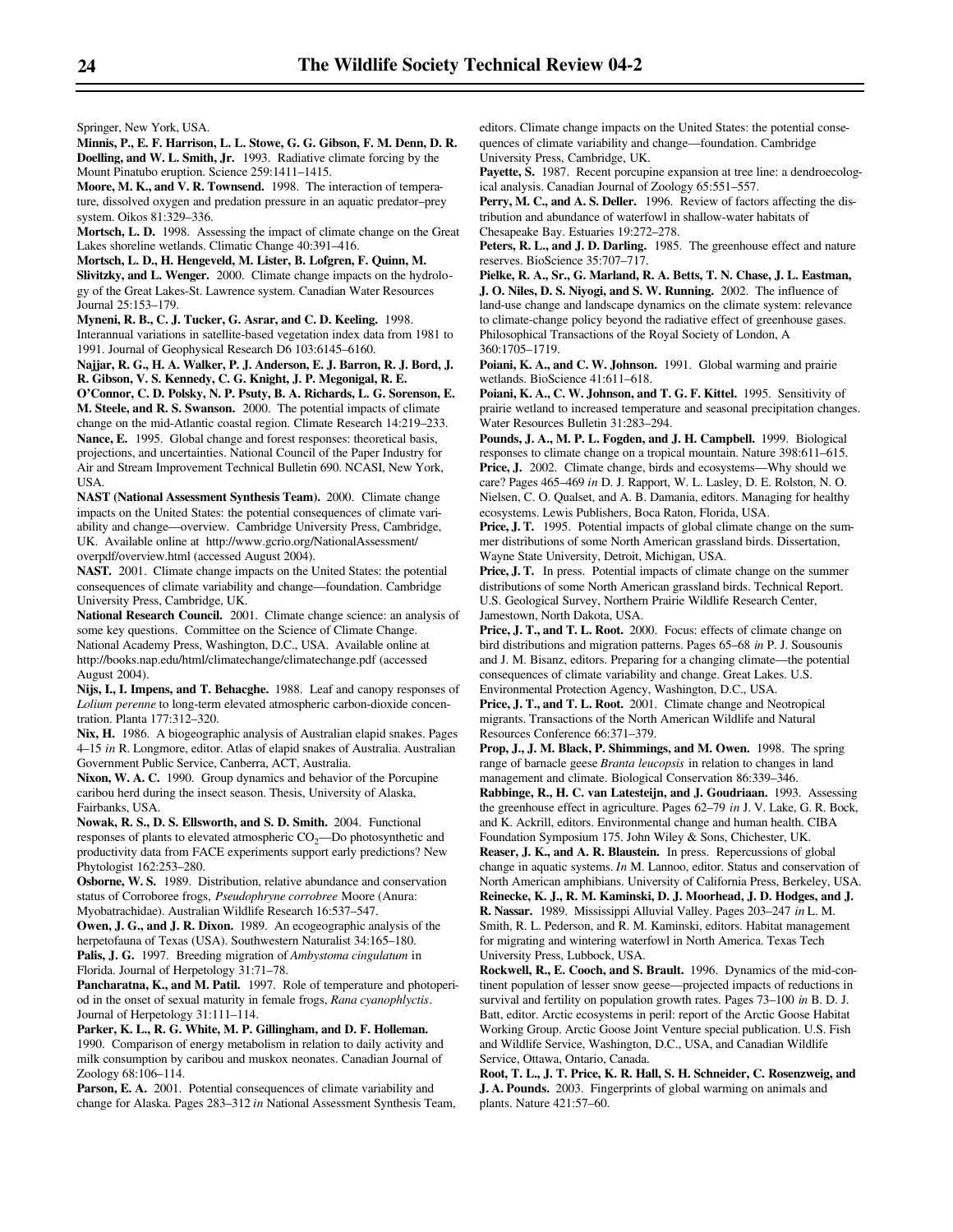Springer, New York, USA.

**Minnis, P., E. F. Harrison, L. L. Stowe, G. G. Gibson, F. M. Denn, D. R. Doelling, and W. L. Smith, Jr.** 1993. Radiative climate forcing by the Mount Pinatubo eruption. Science 259:1411–1415.

**Moore, M. K., and V. R. Townsend.** 1998. The interaction of temperature, dissolved oxygen and predation pressure in an aquatic predator–prey system. Oikos 81:329–336.

**Mortsch, L. D.** 1998. Assessing the impact of climate change on the Great Lakes shoreline wetlands. Climatic Change 40:391–416.

**Mortsch, L. D., H. Hengeveld, M. Lister, B. Lofgren, F. Quinn, M. Slivitzky, and L. Wenger.** 2000. Climate change impacts on the hydrology of the Great Lakes-St. Lawrence system. Canadian Water Resources Journal 25:153–179.

**Myneni, R. B., C. J. Tucker, G. Asrar, and C. D. Keeling.** 1998. Interannual variations in satellite-based vegetation index data from 1981 to 1991. Journal of Geophysical Research D6 103:6145–6160.

**Najjar, R. G., H. A. Walker, P. J. Anderson, E. J. Barron, R. J. Bord, J. R. Gibson, V. S. Kennedy, C. G. Knight, J. P. Megonigal, R. E. O'Connor, C. D. Polsky, N. P. Psuty, B. A. Richards, L. G. Sorenson, E. M. Steele, and R. S. Swanson.** 2000. The potential impacts of climate change on the mid-Atlantic coastal region. Climate Research 14:219–233.

**Nance, E.** 1995. Global change and forest responses: theoretical basis, projections, and uncertainties. National Council of the Paper Industry for Air and Stream Improvement Technical Bulletin 690. NCASI, New York, USA.

**NAST (National Assessment Synthesis Team).** 2000. Climate change impacts on the United States: the potential consequences of climate variability and change—overview. Cambridge University Press, Cambridge, UK. Available online at http://www.gcrio.org/NationalAssessment/overpdf/overview.html (accessed August 2004).

**NAST.** 2001. Climate change impacts on the United States: the potential consequences of climate variability and change—foundation. Cambridge University Press, Cambridge, UK.

**National Research Council.** 2001. Climate change science: an analysis of some key questions. Committee on the Science of Climate Change. National Academy Press, Washington, D.C., USA. Available online at http://books.nap.edu/html/climatechange/climatechange.pdf (accessed August 2004).

**Nijs, I., I. Impens, and T. Behacghe.** 1988. Leaf and canopy responses of *Lolium perenne* to long-term elevated atmospheric carbon-dioxide concentration. Planta 177:312–320.

**Nix, H.** 1986. A biogeographic analysis of Australian elapid snakes. Pages 4–15 *in* R. Longmore, editor. Atlas of elapid snakes of Australia. Australian Government Public Service, Canberra, ACT, Australia.

**Nixon, W. A. C.** 1990. Group dynamics and behavior of the Porcupine caribou herd during the insect season. Thesis, University of Alaska, Fairbanks, USA.

**Nowak, R. S., D. S. Ellsworth, and S. D. Smith.** 2004. Functional responses of plants to elevated atmospheric $CO_2$—Do photosynthetic and productivity data from FACE experiments support early predictions? New Phytologist 162:253–280.

**Osborne, W. S.** 1989. Distribution, relative abundance and conservation status of Corroboree frogs, *Pseudophryne corrobree* Moore (Anura: Myobatrachidae). Australian Wildlife Research 16:537–547.

**Owen, J. G., and J. R. Dixon.** 1989. An ecogeographic analysis of the herpetofauna of Texas (USA). Southwestern Naturalist 34:165–180.

**Palis, J. G.** 1997. Breeding migration of *Ambystoma cingulatum* in Florida. Journal of Herpetology 31:71–78.

**Pancharatna, K., and M. Patil.** 1997. Role of temperature and photoperiod in the onset of sexual maturity in female frogs, *Rana cyanophlyctis*. Journal of Herpetology 31:111–114.

**Parker, K. L., R. G. White, M. P. Gillingham, and D. F. Holleman.** 1990. Comparison of energy metabolism in relation to daily activity and milk consumption by caribou and muskox neonates. Canadian Journal of Zoology 68:106–114.

**Parson, E. A.** 2001. Potential consequences of climate variability and change for Alaska. Pages 283–312 *in* National Assessment Synthesis Team, editors. Climate change impacts on the United States: the potential consequences of climate variability and change—foundation. Cambridge University Press, Cambridge, UK.

**Payette, S.** 1987. Recent porcupine expansion at tree line: a dendroecological analysis. Canadian Journal of Zoology 65:551–557.

**Perry, M. C., and A. S. Deller.** 1996. Review of factors affecting the distribution and abundance of waterfowl in shallow-water habitats of Chesapeake Bay. Estuaries 19:272–278.

**Peters, R. L., and J. D. Darling.** 1985. The greenhouse effect and nature reserves. BioScience 35:707–717.

**Pielke, R. A., Sr., G. Marland, R. A. Betts, T. N. Chase, J. L. Eastman, J. O. Niles, D. S. Niyogi, and S. W. Running.** 2002. The influence of land-use change and landscape dynamics on the climate system: relevance to climate-change policy beyond the radiative effect of greenhouse gases. Philosophical Transactions of the Royal Society of London, A 360:1705–1719.

**Poiani, K. A., and C. W. Johnson.** 1991. Global warming and prairie wetlands. BioScience 41:611–618.

**Poiani, K. A., C. W. Johnson, and T. G. F. Kittel.** 1995. Sensitivity of prairie wetland to increased temperature and seasonal precipitation changes. Water Resources Bulletin 31:283–294.

**Pounds, J. A., M. P. L. Fogden, and J. H. Campbell.** 1999. Biological responses to climate change on a tropical mountain. Nature 398:611–615.

**Price, J.** 2002. Climate change, birds and ecosystems—Why should we care? Pages 465–469 *in* D. J. Rapport, W. L. Lasley, D. E. Rolston, N. O. Nielsen, C. O. Qualset, and A. B. Damania, editors. Managing for healthy ecosystems. Lewis Publishers, Boca Raton, Florida, USA.

**Price, J. T.** 1995. Potential impacts of global climate change on the summer distributions of some North American grassland birds. Dissertation, Wayne State University, Detroit, Michigan, USA.

**Price, J. T.** In press. Potential impacts of climate change on the summer distributions of some North American grassland birds. Technical Report. U.S. Geological Survey, Northern Prairie Wildlife Research Center, Jamestown, North Dakota, USA.

**Price, J. T., and T. L. Root.** 2000. Focus: effects of climate change on bird distributions and migration patterns. Pages 65–68 *in* P. J. Sousounis and J. M. Bisanz, editors. Preparing for a changing climate—the potential consequences of climate variability and change. Great Lakes. U.S. Environmental Protection Agency, Washington, D.C., USA.

**Price, J. T., and T. L. Root.** 2001. Climate change and Neotropical migrants. Transactions of the North American Wildlife and Natural Resources Conference 66:371–379.

**Prop, J., J. M. Black, P. Shimmings, and M. Owen.** 1998. The spring range of barnacle geese *Branta leucopsis* in relation to changes in land management and climate. Biological Conservation 86:339–346.

**Rabbinge, R., H. C. van Latesteijn, and J. Goudriaan.** 1993. Assessing the greenhouse effect in agriculture. Pages 62–79 *in* J. V. Lake, G. R. Bock, and K. Ackrill, editors. Environmental change and human health. CIBA Foundation Symposium 175. John Wiley & Sons, Chichester, UK.

**Reaser, J. K., and A. R. Blaustein.** In press. Repercussions of global change in aquatic systems. *In* M. Lannoo, editor. Status and conservation of North American amphibians. University of California Press, Berkeley, USA.

**Reinecke, K. J., R. M. Kaminski, D. J. Moorhead, J. D. Hodges, and J. R. Nassar.** 1989. Mississippi Alluvial Valley. Pages 203–247 *in* L. M. Smith, R. L. Pederson, and R. M. Kaminski, editors. Habitat management for migrating and wintering waterfowl in North America. Texas Tech University Press, Lubbock, USA.

**Rockwell, R., E. Cooch, and S. Brault.** 1996. Dynamics of the mid-continent population of lesser snow geese—projected impacts of reductions in survival and fertility on population growth rates. Pages 73–100 *in* B. D. J. Batt, editor. Arctic ecosystems in peril: report of the Arctic Goose Habitat Working Group. Arctic Goose Joint Venture special publication. U.S. Fish and Wildlife Service, Washington, D.C., USA, and Canadian Wildlife Service, Ottawa, Ontario, Canada.

**Root, T. L., J. T. Price, K. R. Hall, S. H. Schneider, C. Rosenzweig, and J. A. Pounds.** 2003. Fingerprints of global warming on animals and plants. Nature 421:57–60.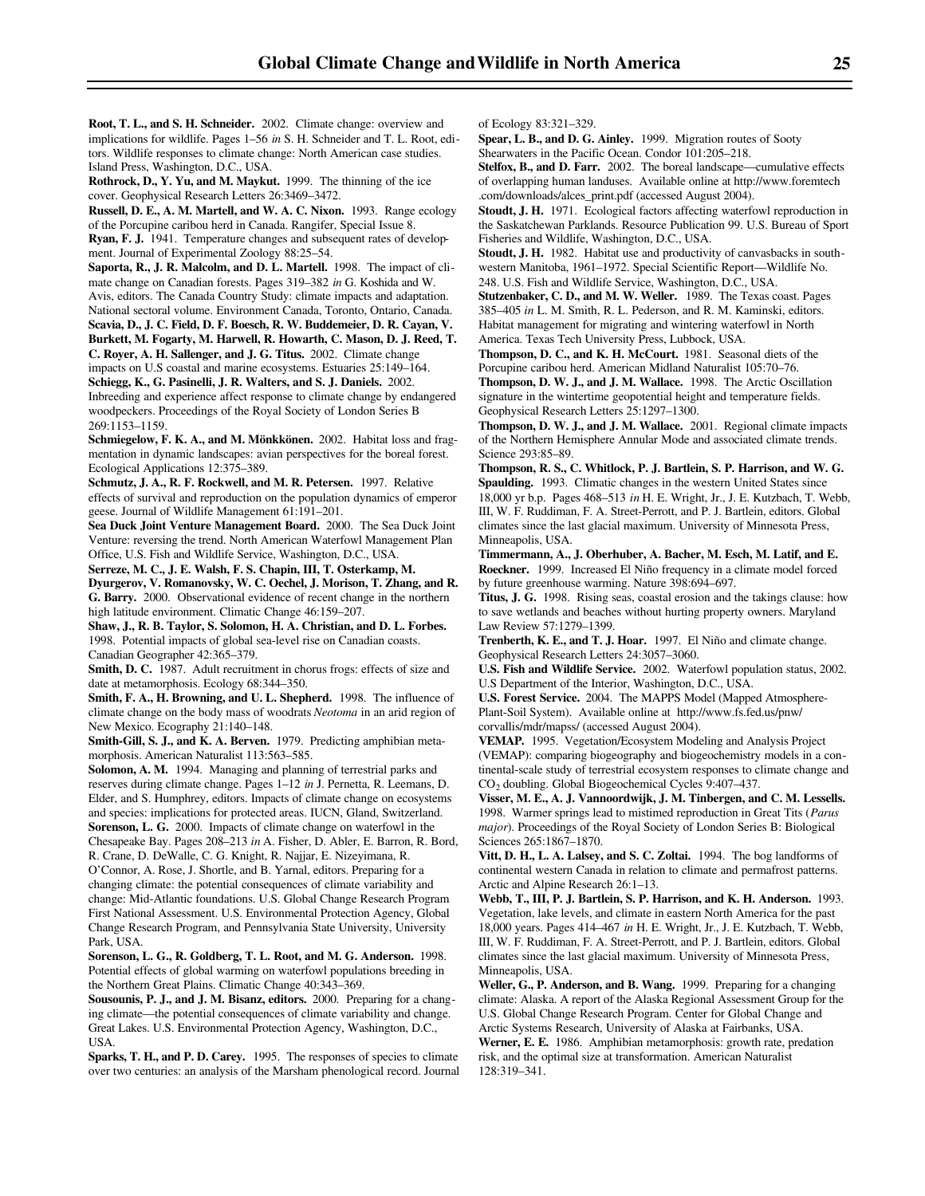**Root, T. L., and S. H. Schneider.** 2002. Climate change: overview and implications for wildlife. Pages 1–56 *in* S. H. Schneider and T. L. Root, editors. Wildlife responses to climate change: North American case studies. Island Press, Washington, D.C., USA.

**Rothrock, D., Y. Yu, and M. Maykut.** 1999. The thinning of the ice cover. Geophysical Research Letters 26:3469–3472.

**Russell, D. E., A. M. Martell, and W. A. C. Nixon.** 1993. Range ecology of the Porcupine caribou herd in Canada. Rangifer, Special Issue 8.

**Ryan, F. J.** 1941. Temperature changes and subsequent rates of development. Journal of Experimental Zoology 88:25–54.

**Saporta, R., J. R. Malcolm, and D. L. Martell.** 1998. The impact of climate change on Canadian forests. Pages 319–382 *in* G. Koshida and W. Avis, editors. The Canada Country Study: climate impacts and adaptation. National sectoral volume. Environment Canada, Toronto, Ontario, Canada.

**Scavia, D., J. C. Field, D. F. Boesch, R. W. Buddemeier, D. R. Cayan, V. Burkett, M. Fogarty, M. Harwell, R. Howarth, C. Mason, D. J. Reed, T. C. Royer, A. H. Sallenger, and J. G. Titus.** 2002. Climate change impacts on U.S coastal and marine ecosystems. Estuaries 25:149–164.

**Schiegg, K., G. Pasinelli, J. R. Walters, and S. J. Daniels.** 2002. Inbreeding and experience affect response to climate change by endangered woodpeckers. Proceedings of the Royal Society of London Series B 269:1153–1159.

**Schmiegelow, F. K. A., and M. Mönkkönen.** 2002. Habitat loss and fragmentation in dynamic landscapes: avian perspectives for the boreal forest. Ecological Applications 12:375–389.

**Schmutz, J. A., R. F. Rockwell, and M. R. Petersen.** 1997. Relative effects of survival and reproduction on the population dynamics of emperor geese. Journal of Wildlife Management 61:191–201.

**Sea Duck Joint Venture Management Board.** 2000. The Sea Duck Joint Venture: reversing the trend. North American Waterfowl Management Plan Office, U.S. Fish and Wildlife Service, Washington, D.C., USA.

**Serreze, M. C., J. E. Walsh, F. S. Chapin, III, T. Osterkamp, M. Dyurgerov, V. Romanovsky, W. C. Oechel, J. Morison, T. Zhang, and R. G. Barry.** 2000. Observational evidence of recent change in the northern high latitude environment. Climatic Change 46:159–207.

**Shaw, J., R. B. Taylor, S. Solomon, H. A. Christian, and D. L. Forbes.** 1998. Potential impacts of global sea-level rise on Canadian coasts. Canadian Geographer 42:365–379.

**Smith, D. C.** 1987. Adult recruitment in chorus frogs: effects of size and date at metamorphosis. Ecology 68:344–350.

**Smith, F. A., H. Browning, and U. L. Shepherd.** 1998. The influence of climate change on the body mass of woodrats *Neotoma* in an arid region of New Mexico. Ecography 21:140–148.

**Smith-Gill, S. J., and K. A. Berven.** 1979. Predicting amphibian metamorphosis. American Naturalist 113:563–585.

**Solomon, A. M.** 1994. Managing and planning of terrestrial parks and reserves during climate change. Pages 1–12 *in* J. Pernetta, R. Leemans, D. Elder, and S. Humphrey, editors. Impacts of climate change on ecosystems and species: implications for protected areas. IUCN, Gland, Switzerland.

**Sorenson, L. G.** 2000. Impacts of climate change on waterfowl in the Chesapeake Bay. Pages 208–213 *in* A. Fisher, D. Abler, E. Barron, R. Bord, R. Crane, D. DeWalle, C. G. Knight, R. Najjar, E. Nizeyimana, R. O'Connor, A. Rose, J. Shortle, and B. Yarnal, editors. Preparing for a changing climate: the potential consequences of climate variability and change: Mid-Atlantic foundations. U.S. Global Change Research Program First National Assessment. U.S. Environmental Protection Agency, Global Change Research Program, and Pennsylvania State University, University Park, USA.

**Sorenson, L. G., R. Goldberg, T. L. Root, and M. G. Anderson.** 1998. Potential effects of global warming on waterfowl populations breeding in the Northern Great Plains. Climatic Change 40:343–369.

**Sousounis, P. J., and J. M. Bisanz, editors.** 2000. Preparing for a changing climate—the potential consequences of climate variability and change. Great Lakes. U.S. Environmental Protection Agency, Washington, D.C., USA.

**Sparks, T. H., and P. D. Carey.** 1995. The responses of species to climate over two centuries: an analysis of the Marsham phenological record. Journal of Ecology 83:321–329.

**Spear, L. B., and D. G. Ainley.** 1999. Migration routes of Sooty Shearwaters in the Pacific Ocean. Condor 101:205–218.

**Stelfox, B., and D. Farr.** 2002. The boreal landscape—cumulative effects of overlapping human landuses. Available online at http://www.foremtech.com/downloads/alces_print.pdf (accessed August 2004).

**Stoudt, J. H.** 1971. Ecological factors affecting waterfowl reproduction in the Saskatchewan Parklands. Resource Publication 99. U.S. Bureau of Sport Fisheries and Wildlife, Washington, D.C., USA.

**Stoudt, J. H.** 1982. Habitat use and productivity of canvasbacks in southwestern Manitoba, 1961–1972. Special Scientific Report—Wildlife No. 248. U.S. Fish and Wildlife Service, Washington, D.C., USA.

**Stutzenbaker, C. D., and M. W. Weller.** 1989. The Texas coast. Pages 385–405 *in* L. M. Smith, R. L. Pederson, and R. M. Kaminski, editors. Habitat management for migrating and wintering waterfowl in North America. Texas Tech University Press, Lubbock, USA.

**Thompson, D. C., and K. H. McCourt.** 1981. Seasonal diets of the Porcupine caribou herd. American Midland Naturalist 105:70–76.

**Thompson, D. W. J., and J. M. Wallace.** 1998. The Arctic Oscillation signature in the wintertime geopotential height and temperature fields. Geophysical Research Letters 25:1297–1300.

**Thompson, D. W. J., and J. M. Wallace.** 2001. Regional climate impacts of the Northern Hemisphere Annular Mode and associated climate trends. Science 293:85–89.

**Thompson, R. S., C. Whitlock, P. J. Bartlein, S. P. Harrison, and W. G. Spaulding.** 1993. Climatic changes in the western United States since 18,000 yr b.p. Pages 468–513 *in* H. E. Wright, Jr., J. E. Kutzbach, T. Webb, III, W. F. Ruddiman, F. A. Street-Perrott, and P. J. Bartlein, editors. Global climates since the last glacial maximum. University of Minnesota Press, Minneapolis, USA.

**Timmermann, A., J. Oberhuber, A. Bacher, M. Esch, M. Latif, and E. Roeckner.** 1999. Increased El Niño frequency in a climate model forced by future greenhouse warming. Nature 398:694–697.

**Titus, J. G.** 1998. Rising seas, coastal erosion and the takings clause: how to save wetlands and beaches without hurting property owners. Maryland Law Review 57:1279–1399.

**Trenberth, K. E., and T. J. Hoar.** 1997. El Niño and climate change. Geophysical Research Letters 24:3057–3060.

**U.S. Fish and Wildlife Service.** 2002. Waterfowl population status, 2002. U.S Department of the Interior, Washington, D.C., USA.

**U.S. Forest Service.** 2004. The MAPPS Model (Mapped Atmosphere-Plant-Soil System). Available online at http://www.fs.fed.us/pnw/corvallis/mdr/mapss/ (accessed August 2004).

**VEMAP.** 1995. Vegetation/Ecosystem Modeling and Analysis Project (VEMAP): comparing biogeography and biogeochemistry models in a continental-scale study of terrestrial ecosystem responses to climate change and $CO_2$ doubling. Global Biogeochemical Cycles 9:407–437.

**Visser, M. E., A. J. Vannoordwijk, J. M. Tinbergen, and C. M. Lessells.** 1998. Warmer springs lead to mistimed reproduction in Great Tits (*Parus major*). Proceedings of the Royal Society of London Series B: Biological Sciences 265:1867–1870.

**Vitt, D. H., L. A. Lalsey, and S. C. Zoltai.** 1994. The bog landforms of continental western Canada in relation to climate and permafrost patterns. Arctic and Alpine Research 26:1–13.

**Webb, T., III, P. J. Bartlein, S. P. Harrison, and K. H. Anderson.** 1993. Vegetation, lake levels, and climate in eastern North America for the past 18,000 years. Pages 414–467 *in* H. E. Wright, Jr., J. E. Kutzbach, T. Webb, III, W. F. Ruddiman, F. A. Street-Perrott, and P. J. Bartlein, editors. Global climates since the last glacial maximum. University of Minnesota Press, Minneapolis, USA.

**Weller, G., P. Anderson, and B. Wang.** 1999. Preparing for a changing climate: Alaska. A report of the Alaska Regional Assessment Group for the U.S. Global Change Research Program. Center for Global Change and Arctic Systems Research, University of Alaska at Fairbanks, USA.

**Werner, E. E.** 1986. Amphibian metamorphosis: growth rate, predation risk, and the optimal size at transformation. American Naturalist 128:319–341.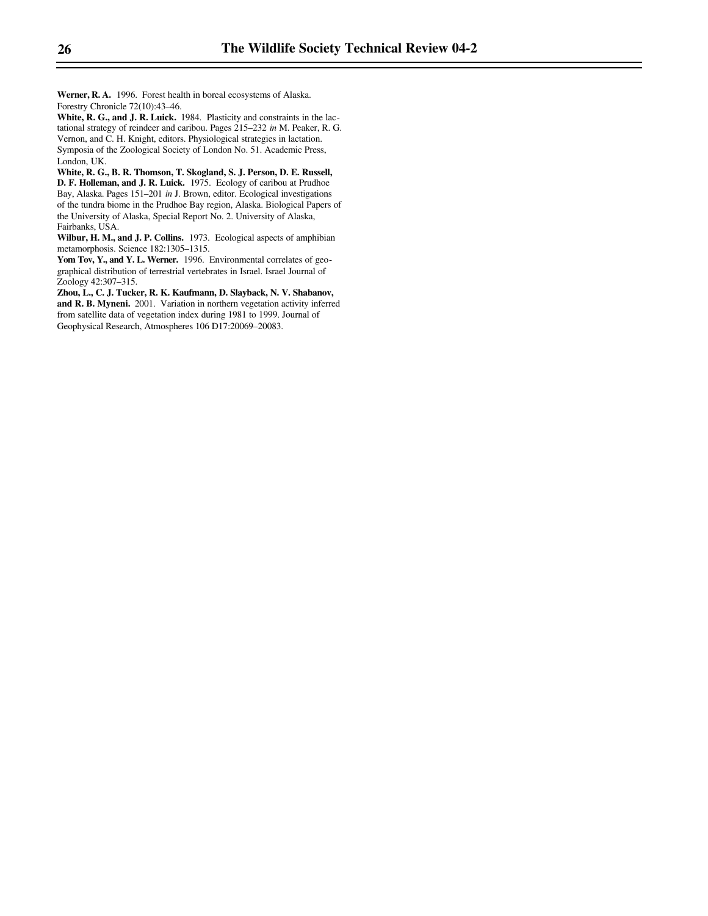**Werner, R. A.** 1996. Forest health in boreal ecosystems of Alaska. Forestry Chronicle 72(10):43–46.

**White, R. G., and J. R. Luick.** 1984. Plasticity and constraints in the lactational strategy of reindeer and caribou. Pages 215–232 *in* M. Peaker, R. G. Vernon, and C. H. Knight, editors. Physiological strategies in lactation. Symposia of the Zoological Society of London No. 51. Academic Press, London, UK.

**White, R. G., B. R. Thomson, T. Skogland, S. J. Person, D. E. Russell, D. F. Holleman, and J. R. Luick.** 1975. Ecology of caribou at Prudhoe Bay, Alaska. Pages 151–201 *in* J. Brown, editor. Ecological investigations of the tundra biome in the Prudhoe Bay region, Alaska. Biological Papers of the University of Alaska, Special Report No. 2. University of Alaska, Fairbanks, USA.

**Wilbur, H. M., and J. P. Collins.** 1973. Ecological aspects of amphibian metamorphosis. Science 182:1305–1315.

**Yom Tov, Y., and Y. L. Werner.** 1996. Environmental correlates of geographical distribution of terrestrial vertebrates in Israel. Israel Journal of Zoology 42:307–315.

**Zhou, L., C. J. Tucker, R. K. Kaufmann, D. Slayback, N. V. Shabanov, and R. B. Myneni.** 2001. Variation in northern vegetation activity inferred from satellite data of vegetation index during 1981 to 1999. Journal of Geophysical Research, Atmospheres 106 D17:20069–20083.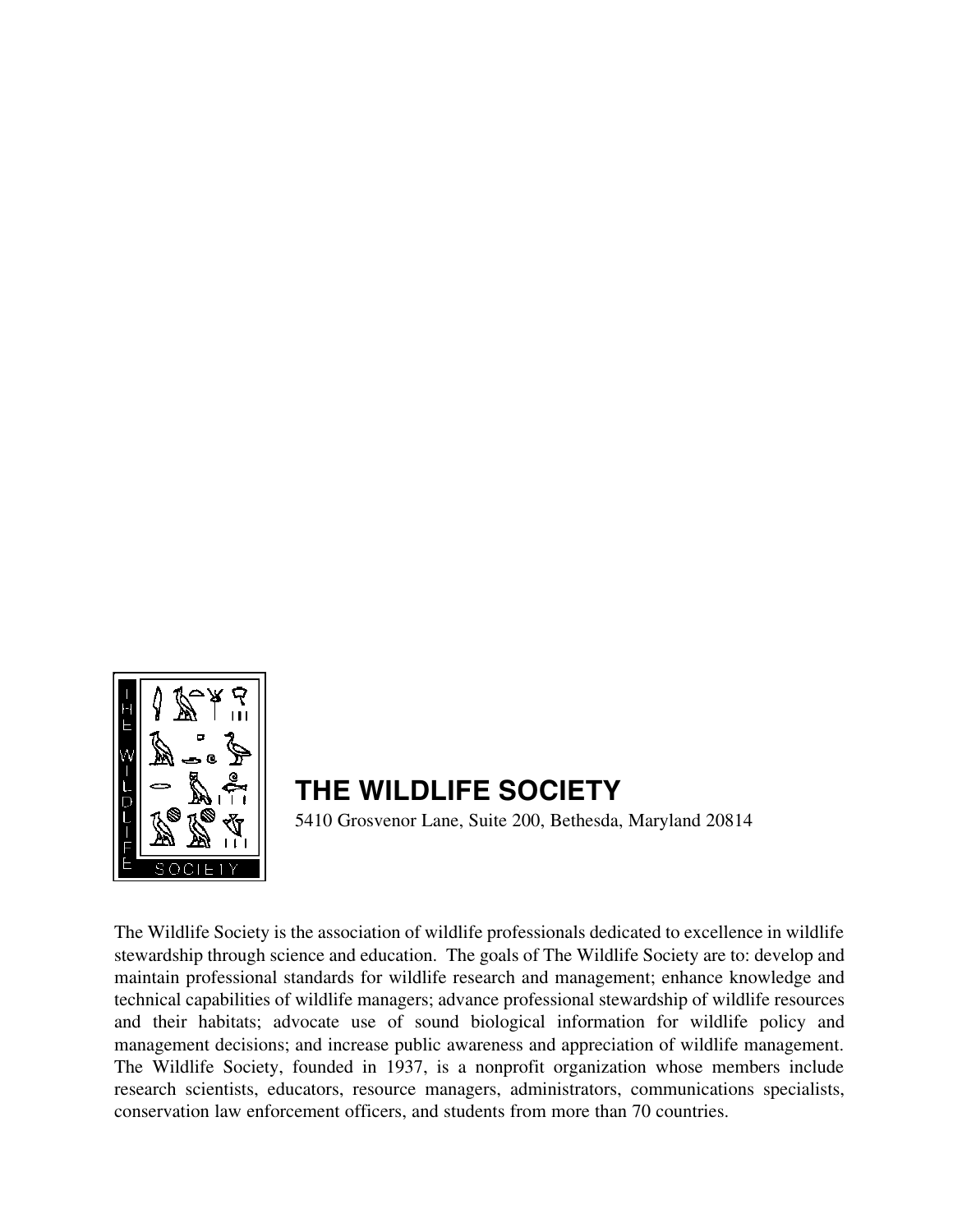# THE WILDLIFE SOCIETY

5410 Grosvenor Lane, Suite 200, Bethesda, Maryland 20814

The Wildlife Society is the association of wildlife professionals dedicated to excellence in wildlife stewardship through science and education. The goals of The Wildlife Society are to: develop and maintain professional standards for wildlife research and management; enhance knowledge and technical capabilities of wildlife managers; advance professional stewardship of wildlife resources and their habitats; advocate use of sound biological information for wildlife policy and management decisions; and increase public awareness and appreciation of wildlife management. The Wildlife Society, founded in 1937, is a nonprofit organization whose members include research scientists, educators, resource managers, administrators, communications specialists, conservation law enforcement officers, and students from more than 70 countries.